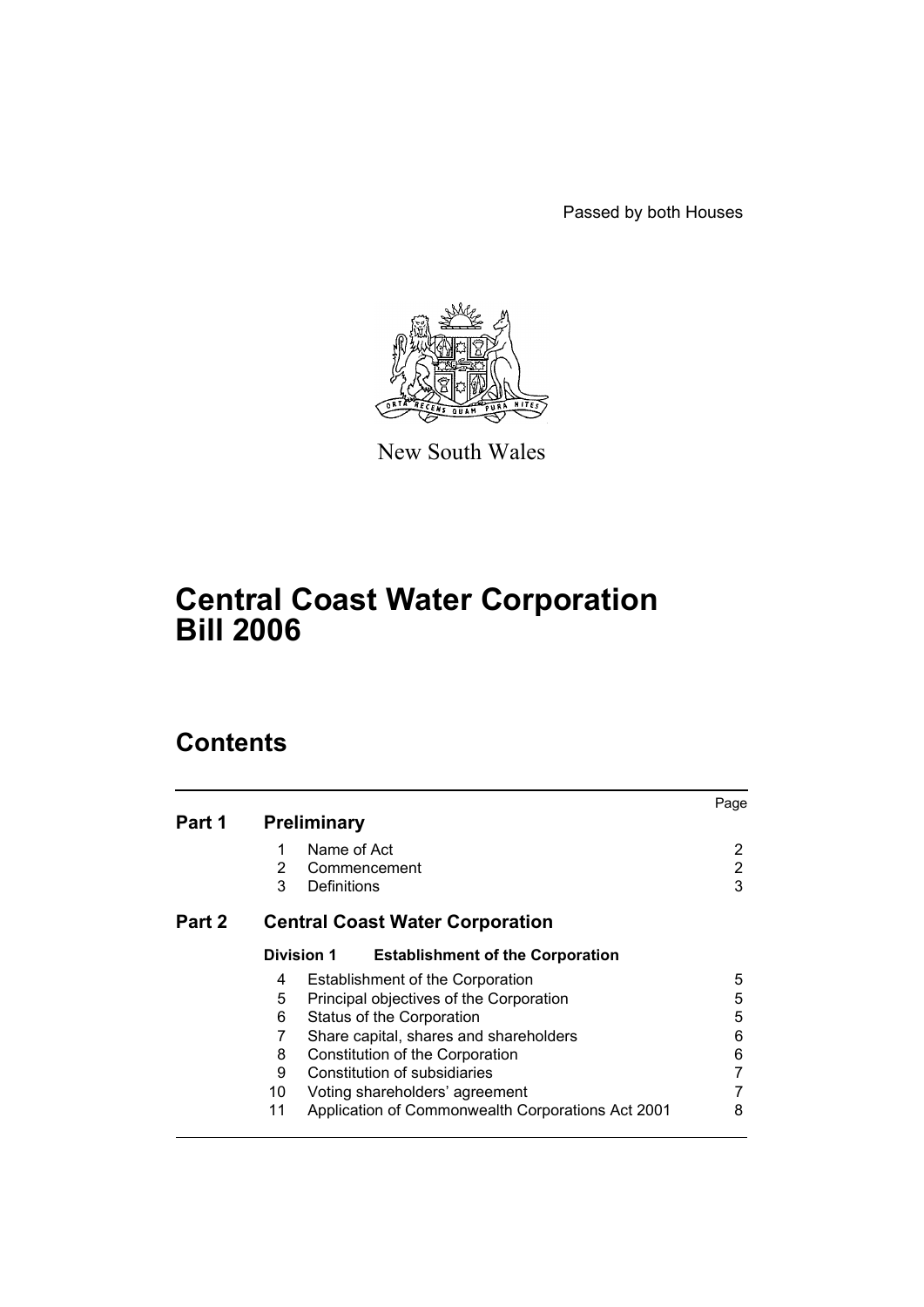Passed by both Houses

New South Wales

# Central Coast Water Corporation Bill 2006

## Contents

| | | | Page |
|---|---|---|---|
| **Part 1** | **Preliminary** | | |
| | 1 | Name of Act | 2 |
| | 2 | Commencement | 2 |
| | 3 | Definitions | 3 |
| **Part 2** | **Central Coast Water Corporation** | | |
| | **Division 1** | **Establishment of the Corporation** | |
| | 4 | Establishment of the Corporation | 5 |
| | 5 | Principal objectives of the Corporation | 5 |
| | 6 | Status of the Corporation | 5 |
| | 7 | Share capital, shares and shareholders | 6 |
| | 8 | Constitution of the Corporation | 6 |
| | 9 | Constitution of subsidiaries | 7 |
| | 10 | Voting shareholders' agreement | 7 |
| | 11 | Application of Commonwealth Corporations Act 2001 | 8 |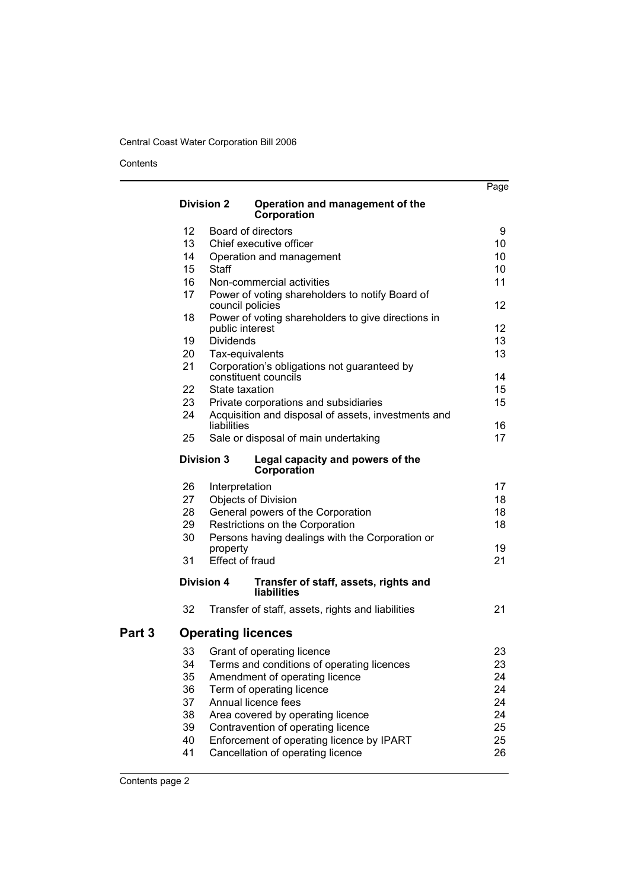| | | Page |
|---|---|---|
| **Division 2** | **Operation and management of the Corporation** | |
| 12 | Board of directors | 9 |
| 13 | Chief executive officer | 10 |
| 14 | Operation and management | 10 |
| 15 | Staff | 10 |
| 16 | Non-commercial activities | 11 |
| 17 | Power of voting shareholders to notify Board of council policies | 12 |
| 18 | Power of voting shareholders to give directions in public interest | 12 |
| 19 | Dividends | 13 |
| 20 | Tax-equivalents | 13 |
| 21 | Corporation's obligations not guaranteed by constituent councils | 14 |
| 22 | State taxation | 15 |
| 23 | Private corporations and subsidiaries | 15 |
| 24 | Acquisition and disposal of assets, investments and liabilities | 16 |
| 25 | Sale or disposal of main undertaking | 17 |
| **Division 3** | **Legal capacity and powers of the Corporation** | |
| 26 | Interpretation | 17 |
| 27 | Objects of Division | 18 |
| 28 | General powers of the Corporation | 18 |
| 29 | Restrictions on the Corporation | 18 |
| 30 | Persons having dealings with the Corporation or property | 19 |
| 31 | Effect of fraud | 21 |
| **Division 4** | **Transfer of staff, assets, rights and liabilities** | |
| 32 | Transfer of staff, assets, rights and liabilities | 21 |
| **Part 3** | **Operating licences** | |
| 33 | Grant of operating licence | 23 |
| 34 | Terms and conditions of operating licences | 23 |
| 35 | Amendment of operating licence | 24 |
| 36 | Term of operating licence | 24 |
| 37 | Annual licence fees | 24 |
| 38 | Area covered by operating licence | 24 |
| 39 | Contravention of operating licence | 25 |
| 40 | Enforcement of operating licence by IPART | 25 |
| 41 | Cancellation of operating licence | 26 |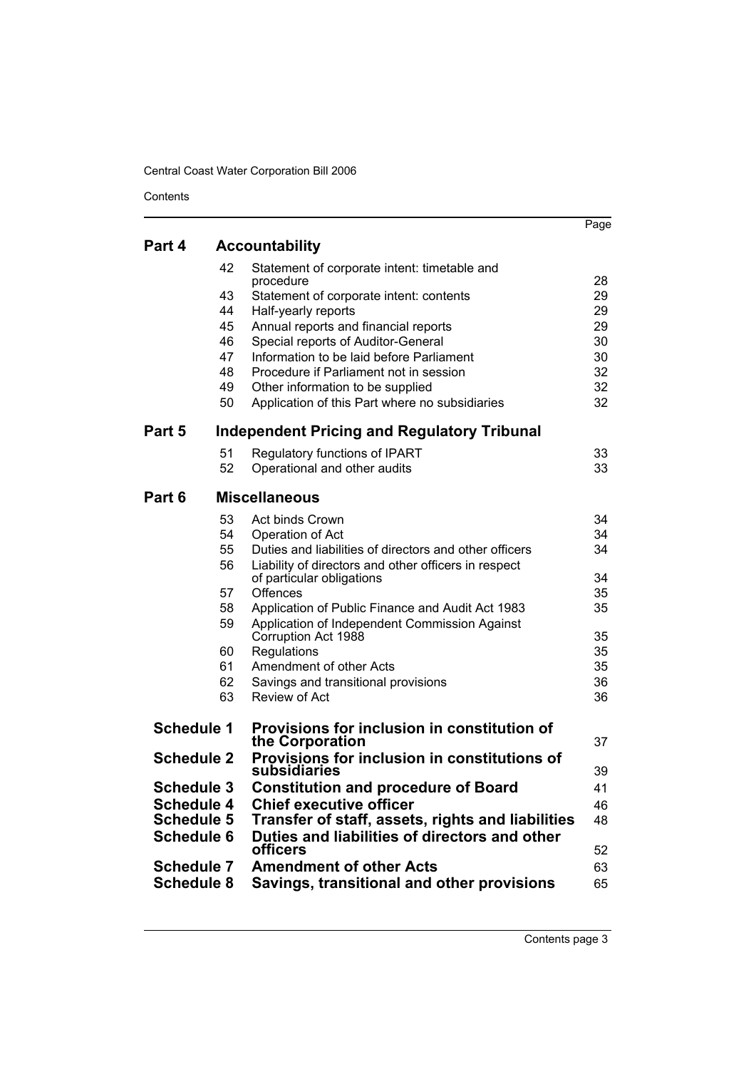| | | | Page |
|---|---|---|---|
| **Part 4** | | **Accountability** | |
| | 42 | Statement of corporate intent: timetable and procedure | 28 |
| | 43 | Statement of corporate intent: contents | 29 |
| | 44 | Half-yearly reports | 29 |
| | 45 | Annual reports and financial reports | 29 |
| | 46 | Special reports of Auditor-General | 30 |
| | 47 | Information to be laid before Parliament | 30 |
| | 48 | Procedure if Parliament not in session | 32 |
| | 49 | Other information to be supplied | 32 |
| | 50 | Application of this Part where no subsidiaries | 32 |
| **Part 5** | | **Independent Pricing and Regulatory Tribunal** | |
| | 51 | Regulatory functions of IPART | 33 |
| | 52 | Operational and other audits | 33 |
| **Part 6** | | **Miscellaneous** | |
| | 53 | Act binds Crown | 34 |
| | 54 | Operation of Act | 34 |
| | 55 | Duties and liabilities of directors and other officers | 34 |
| | 56 | Liability of directors and other officers in respect of particular obligations | 34 |
| | 57 | Offences | 35 |
| | 58 | Application of Public Finance and Audit Act 1983 | 35 |
| | 59 | Application of Independent Commission Against Corruption Act 1988 | 35 |
| | 60 | Regulations | 35 |
| | 61 | Amendment of other Acts | 35 |
| | 62 | Savings and transitional provisions | 36 |
| | 63 | Review of Act | 36 |
| **Schedule 1** | | **Provisions for inclusion in constitution of the Corporation** | 37 |
| **Schedule 2** | | **Provisions for inclusion in constitutions of subsidiaries** | 39 |
| **Schedule 3** | | **Constitution and procedure of Board** | 41 |
| **Schedule 4** | | **Chief executive officer** | 46 |
| **Schedule 5** | | **Transfer of staff, assets, rights and liabilities** | 48 |
| **Schedule 6** | | **Duties and liabilities of directors and other officers** | 52 |
| **Schedule 7** | | **Amendment of other Acts** | 63 |
| **Schedule 8** | | **Savings, transitional and other provisions** | 65 |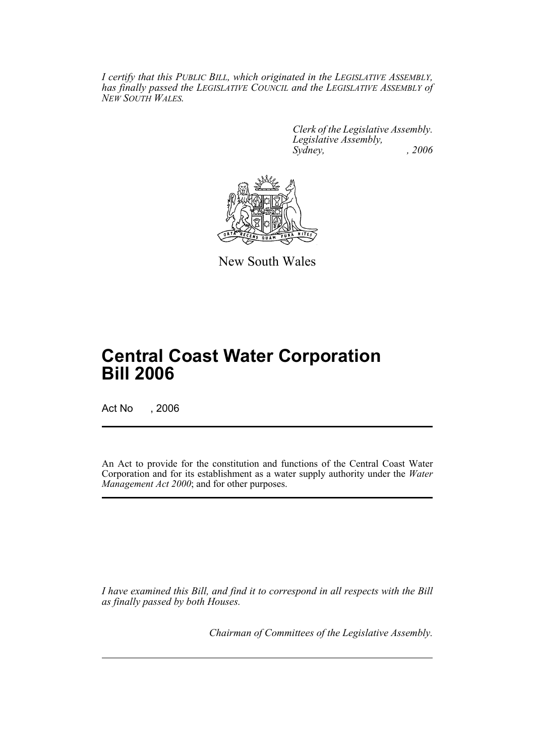*I certify that this PUBLIC BILL, which originated in the LEGISLATIVE ASSEMBLY, has finally passed the LEGISLATIVE COUNCIL and the LEGISLATIVE ASSEMBLY of NEW SOUTH WALES.*

*Clerk of the Legislative Assembly.*
*Legislative Assembly,*
*Sydney, , 2006*

New South Wales

# Central Coast Water Corporation Bill 2006

Act No , 2006

An Act to provide for the constitution and functions of the Central Coast Water Corporation and for its establishment as a water supply authority under the *Water Management Act 2000*; and for other purposes.

*I have examined this Bill, and find it to correspond in all respects with the Bill as finally passed by both Houses.*

*Chairman of Committees of the Legislative Assembly.*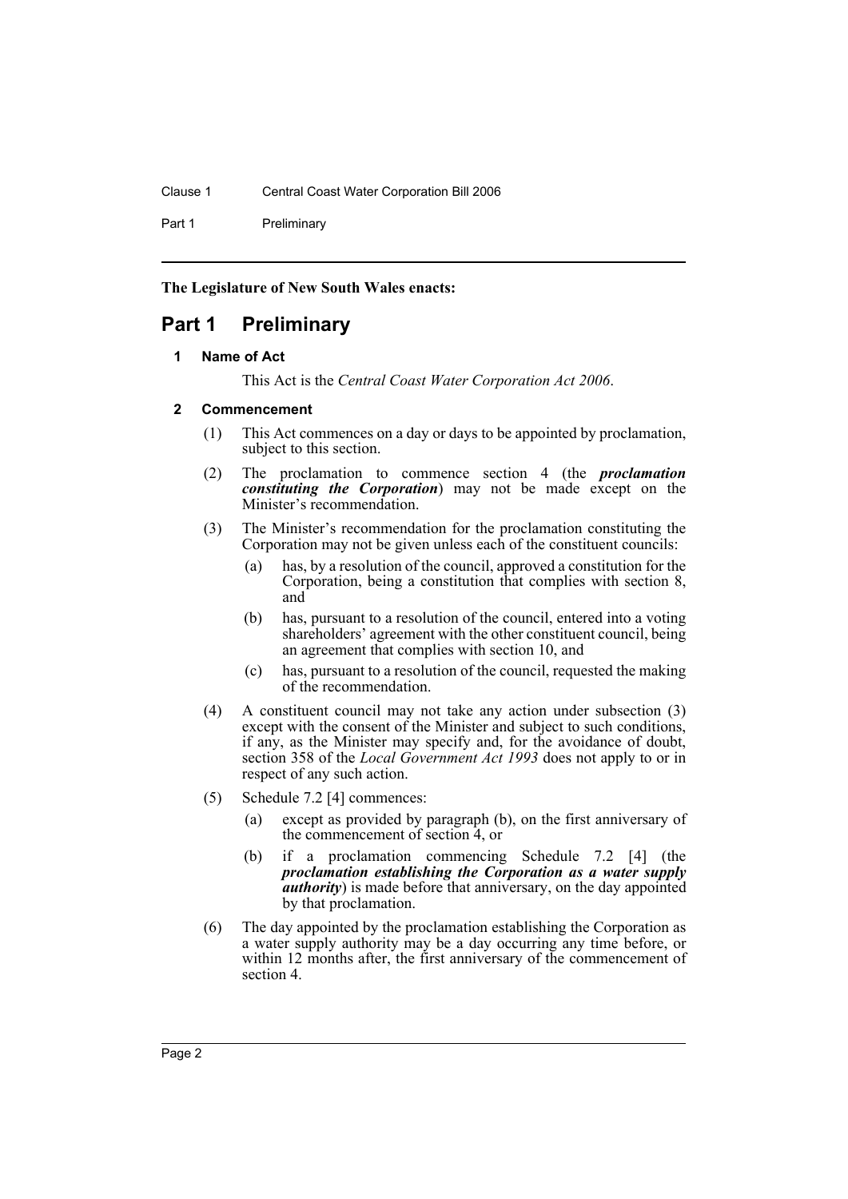**The Legislature of New South Wales enacts:**

# Part 1 Preliminary

## 1 Name of Act

This Act is the *Central Coast Water Corporation Act 2006*.

## 2 Commencement

(1) This Act commences on a day or days to be appointed by proclamation, subject to this section.

(2) The proclamation to commence section 4 (the ***proclamation constituting the Corporation***) may not be made except on the Minister's recommendation.

(3) The Minister's recommendation for the proclamation constituting the Corporation may not be given unless each of the constituent councils:

(a) has, by a resolution of the council, approved a constitution for the Corporation, being a constitution that complies with section 8, and

(b) has, pursuant to a resolution of the council, entered into a voting shareholders' agreement with the other constituent council, being an agreement that complies with section 10, and

(c) has, pursuant to a resolution of the council, requested the making of the recommendation.

(4) A constituent council may not take any action under subsection (3) except with the consent of the Minister and subject to such conditions, if any, as the Minister may specify and, for the avoidance of doubt, section 358 of the *Local Government Act 1993* does not apply to or in respect of any such action.

(5) Schedule 7.2 [4] commences:

(a) except as provided by paragraph (b), on the first anniversary of the commencement of section 4, or

(b) if a proclamation commencing Schedule 7.2 [4] (the ***proclamation establishing the Corporation as a water supply authority***) is made before that anniversary, on the day appointed by that proclamation.

(6) The day appointed by the proclamation establishing the Corporation as a water supply authority may be a day occurring any time before, or within 12 months after, the first anniversary of the commencement of section 4.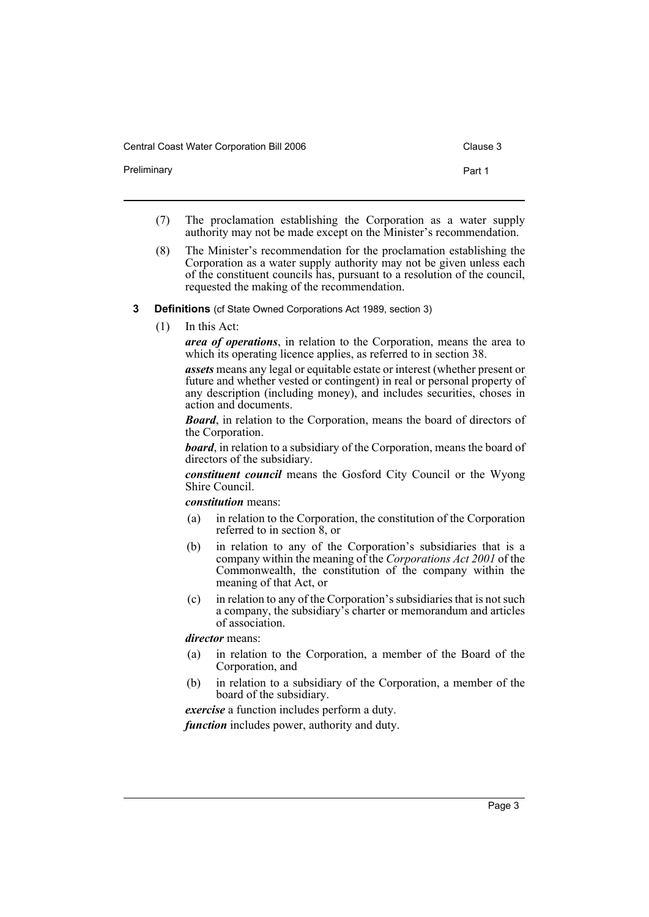(7) The proclamation establishing the Corporation as a water supply authority may not be made except on the Minister's recommendation.

(8) The Minister's recommendation for the proclamation establishing the Corporation as a water supply authority may not be given unless each of the constituent councils has, pursuant to a resolution of the council, requested the making of the recommendation.

### 3 Definitions (cf State Owned Corporations Act 1989, section 3)

(1) In this Act:

***area of operations***, in relation to the Corporation, means the area to which its operating licence applies, as referred to in section 38.

***assets*** means any legal or equitable estate or interest (whether present or future and whether vested or contingent) in real or personal property of any description (including money), and includes securities, choses in action and documents.

***Board***, in relation to the Corporation, means the board of directors of the Corporation.

***board***, in relation to a subsidiary of the Corporation, means the board of directors of the subsidiary.

***constituent council*** means the Gosford City Council or the Wyong Shire Council.

***constitution*** means:

(a) in relation to the Corporation, the constitution of the Corporation referred to in section 8, or

(b) in relation to any of the Corporation's subsidiaries that is a company within the meaning of the *Corporations Act 2001* of the Commonwealth, the constitution of the company within the meaning of that Act, or

(c) in relation to any of the Corporation's subsidiaries that is not such a company, the subsidiary's charter or memorandum and articles of association.

***director*** means:

(a) in relation to the Corporation, a member of the Board of the Corporation, and

(b) in relation to a subsidiary of the Corporation, a member of the board of the subsidiary.

***exercise*** a function includes perform a duty.

***function*** includes power, authority and duty.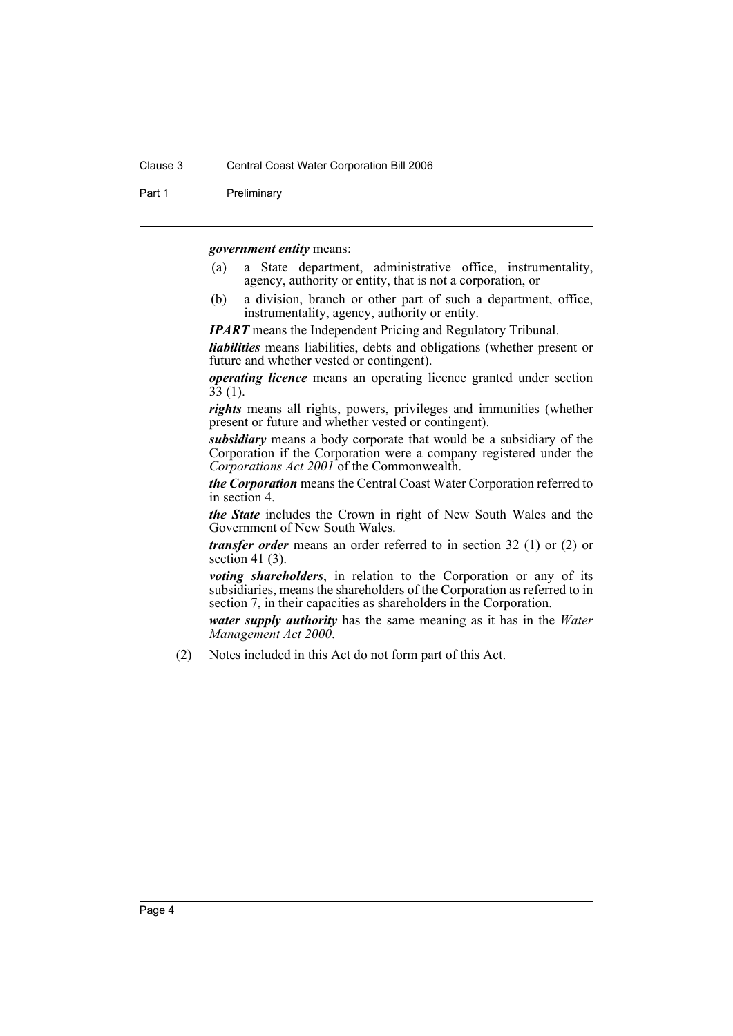***government entity*** means:

- (a) a State department, administrative office, instrumentality, agency, authority or entity, that is not a corporation, or
- (b) a division, branch or other part of such a department, office, instrumentality, agency, authority or entity.

***IPART*** means the Independent Pricing and Regulatory Tribunal.

***liabilities*** means liabilities, debts and obligations (whether present or future and whether vested or contingent).

***operating licence*** means an operating licence granted under section 33 (1).

***rights*** means all rights, powers, privileges and immunities (whether present or future and whether vested or contingent).

***subsidiary*** means a body corporate that would be a subsidiary of the Corporation if the Corporation were a company registered under the *Corporations Act 2001* of the Commonwealth.

***the Corporation*** means the Central Coast Water Corporation referred to in section 4.

***the State*** includes the Crown in right of New South Wales and the Government of New South Wales.

***transfer order*** means an order referred to in section 32 (1) or (2) or section 41 (3).

***voting shareholders***, in relation to the Corporation or any of its subsidiaries, means the shareholders of the Corporation as referred to in section 7, in their capacities as shareholders in the Corporation.

***water supply authority*** has the same meaning as it has in the *Water Management Act 2000*.

(2) Notes included in this Act do not form part of this Act.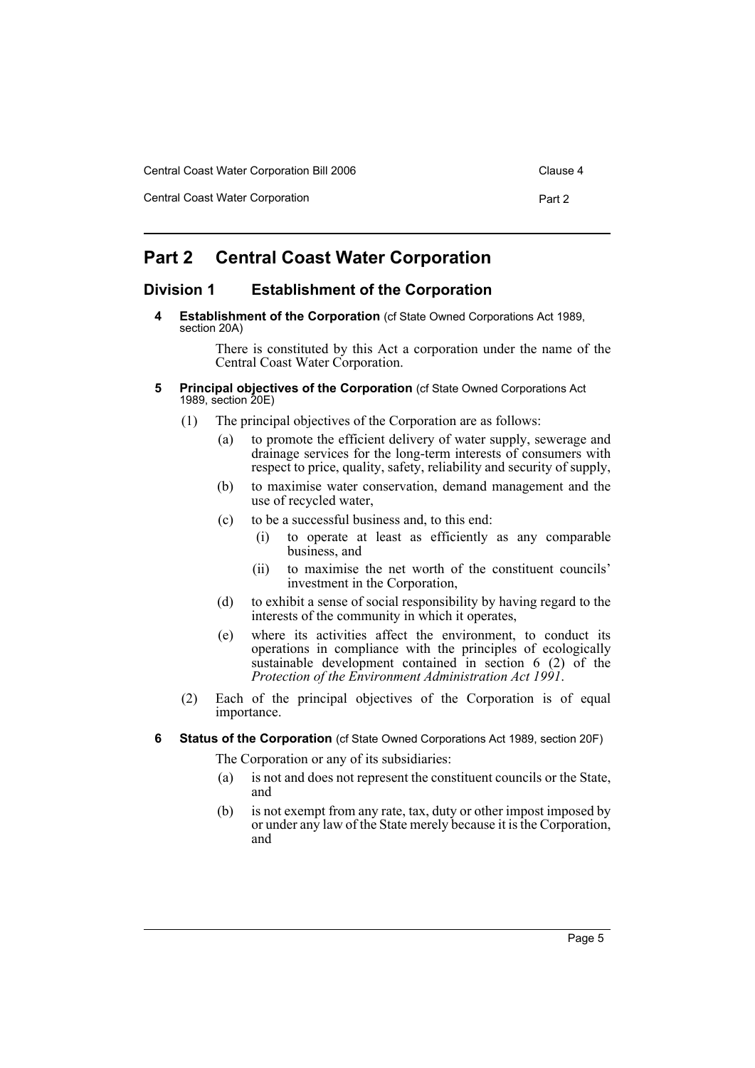# Part 2 Central Coast Water Corporation

## Division 1 Establishment of the Corporation

**4 Establishment of the Corporation** (cf State Owned Corporations Act 1989, section 20A)

There is constituted by this Act a corporation under the name of the Central Coast Water Corporation.

**5 Principal objectives of the Corporation** (cf State Owned Corporations Act 1989, section 20E)

(1) The principal objectives of the Corporation are as follows:

- (a) to promote the efficient delivery of water supply, sewerage and drainage services for the long-term interests of consumers with respect to price, quality, safety, reliability and security of supply,
- (b) to maximise water conservation, demand management and the use of recycled water,
- (c) to be a successful business and, to this end:
  - (i) to operate at least as efficiently as any comparable business, and
  - (ii) to maximise the net worth of the constituent councils' investment in the Corporation,
- (d) to exhibit a sense of social responsibility by having regard to the interests of the community in which it operates,
- (e) where its activities affect the environment, to conduct its operations in compliance with the principles of ecologically sustainable development contained in section 6 (2) of the *Protection of the Environment Administration Act 1991*.

(2) Each of the principal objectives of the Corporation is of equal importance.

**6 Status of the Corporation** (cf State Owned Corporations Act 1989, section 20F)

The Corporation or any of its subsidiaries:

- (a) is not and does not represent the constituent councils or the State, and
- (b) is not exempt from any rate, tax, duty or other impost imposed by or under any law of the State merely because it is the Corporation, and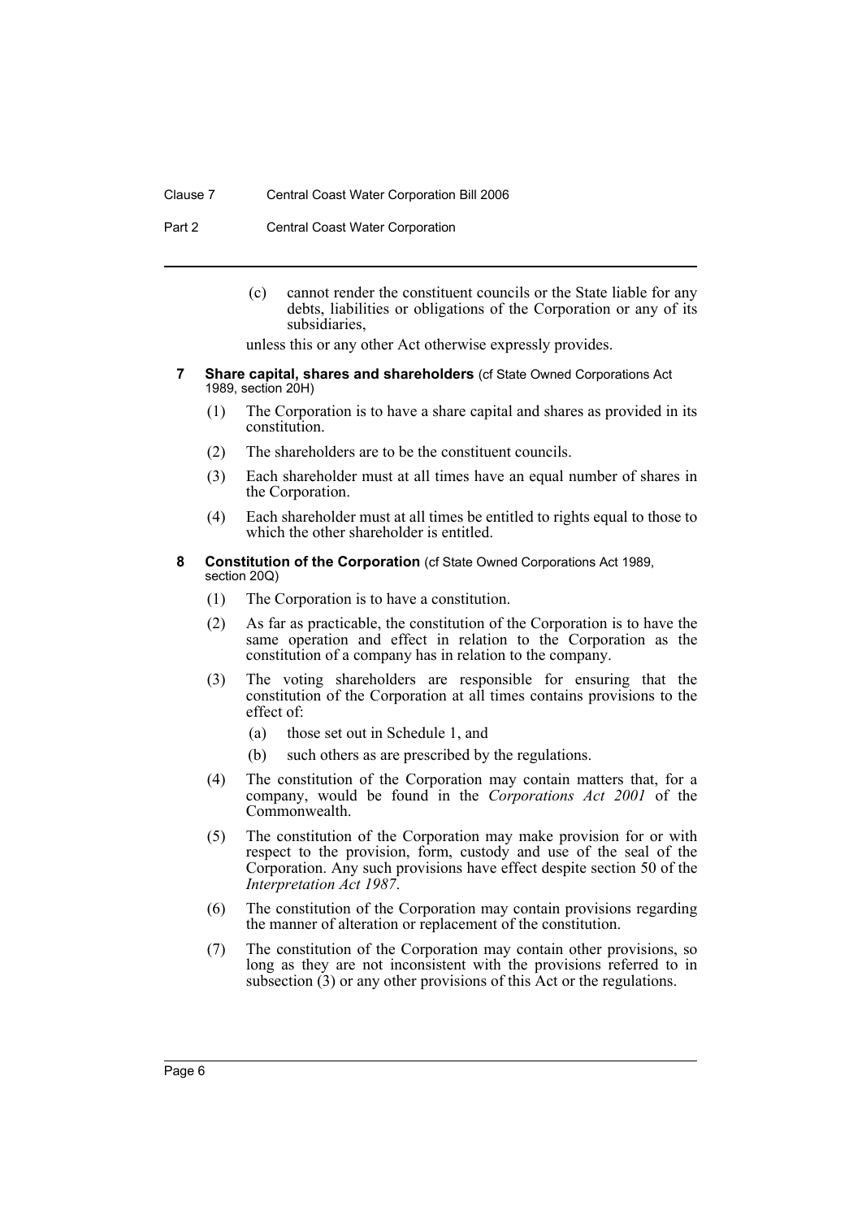(c) cannot render the constituent councils or the State liable for any debts, liabilities or obligations of the Corporation or any of its subsidiaries,

unless this or any other Act otherwise expressly provides.

**7 Share capital, shares and shareholders** (cf State Owned Corporations Act 1989, section 20H)

(1) The Corporation is to have a share capital and shares as provided in its constitution.

(2) The shareholders are to be the constituent councils.

(3) Each shareholder must at all times have an equal number of shares in the Corporation.

(4) Each shareholder must at all times be entitled to rights equal to those to which the other shareholder is entitled.

**8 Constitution of the Corporation** (cf State Owned Corporations Act 1989, section 20Q)

(1) The Corporation is to have a constitution.

(2) As far as practicable, the constitution of the Corporation is to have the same operation and effect in relation to the Corporation as the constitution of a company has in relation to the company.

(3) The voting shareholders are responsible for ensuring that the constitution of the Corporation at all times contains provisions to the effect of:

- (a) those set out in Schedule 1, and
- (b) such others as are prescribed by the regulations.

(4) The constitution of the Corporation may contain matters that, for a company, would be found in the *Corporations Act 2001* of the Commonwealth.

(5) The constitution of the Corporation may make provision for or with respect to the provision, form, custody and use of the seal of the Corporation. Any such provisions have effect despite section 50 of the *Interpretation Act 1987*.

(6) The constitution of the Corporation may contain provisions regarding the manner of alteration or replacement of the constitution.

(7) The constitution of the Corporation may contain other provisions, so long as they are not inconsistent with the provisions referred to in subsection (3) or any other provisions of this Act or the regulations.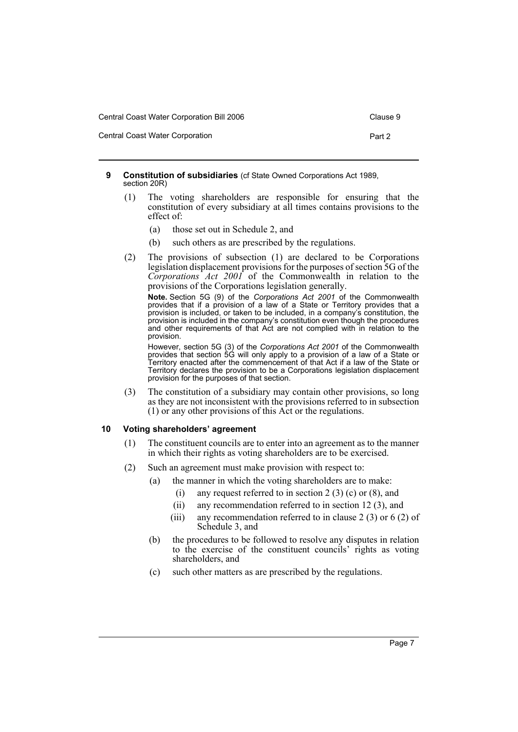#### 9 Constitution of subsidiaries (cf State Owned Corporations Act 1989, section 20R)

(1) The voting shareholders are responsible for ensuring that the constitution of every subsidiary at all times contains provisions to the effect of:

- (a) those set out in Schedule 2, and
- (b) such others as are prescribed by the regulations.

(2) The provisions of subsection (1) are declared to be Corporations legislation displacement provisions for the purposes of section 5G of the *Corporations Act 2001* of the Commonwealth in relation to the provisions of the Corporations legislation generally.

**Note.** Section 5G (9) of the *Corporations Act 2001* of the Commonwealth provides that if a provision of a law of a State or Territory provides that a provision is included, or taken to be included, in a company's constitution, the provision is included in the company's constitution even though the procedures and other requirements of that Act are not complied with in relation to the provision.

However, section 5G (3) of the *Corporations Act 2001* of the Commonwealth provides that section 5G will only apply to a provision of a law of a State or Territory enacted after the commencement of that Act if a law of the State or Territory declares the provision to be a Corporations legislation displacement provision for the purposes of that section.

(3) The constitution of a subsidiary may contain other provisions, so long as they are not inconsistent with the provisions referred to in subsection (1) or any other provisions of this Act or the regulations.

#### 10 Voting shareholders' agreement

(1) The constituent councils are to enter into an agreement as to the manner in which their rights as voting shareholders are to be exercised.

(2) Such an agreement must make provision with respect to:

- (a) the manner in which the voting shareholders are to make:
  - (i) any request referred to in section 2 (3) (c) or (8), and
  - (ii) any recommendation referred to in section 12 (3), and
  - (iii) any recommendation referred to in clause 2 (3) or 6 (2) of Schedule 3, and
- (b) the procedures to be followed to resolve any disputes in relation to the exercise of the constituent councils' rights as voting shareholders, and
- (c) such other matters as are prescribed by the regulations.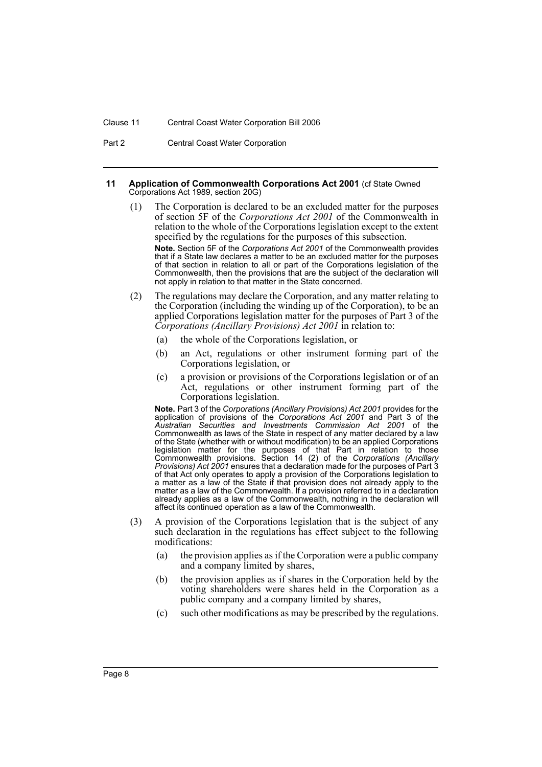#### 11 Application of Commonwealth Corporations Act 2001 (cf State Owned Corporations Act 1989, section 20G)

(1) The Corporation is declared to be an excluded matter for the purposes of section 5F of the *Corporations Act 2001* of the Commonwealth in relation to the whole of the Corporations legislation except to the extent specified by the regulations for the purposes of this subsection.

**Note.** Section 5F of the *Corporations Act 2001* of the Commonwealth provides that if a State law declares a matter to be an excluded matter for the purposes of that section in relation to all or part of the Corporations legislation of the Commonwealth, then the provisions that are the subject of the declaration will not apply in relation to that matter in the State concerned.

(2) The regulations may declare the Corporation, and any matter relating to the Corporation (including the winding up of the Corporation), to be an applied Corporations legislation matter for the purposes of Part 3 of the *Corporations (Ancillary Provisions) Act 2001* in relation to:

- (a) the whole of the Corporations legislation, or
- (b) an Act, regulations or other instrument forming part of the Corporations legislation, or
- (c) a provision or provisions of the Corporations legislation or of an Act, regulations or other instrument forming part of the Corporations legislation.

**Note.** Part 3 of the *Corporations (Ancillary Provisions) Act 2001* provides for the application of provisions of the *Corporations Act 2001* and Part 3 of the *Australian Securities and Investments Commission Act 2001* of the Commonwealth as laws of the State in respect of any matter declared by a law of the State (whether with or without modification) to be an applied Corporations legislation matter for the purposes of that Part in relation to those Commonwealth provisions. Section 14 (2) of the *Corporations (Ancillary Provisions) Act 2001* ensures that a declaration made for the purposes of Part 3 of that Act only operates to apply a provision of the Corporations legislation to a matter as a law of the State if that provision does not already apply to the matter as a law of the Commonwealth. If a provision referred to in a declaration already applies as a law of the Commonwealth, nothing in the declaration will affect its continued operation as a law of the Commonwealth.

(3) A provision of the Corporations legislation that is the subject of any such declaration in the regulations has effect subject to the following modifications:

- (a) the provision applies as if the Corporation were a public company and a company limited by shares,
- (b) the provision applies as if shares in the Corporation held by the voting shareholders were shares held in the Corporation as a public company and a company limited by shares,
- (c) such other modifications as may be prescribed by the regulations.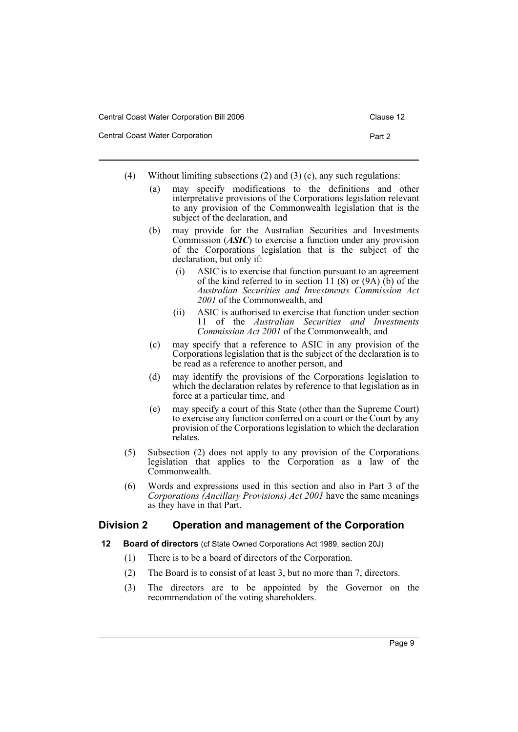(4) Without limiting subsections (2) and (3) (c), any such regulations:

   (a) may specify modifications to the definitions and other interpretative provisions of the Corporations legislation relevant to any provision of the Commonwealth legislation that is the subject of the declaration, and

   (b) may provide for the Australian Securities and Investments Commission (***ASIC***) to exercise a function under any provision of the Corporations legislation that is the subject of the declaration, but only if:

      (i) ASIC is to exercise that function pursuant to an agreement of the kind referred to in section 11 (8) or (9A) (b) of the *Australian Securities and Investments Commission Act 2001* of the Commonwealth, and

      (ii) ASIC is authorised to exercise that function under section 11 of the *Australian Securities and Investments Commission Act 2001* of the Commonwealth, and

   (c) may specify that a reference to ASIC in any provision of the Corporations legislation that is the subject of the declaration is to be read as a reference to another person, and

   (d) may identify the provisions of the Corporations legislation to which the declaration relates by reference to that legislation as in force at a particular time, and

   (e) may specify a court of this State (other than the Supreme Court) to exercise any function conferred on a court or the Court by any provision of the Corporations legislation to which the declaration relates.

(5) Subsection (2) does not apply to any provision of the Corporations legislation that applies to the Corporation as a law of the Commonwealth.

(6) Words and expressions used in this section and also in Part 3 of the *Corporations (Ancillary Provisions) Act 2001* have the same meanings as they have in that Part.

## Division 2 Operation and management of the Corporation

### 12 Board of directors (cf State Owned Corporations Act 1989, section 20J)

(1) There is to be a board of directors of the Corporation.

(2) The Board is to consist of at least 3, but no more than 7, directors.

(3) The directors are to be appointed by the Governor on the recommendation of the voting shareholders.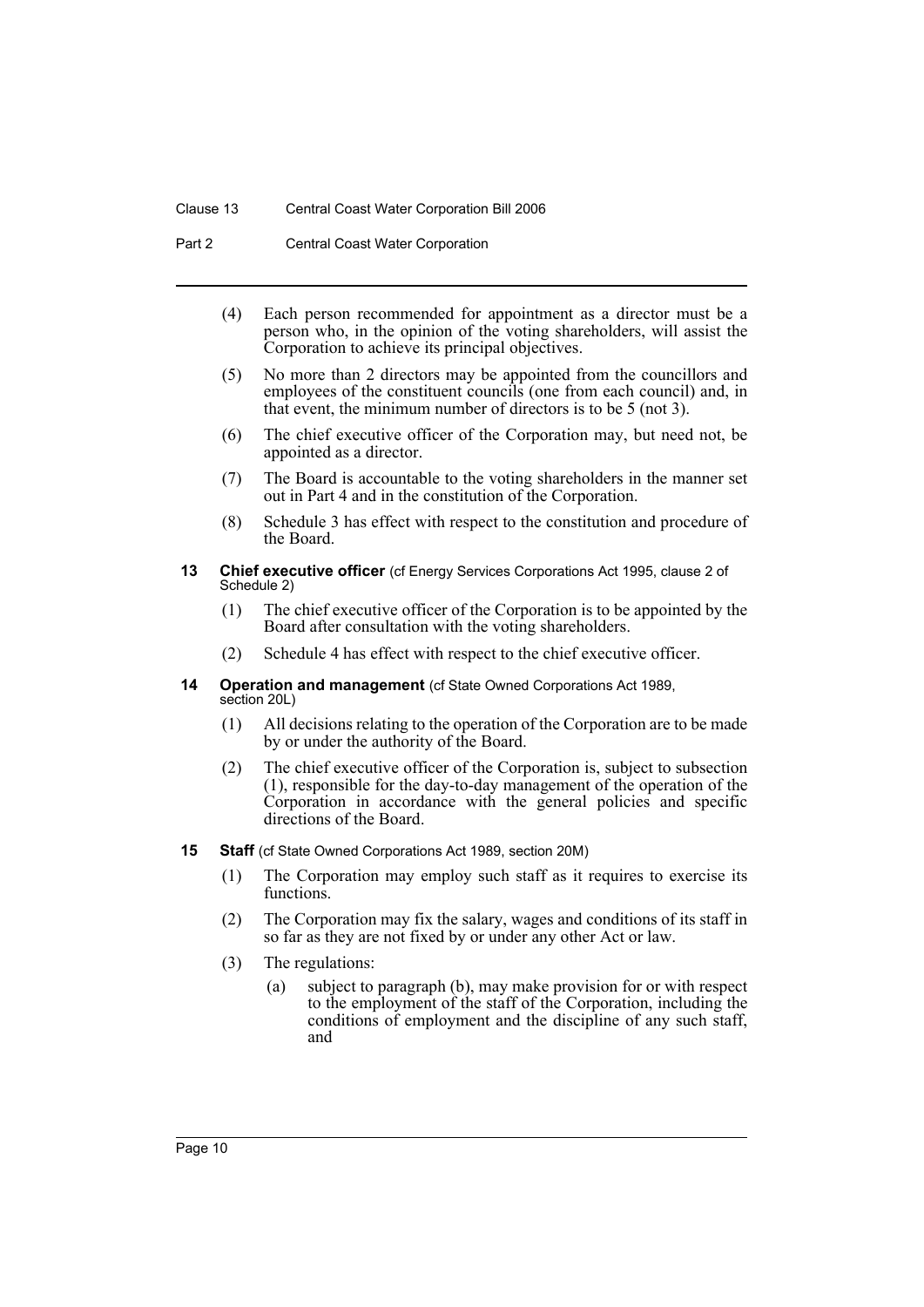(4) Each person recommended for appointment as a director must be a person who, in the opinion of the voting shareholders, will assist the Corporation to achieve its principal objectives.

(5) No more than 2 directors may be appointed from the councillors and employees of the constituent councils (one from each council) and, in that event, the minimum number of directors is to be 5 (not 3).

(6) The chief executive officer of the Corporation may, but need not, be appointed as a director.

(7) The Board is accountable to the voting shareholders in the manner set out in Part 4 and in the constitution of the Corporation.

(8) Schedule 3 has effect with respect to the constitution and procedure of the Board.

**13 Chief executive officer** (cf Energy Services Corporations Act 1995, clause 2 of Schedule 2)

(1) The chief executive officer of the Corporation is to be appointed by the Board after consultation with the voting shareholders.

(2) Schedule 4 has effect with respect to the chief executive officer.

**14 Operation and management** (cf State Owned Corporations Act 1989, section 20L)

(1) All decisions relating to the operation of the Corporation are to be made by or under the authority of the Board.

(2) The chief executive officer of the Corporation is, subject to subsection (1), responsible for the day-to-day management of the operation of the Corporation in accordance with the general policies and specific directions of the Board.

**15 Staff** (cf State Owned Corporations Act 1989, section 20M)

(1) The Corporation may employ such staff as it requires to exercise its functions.

(2) The Corporation may fix the salary, wages and conditions of its staff in so far as they are not fixed by or under any other Act or law.

(3) The regulations:

(a) subject to paragraph (b), may make provision for or with respect to the employment of the staff of the Corporation, including the conditions of employment and the discipline of any such staff, and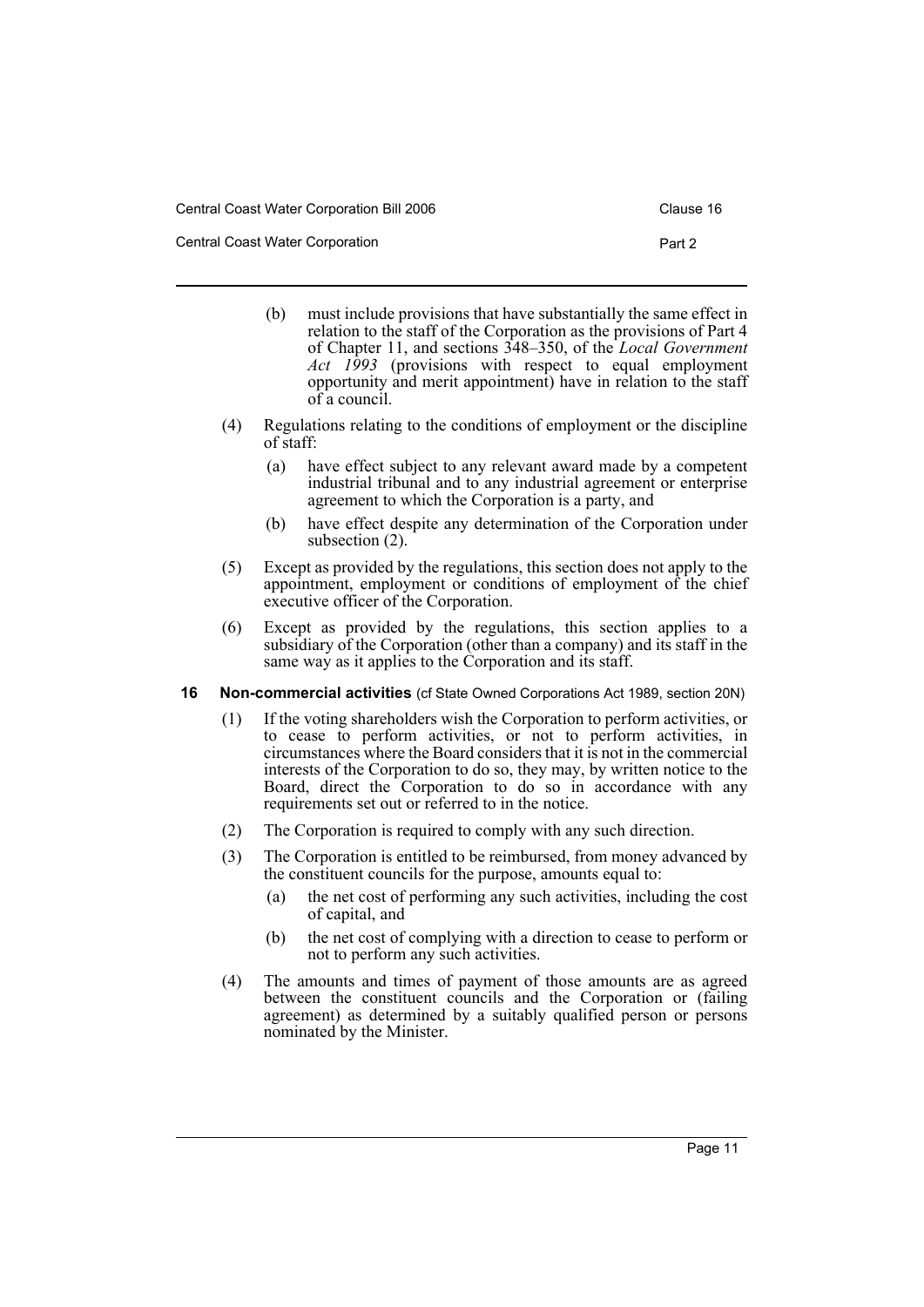(b) must include provisions that have substantially the same effect in relation to the staff of the Corporation as the provisions of Part 4 of Chapter 11, and sections 348–350, of the *Local Government Act 1993* (provisions with respect to equal employment opportunity and merit appointment) have in relation to the staff of a council.

(4) Regulations relating to the conditions of employment or the discipline of staff:

(a) have effect subject to any relevant award made by a competent industrial tribunal and to any industrial agreement or enterprise agreement to which the Corporation is a party, and

(b) have effect despite any determination of the Corporation under subsection (2).

(5) Except as provided by the regulations, this section does not apply to the appointment, employment or conditions of employment of the chief executive officer of the Corporation.

(6) Except as provided by the regulations, this section applies to a subsidiary of the Corporation (other than a company) and its staff in the same way as it applies to the Corporation and its staff.

**16 Non-commercial activities** (cf State Owned Corporations Act 1989, section 20N)

(1) If the voting shareholders wish the Corporation to perform activities, or to cease to perform activities, or not to perform activities, in circumstances where the Board considers that it is not in the commercial interests of the Corporation to do so, they may, by written notice to the Board, direct the Corporation to do so in accordance with any requirements set out or referred to in the notice.

(2) The Corporation is required to comply with any such direction.

(3) The Corporation is entitled to be reimbursed, from money advanced by the constituent councils for the purpose, amounts equal to:

(a) the net cost of performing any such activities, including the cost of capital, and

(b) the net cost of complying with a direction to cease to perform or not to perform any such activities.

(4) The amounts and times of payment of those amounts are as agreed between the constituent councils and the Corporation or (failing agreement) as determined by a suitably qualified person or persons nominated by the Minister.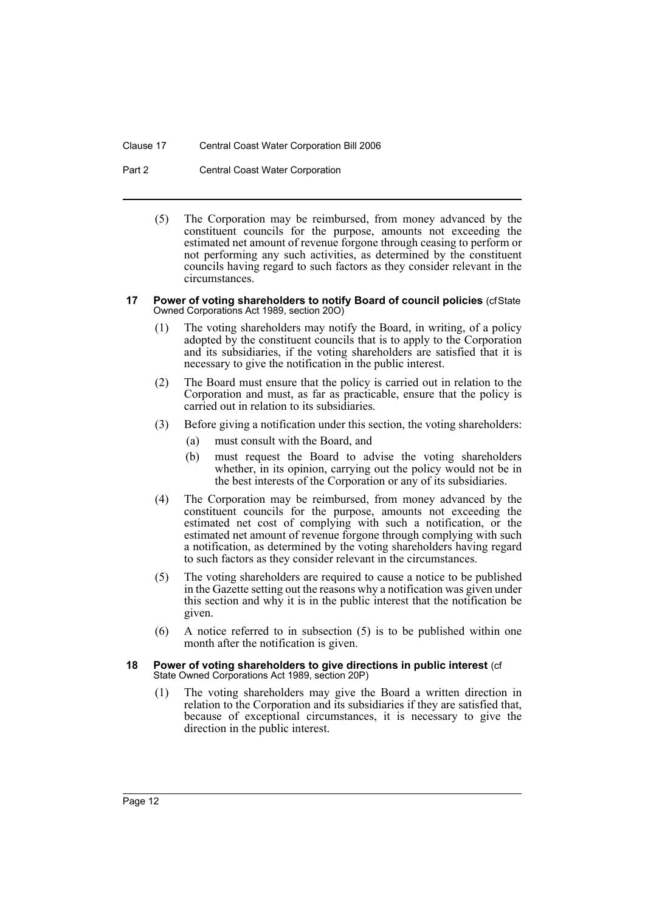(5) The Corporation may be reimbursed, from money advanced by the constituent councils for the purpose, amounts not exceeding the estimated net amount of revenue forgone through ceasing to perform or not performing any such activities, as determined by the constituent councils having regard to such factors as they consider relevant in the circumstances.

### 17 Power of voting shareholders to notify Board of council policies (cf State Owned Corporations Act 1989, section 20O)

(1) The voting shareholders may notify the Board, in writing, of a policy adopted by the constituent councils that is to apply to the Corporation and its subsidiaries, if the voting shareholders are satisfied that it is necessary to give the notification in the public interest.

(2) The Board must ensure that the policy is carried out in relation to the Corporation and must, as far as practicable, ensure that the policy is carried out in relation to its subsidiaries.

(3) Before giving a notification under this section, the voting shareholders:

- (a) must consult with the Board, and
- (b) must request the Board to advise the voting shareholders whether, in its opinion, carrying out the policy would not be in the best interests of the Corporation or any of its subsidiaries.

(4) The Corporation may be reimbursed, from money advanced by the constituent councils for the purpose, amounts not exceeding the estimated net cost of complying with such a notification, or the estimated net amount of revenue forgone through complying with such a notification, as determined by the voting shareholders having regard to such factors as they consider relevant in the circumstances.

(5) The voting shareholders are required to cause a notice to be published in the Gazette setting out the reasons why a notification was given under this section and why it is in the public interest that the notification be given.

(6) A notice referred to in subsection (5) is to be published within one month after the notification is given.

### 18 Power of voting shareholders to give directions in public interest (cf State Owned Corporations Act 1989, section 20P)

(1) The voting shareholders may give the Board a written direction in relation to the Corporation and its subsidiaries if they are satisfied that, because of exceptional circumstances, it is necessary to give the direction in the public interest.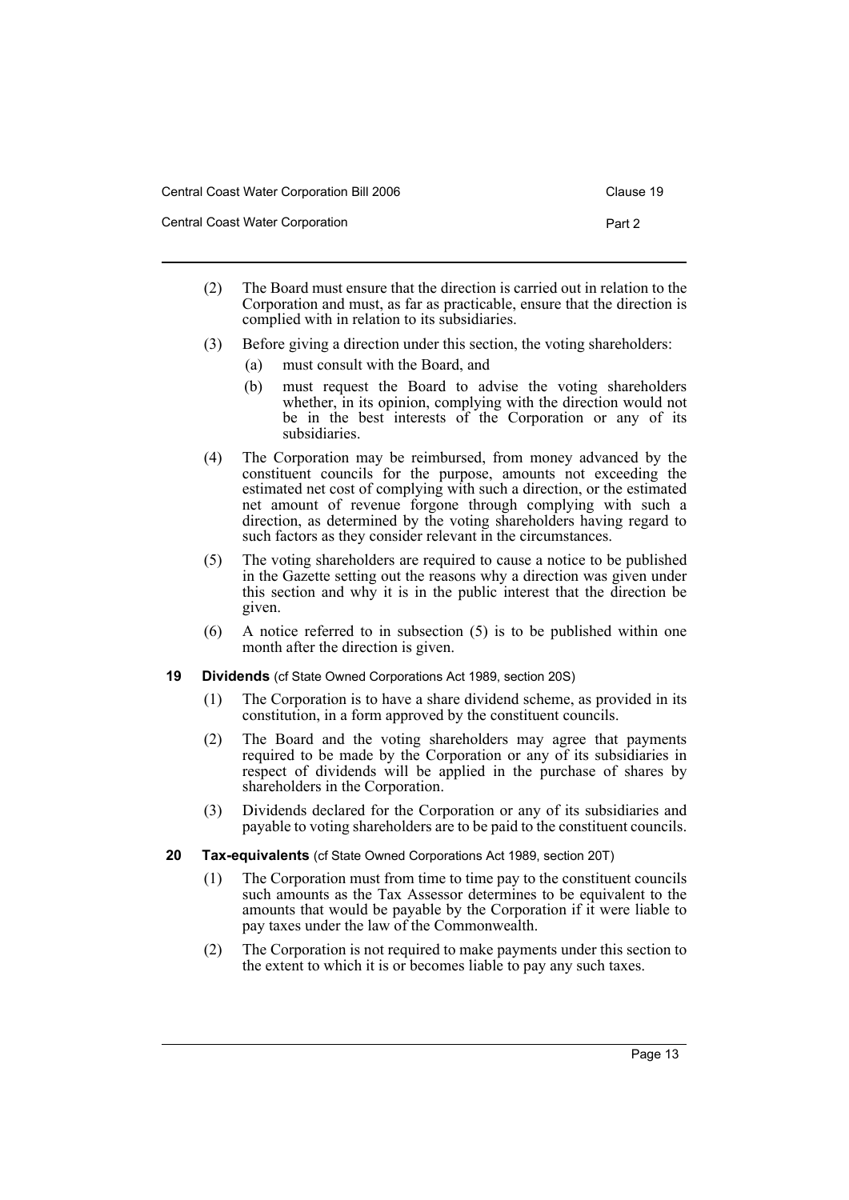(2) The Board must ensure that the direction is carried out in relation to the Corporation and must, as far as practicable, ensure that the direction is complied with in relation to its subsidiaries.

(3) Before giving a direction under this section, the voting shareholders:

- (a) must consult with the Board, and
- (b) must request the Board to advise the voting shareholders whether, in its opinion, complying with the direction would not be in the best interests of the Corporation or any of its subsidiaries.

(4) The Corporation may be reimbursed, from money advanced by the constituent councils for the purpose, amounts not exceeding the estimated net cost of complying with such a direction, or the estimated net amount of revenue forgone through complying with such a direction, as determined by the voting shareholders having regard to such factors as they consider relevant in the circumstances.

(5) The voting shareholders are required to cause a notice to be published in the Gazette setting out the reasons why a direction was given under this section and why it is in the public interest that the direction be given.

(6) A notice referred to in subsection (5) is to be published within one month after the direction is given.

**19 Dividends** (cf State Owned Corporations Act 1989, section 20S)

(1) The Corporation is to have a share dividend scheme, as provided in its constitution, in a form approved by the constituent councils.

(2) The Board and the voting shareholders may agree that payments required to be made by the Corporation or any of its subsidiaries in respect of dividends will be applied in the purchase of shares by shareholders in the Corporation.

(3) Dividends declared for the Corporation or any of its subsidiaries and payable to voting shareholders are to be paid to the constituent councils.

**20 Tax-equivalents** (cf State Owned Corporations Act 1989, section 20T)

(1) The Corporation must from time to time pay to the constituent councils such amounts as the Tax Assessor determines to be equivalent to the amounts that would be payable by the Corporation if it were liable to pay taxes under the law of the Commonwealth.

(2) The Corporation is not required to make payments under this section to the extent to which it is or becomes liable to pay any such taxes.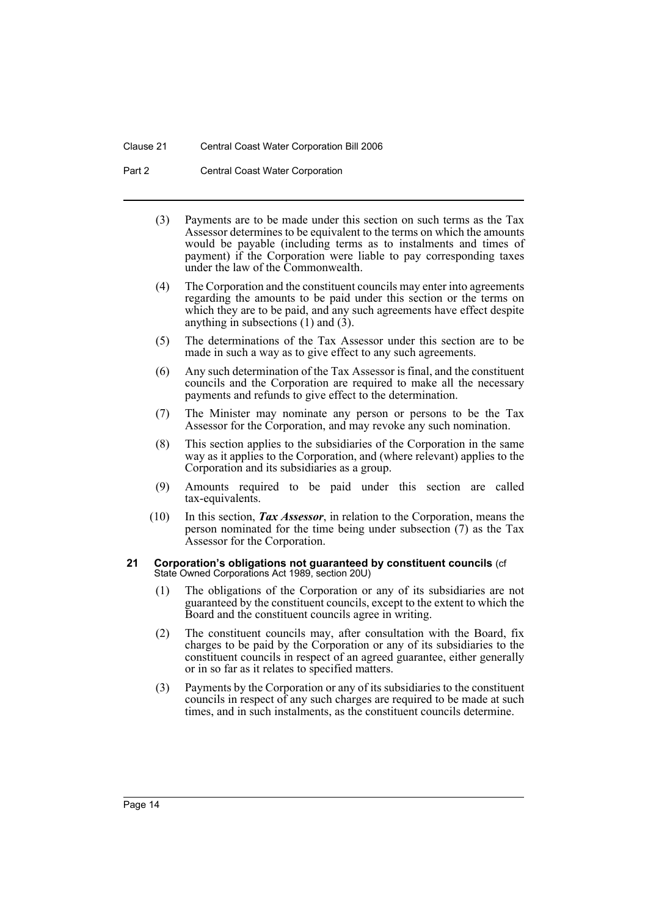(3) Payments are to be made under this section on such terms as the Tax Assessor determines to be equivalent to the terms on which the amounts would be payable (including terms as to instalments and times of payment) if the Corporation were liable to pay corresponding taxes under the law of the Commonwealth.

(4) The Corporation and the constituent councils may enter into agreements regarding the amounts to be paid under this section or the terms on which they are to be paid, and any such agreements have effect despite anything in subsections (1) and (3).

(5) The determinations of the Tax Assessor under this section are to be made in such a way as to give effect to any such agreements.

(6) Any such determination of the Tax Assessor is final, and the constituent councils and the Corporation are required to make all the necessary payments and refunds to give effect to the determination.

(7) The Minister may nominate any person or persons to be the Tax Assessor for the Corporation, and may revoke any such nomination.

(8) This section applies to the subsidiaries of the Corporation in the same way as it applies to the Corporation, and (where relevant) applies to the Corporation and its subsidiaries as a group.

(9) Amounts required to be paid under this section are called tax-equivalents.

(10) In this section, ***Tax Assessor***, in relation to the Corporation, means the person nominated for the time being under subsection (7) as the Tax Assessor for the Corporation.

### 21 Corporation's obligations not guaranteed by constituent councils (cf State Owned Corporations Act 1989, section 20U)

(1) The obligations of the Corporation or any of its subsidiaries are not guaranteed by the constituent councils, except to the extent to which the Board and the constituent councils agree in writing.

(2) The constituent councils may, after consultation with the Board, fix charges to be paid by the Corporation or any of its subsidiaries to the constituent councils in respect of an agreed guarantee, either generally or in so far as it relates to specified matters.

(3) Payments by the Corporation or any of its subsidiaries to the constituent councils in respect of any such charges are required to be made at such times, and in such instalments, as the constituent councils determine.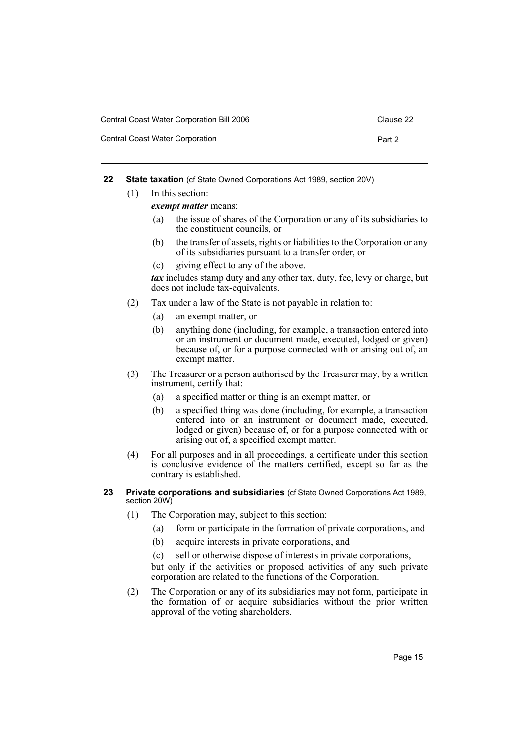### 22 State taxation (cf State Owned Corporations Act 1989, section 20V)

(1) In this section:

***exempt matter*** means:

(a) the issue of shares of the Corporation or any of its subsidiaries to the constituent councils, or

(b) the transfer of assets, rights or liabilities to the Corporation or any of its subsidiaries pursuant to a transfer order, or

(c) giving effect to any of the above.

***tax*** includes stamp duty and any other tax, duty, fee, levy or charge, but does not include tax-equivalents.

(2) Tax under a law of the State is not payable in relation to:

(a) an exempt matter, or

(b) anything done (including, for example, a transaction entered into or an instrument or document made, executed, lodged or given) because of, or for a purpose connected with or arising out of, an exempt matter.

(3) The Treasurer or a person authorised by the Treasurer may, by a written instrument, certify that:

(a) a specified matter or thing is an exempt matter, or

(b) a specified thing was done (including, for example, a transaction entered into or an instrument or document made, executed, lodged or given) because of, or for a purpose connected with or arising out of, a specified exempt matter.

(4) For all purposes and in all proceedings, a certificate under this section is conclusive evidence of the matters certified, except so far as the contrary is established.

### 23 Private corporations and subsidiaries (cf State Owned Corporations Act 1989, section 20W)

(1) The Corporation may, subject to this section:

(a) form or participate in the formation of private corporations, and

(b) acquire interests in private corporations, and

(c) sell or otherwise dispose of interests in private corporations,

but only if the activities or proposed activities of any such private corporation are related to the functions of the Corporation.

(2) The Corporation or any of its subsidiaries may not form, participate in the formation of or acquire subsidiaries without the prior written approval of the voting shareholders.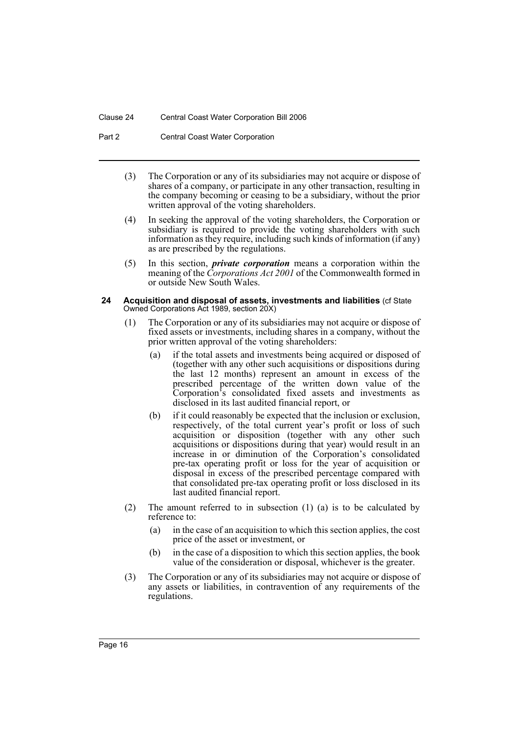(3) The Corporation or any of its subsidiaries may not acquire or dispose of shares of a company, or participate in any other transaction, resulting in the company becoming or ceasing to be a subsidiary, without the prior written approval of the voting shareholders.

(4) In seeking the approval of the voting shareholders, the Corporation or subsidiary is required to provide the voting shareholders with such information as they require, including such kinds of information (if any) as are prescribed by the regulations.

(5) In this section, ***private corporation*** means a corporation within the meaning of the *Corporations Act 2001* of the Commonwealth formed in or outside New South Wales.

### 24 Acquisition and disposal of assets, investments and liabilities (cf State Owned Corporations Act 1989, section 20X)

(1) The Corporation or any of its subsidiaries may not acquire or dispose of fixed assets or investments, including shares in a company, without the prior written approval of the voting shareholders:

(a) if the total assets and investments being acquired or disposed of (together with any other such acquisitions or dispositions during the last 12 months) represent an amount in excess of the prescribed percentage of the written down value of the Corporation's consolidated fixed assets and investments as disclosed in its last audited financial report, or

(b) if it could reasonably be expected that the inclusion or exclusion, respectively, of the total current year's profit or loss of such acquisition or disposition (together with any other such acquisitions or dispositions during that year) would result in an increase in or diminution of the Corporation's consolidated pre-tax operating profit or loss for the year of acquisition or disposal in excess of the prescribed percentage compared with that consolidated pre-tax operating profit or loss disclosed in its last audited financial report.

(2) The amount referred to in subsection (1) (a) is to be calculated by reference to:

(a) in the case of an acquisition to which this section applies, the cost price of the asset or investment, or

(b) in the case of a disposition to which this section applies, the book value of the consideration or disposal, whichever is the greater.

(3) The Corporation or any of its subsidiaries may not acquire or dispose of any assets or liabilities, in contravention of any requirements of the regulations.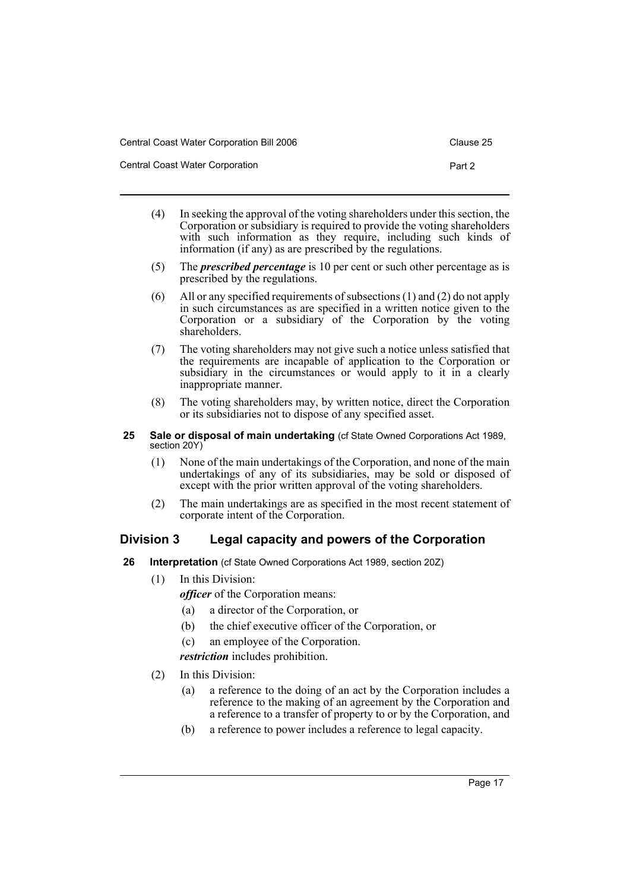(4) In seeking the approval of the voting shareholders under this section, the Corporation or subsidiary is required to provide the voting shareholders with such information as they require, including such kinds of information (if any) as are prescribed by the regulations.

(5) The ***prescribed percentage*** is 10 per cent or such other percentage as is prescribed by the regulations.

(6) All or any specified requirements of subsections (1) and (2) do not apply in such circumstances as are specified in a written notice given to the Corporation or a subsidiary of the Corporation by the voting shareholders.

(7) The voting shareholders may not give such a notice unless satisfied that the requirements are incapable of application to the Corporation or subsidiary in the circumstances or would apply to it in a clearly inappropriate manner.

(8) The voting shareholders may, by written notice, direct the Corporation or its subsidiaries not to dispose of any specified asset.

**25 Sale or disposal of main undertaking** (cf State Owned Corporations Act 1989, section 20Y)

(1) None of the main undertakings of the Corporation, and none of the main undertakings of any of its subsidiaries, may be sold or disposed of except with the prior written approval of the voting shareholders.

(2) The main undertakings are as specified in the most recent statement of corporate intent of the Corporation.

## Division 3 Legal capacity and powers of the Corporation

**26 Interpretation** (cf State Owned Corporations Act 1989, section 20Z)

(1) In this Division:

***officer*** of the Corporation means:

(a) a director of the Corporation, or

(b) the chief executive officer of the Corporation, or

(c) an employee of the Corporation.

***restriction*** includes prohibition.

(2) In this Division:

(a) a reference to the doing of an act by the Corporation includes a reference to the making of an agreement by the Corporation and a reference to a transfer of property to or by the Corporation, and

(b) a reference to power includes a reference to legal capacity.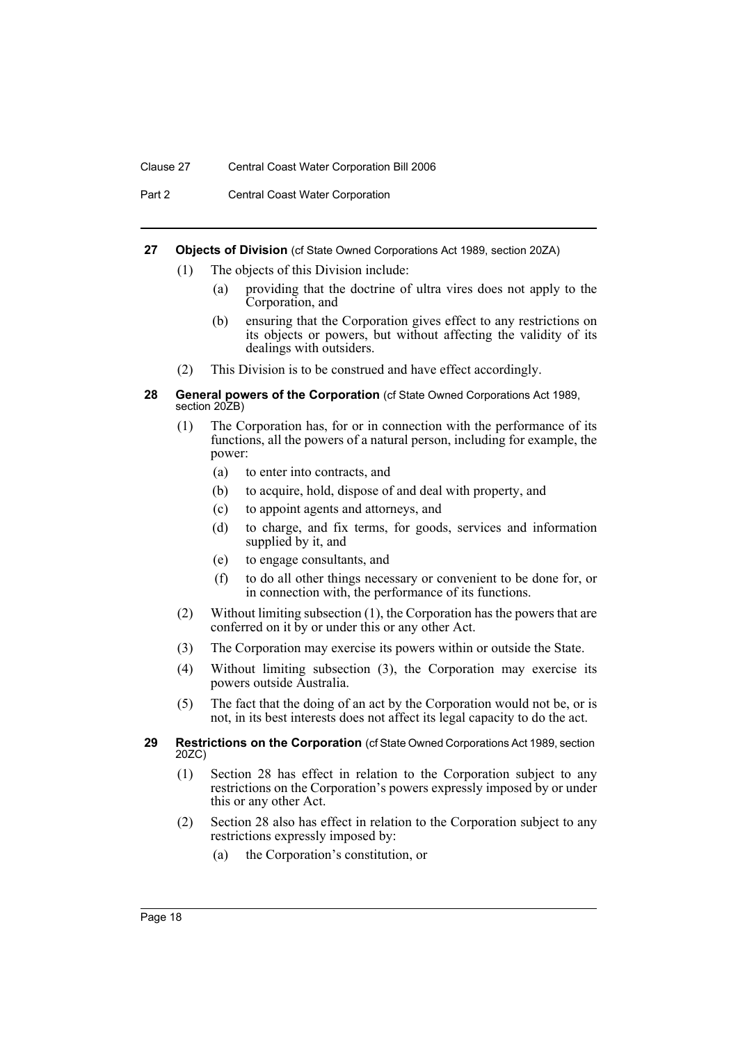**27 Objects of Division** (cf State Owned Corporations Act 1989, section 20ZA)

(1) The objects of this Division include:

(a) providing that the doctrine of ultra vires does not apply to the Corporation, and

(b) ensuring that the Corporation gives effect to any restrictions on its objects or powers, but without affecting the validity of its dealings with outsiders.

(2) This Division is to be construed and have effect accordingly.

**28 General powers of the Corporation** (cf State Owned Corporations Act 1989, section 20ZB)

(1) The Corporation has, for or in connection with the performance of its functions, all the powers of a natural person, including for example, the power:

(a) to enter into contracts, and

(b) to acquire, hold, dispose of and deal with property, and

(c) to appoint agents and attorneys, and

(d) to charge, and fix terms, for goods, services and information supplied by it, and

(e) to engage consultants, and

(f) to do all other things necessary or convenient to be done for, or in connection with, the performance of its functions.

(2) Without limiting subsection (1), the Corporation has the powers that are conferred on it by or under this or any other Act.

(3) The Corporation may exercise its powers within or outside the State.

(4) Without limiting subsection (3), the Corporation may exercise its powers outside Australia.

(5) The fact that the doing of an act by the Corporation would not be, or is not, in its best interests does not affect its legal capacity to do the act.

**29 Restrictions on the Corporation** (cf State Owned Corporations Act 1989, section 20ZC)

(1) Section 28 has effect in relation to the Corporation subject to any restrictions on the Corporation's powers expressly imposed by or under this or any other Act.

(2) Section 28 also has effect in relation to the Corporation subject to any restrictions expressly imposed by:

(a) the Corporation's constitution, or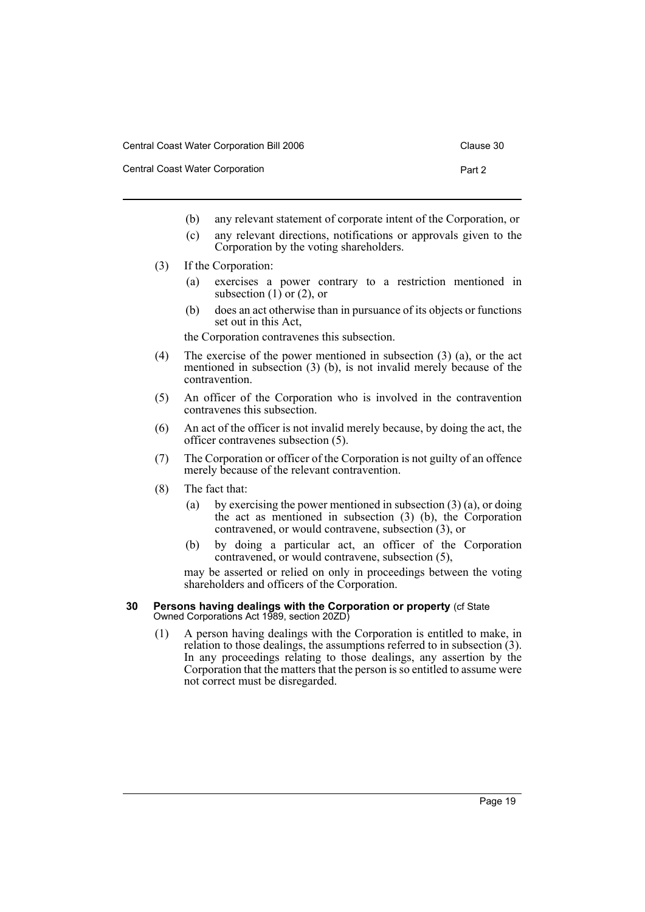(b) any relevant statement of corporate intent of the Corporation, or

(c) any relevant directions, notifications or approvals given to the Corporation by the voting shareholders.

(3) If the Corporation:

(a) exercises a power contrary to a restriction mentioned in subsection (1) or (2), or

(b) does an act otherwise than in pursuance of its objects or functions set out in this Act,

the Corporation contravenes this subsection.

(4) The exercise of the power mentioned in subsection (3) (a), or the act mentioned in subsection (3) (b), is not invalid merely because of the contravention.

(5) An officer of the Corporation who is involved in the contravention contravenes this subsection.

(6) An act of the officer is not invalid merely because, by doing the act, the officer contravenes subsection (5).

(7) The Corporation or officer of the Corporation is not guilty of an offence merely because of the relevant contravention.

(8) The fact that:

(a) by exercising the power mentioned in subsection (3) (a), or doing the act as mentioned in subsection (3) (b), the Corporation contravened, or would contravene, subsection (3), or

(b) by doing a particular act, an officer of the Corporation contravened, or would contravene, subsection (5),

may be asserted or relied on only in proceedings between the voting shareholders and officers of the Corporation.

### 30 Persons having dealings with the Corporation or property (cf State Owned Corporations Act 1989, section 20ZD)

(1) A person having dealings with the Corporation is entitled to make, in relation to those dealings, the assumptions referred to in subsection (3). In any proceedings relating to those dealings, any assertion by the Corporation that the matters that the person is so entitled to assume were not correct must be disregarded.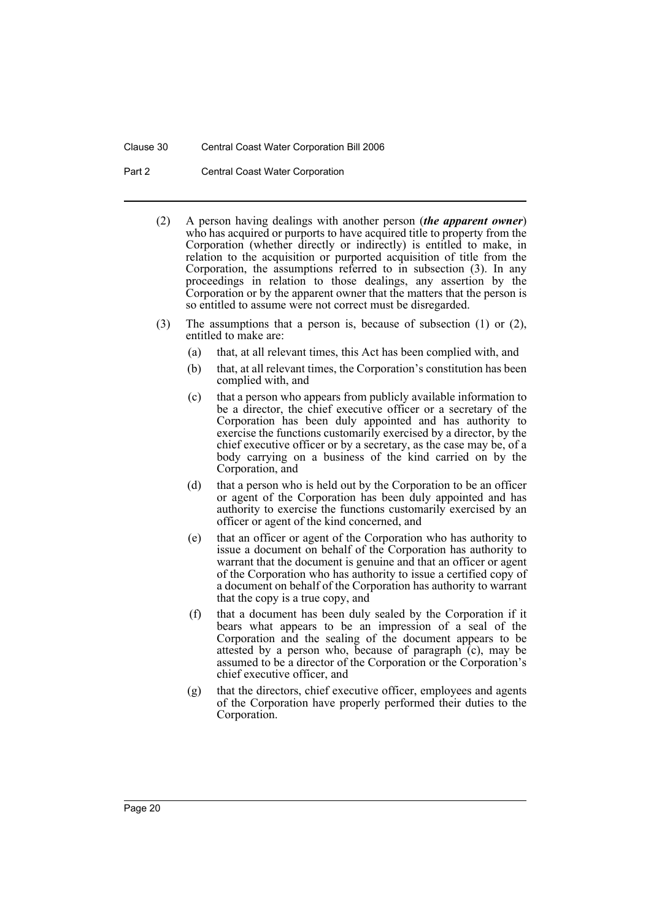(2) A person having dealings with another person (***the apparent owner***) who has acquired or purports to have acquired title to property from the Corporation (whether directly or indirectly) is entitled to make, in relation to the acquisition or purported acquisition of title from the Corporation, the assumptions referred to in subsection (3). In any proceedings in relation to those dealings, any assertion by the Corporation or by the apparent owner that the matters that the person is so entitled to assume were not correct must be disregarded.

(3) The assumptions that a person is, because of subsection (1) or (2), entitled to make are:

(a) that, at all relevant times, this Act has been complied with, and

(b) that, at all relevant times, the Corporation's constitution has been complied with, and

(c) that a person who appears from publicly available information to be a director, the chief executive officer or a secretary of the Corporation has been duly appointed and has authority to exercise the functions customarily exercised by a director, by the chief executive officer or by a secretary, as the case may be, of a body carrying on a business of the kind carried on by the Corporation, and

(d) that a person who is held out by the Corporation to be an officer or agent of the Corporation has been duly appointed and has authority to exercise the functions customarily exercised by an officer or agent of the kind concerned, and

(e) that an officer or agent of the Corporation who has authority to issue a document on behalf of the Corporation has authority to warrant that the document is genuine and that an officer or agent of the Corporation who has authority to issue a certified copy of a document on behalf of the Corporation has authority to warrant that the copy is a true copy, and

(f) that a document has been duly sealed by the Corporation if it bears what appears to be an impression of a seal of the Corporation and the sealing of the document appears to be attested by a person who, because of paragraph (c), may be assumed to be a director of the Corporation or the Corporation's chief executive officer, and

(g) that the directors, chief executive officer, employees and agents of the Corporation have properly performed their duties to the Corporation.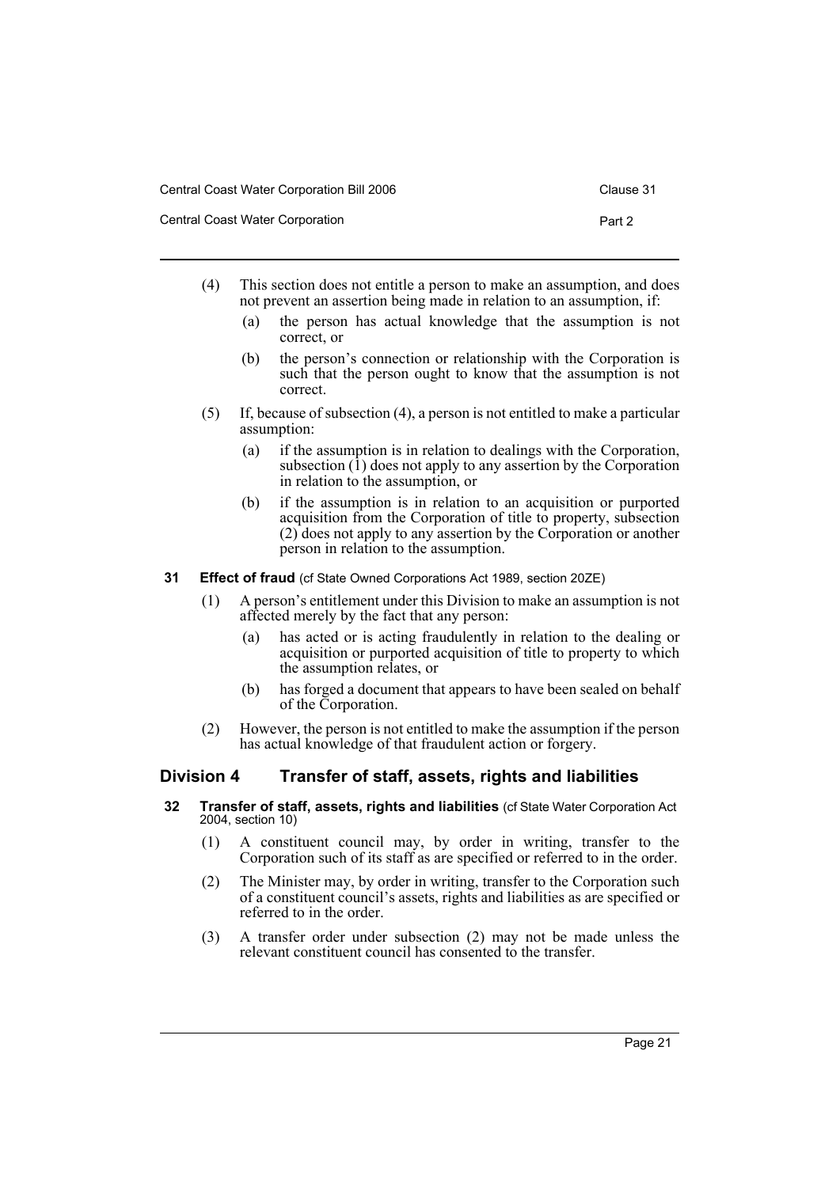(4) This section does not entitle a person to make an assumption, and does not prevent an assertion being made in relation to an assumption, if:

(a) the person has actual knowledge that the assumption is not correct, or

(b) the person's connection or relationship with the Corporation is such that the person ought to know that the assumption is not correct.

(5) If, because of subsection (4), a person is not entitled to make a particular assumption:

(a) if the assumption is in relation to dealings with the Corporation, subsection (1) does not apply to any assertion by the Corporation in relation to the assumption, or

(b) if the assumption is in relation to an acquisition or purported acquisition from the Corporation of title to property, subsection (2) does not apply to any assertion by the Corporation or another person in relation to the assumption.

**31 Effect of fraud** (cf State Owned Corporations Act 1989, section 20ZE)

(1) A person's entitlement under this Division to make an assumption is not affected merely by the fact that any person:

(a) has acted or is acting fraudulently in relation to the dealing or acquisition or purported acquisition of title to property to which the assumption relates, or

(b) has forged a document that appears to have been sealed on behalf of the Corporation.

(2) However, the person is not entitled to make the assumption if the person has actual knowledge of that fraudulent action or forgery.

## Division 4 Transfer of staff, assets, rights and liabilities

**32 Transfer of staff, assets, rights and liabilities** (cf State Water Corporation Act 2004, section 10)

(1) A constituent council may, by order in writing, transfer to the Corporation such of its staff as are specified or referred to in the order.

(2) The Minister may, by order in writing, transfer to the Corporation such of a constituent council's assets, rights and liabilities as are specified or referred to in the order.

(3) A transfer order under subsection (2) may not be made unless the relevant constituent council has consented to the transfer.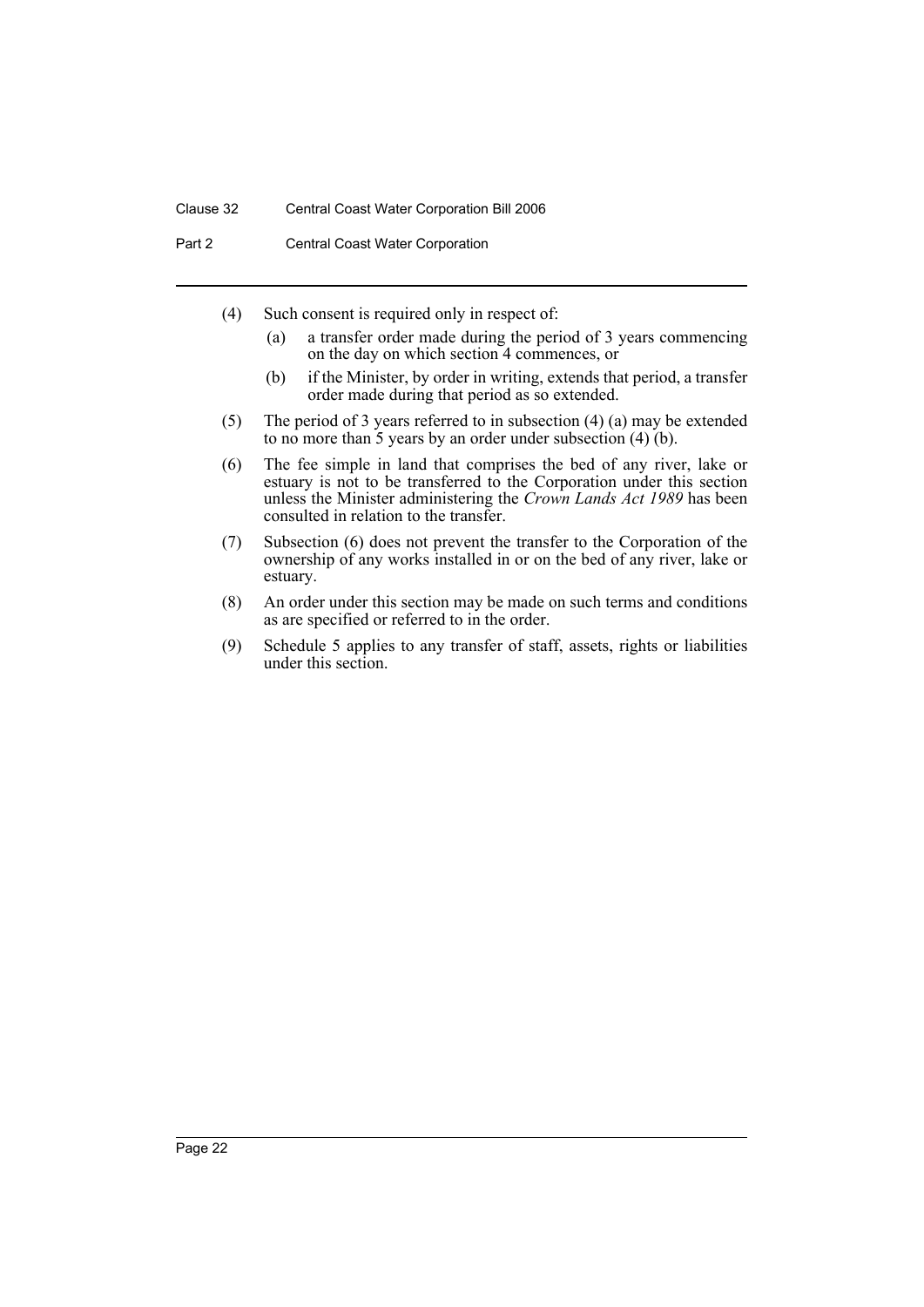(4) Such consent is required only in respect of:

  (a) a transfer order made during the period of 3 years commencing on the day on which section 4 commences, or

  (b) if the Minister, by order in writing, extends that period, a transfer order made during that period as so extended.

(5) The period of 3 years referred to in subsection (4) (a) may be extended to no more than 5 years by an order under subsection (4) (b).

(6) The fee simple in land that comprises the bed of any river, lake or estuary is not to be transferred to the Corporation under this section unless the Minister administering the *Crown Lands Act 1989* has been consulted in relation to the transfer.

(7) Subsection (6) does not prevent the transfer to the Corporation of the ownership of any works installed in or on the bed of any river, lake or estuary.

(8) An order under this section may be made on such terms and conditions as are specified or referred to in the order.

(9) Schedule 5 applies to any transfer of staff, assets, rights or liabilities under this section.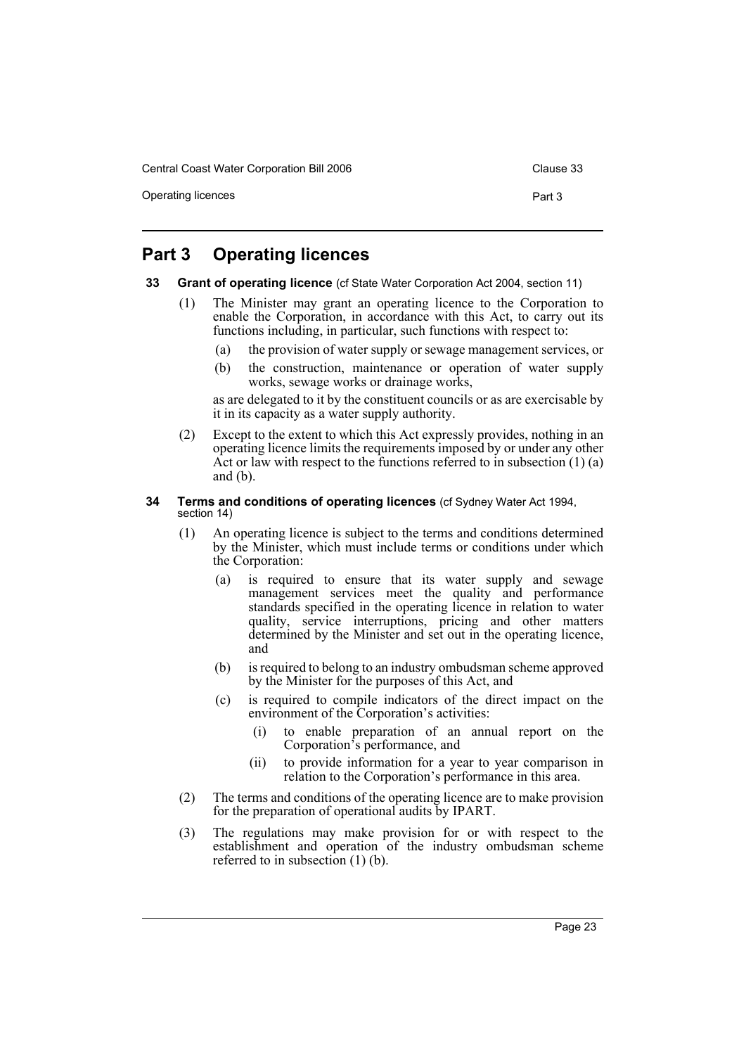# Part 3 Operating licences

**33 Grant of operating licence** (cf State Water Corporation Act 2004, section 11)

(1) The Minister may grant an operating licence to the Corporation to enable the Corporation, in accordance with this Act, to carry out its functions including, in particular, such functions with respect to:

(a) the provision of water supply or sewage management services, or

(b) the construction, maintenance or operation of water supply works, sewage works or drainage works,

as are delegated to it by the constituent councils or as are exercisable by it in its capacity as a water supply authority.

(2) Except to the extent to which this Act expressly provides, nothing in an operating licence limits the requirements imposed by or under any other Act or law with respect to the functions referred to in subsection (1) (a) and (b).

**34 Terms and conditions of operating licences** (cf Sydney Water Act 1994, section 14)

(1) An operating licence is subject to the terms and conditions determined by the Minister, which must include terms or conditions under which the Corporation:

(a) is required to ensure that its water supply and sewage management services meet the quality and performance standards specified in the operating licence in relation to water quality, service interruptions, pricing and other matters determined by the Minister and set out in the operating licence, and

(b) is required to belong to an industry ombudsman scheme approved by the Minister for the purposes of this Act, and

(c) is required to compile indicators of the direct impact on the environment of the Corporation's activities:

(i) to enable preparation of an annual report on the Corporation's performance, and

(ii) to provide information for a year to year comparison in relation to the Corporation's performance in this area.

(2) The terms and conditions of the operating licence are to make provision for the preparation of operational audits by IPART.

(3) The regulations may make provision for or with respect to the establishment and operation of the industry ombudsman scheme referred to in subsection (1) (b).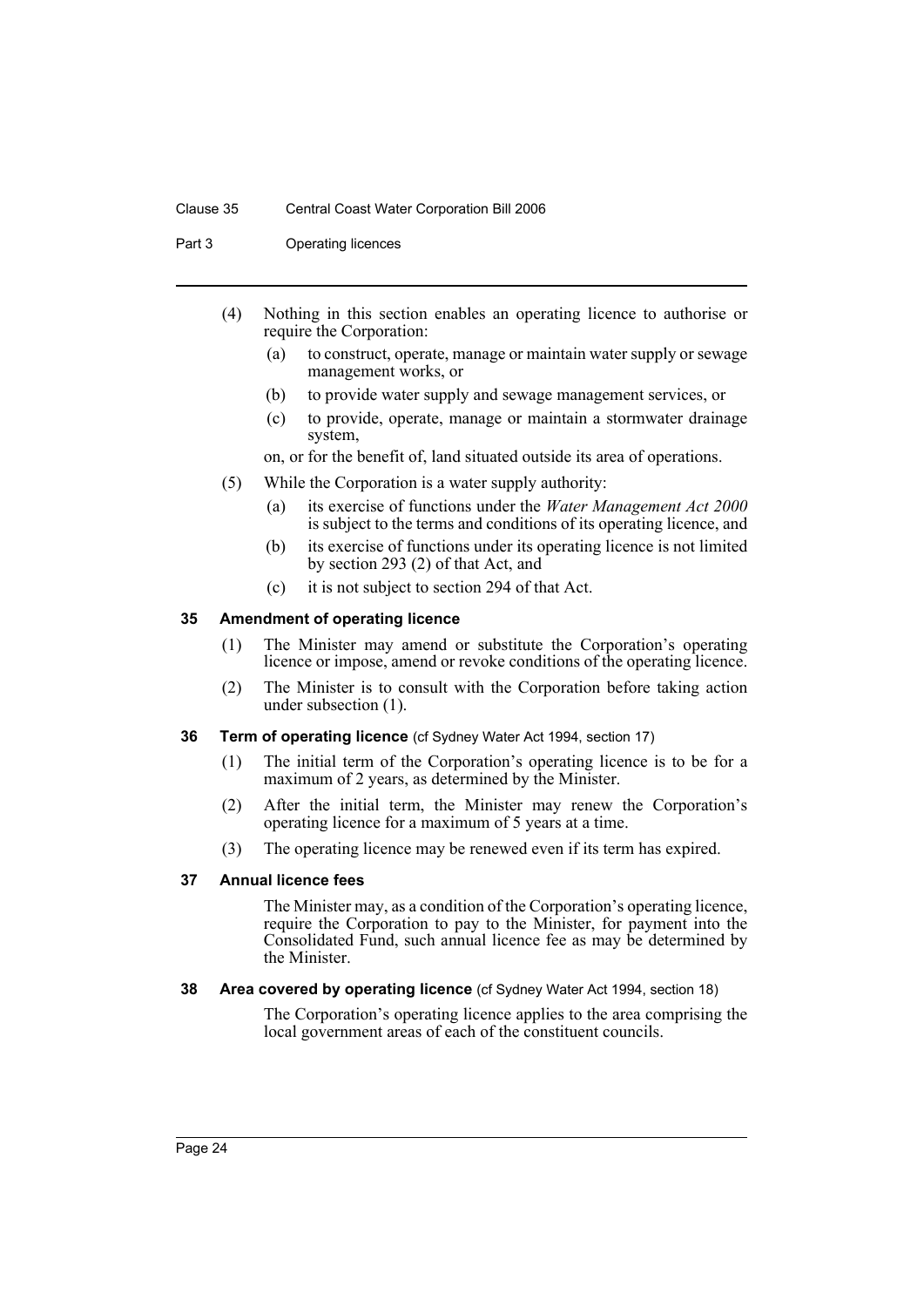(4) Nothing in this section enables an operating licence to authorise or require the Corporation:

(a) to construct, operate, manage or maintain water supply or sewage management works, or

(b) to provide water supply and sewage management services, or

(c) to provide, operate, manage or maintain a stormwater drainage system,

on, or for the benefit of, land situated outside its area of operations.

(5) While the Corporation is a water supply authority:

(a) its exercise of functions under the *Water Management Act 2000* is subject to the terms and conditions of its operating licence, and

(b) its exercise of functions under its operating licence is not limited by section 293 (2) of that Act, and

(c) it is not subject to section 294 of that Act.

### 35 Amendment of operating licence

(1) The Minister may amend or substitute the Corporation's operating licence or impose, amend or revoke conditions of the operating licence.

(2) The Minister is to consult with the Corporation before taking action under subsection (1).

### 36 Term of operating licence (cf Sydney Water Act 1994, section 17)

(1) The initial term of the Corporation's operating licence is to be for a maximum of 2 years, as determined by the Minister.

(2) After the initial term, the Minister may renew the Corporation's operating licence for a maximum of 5 years at a time.

(3) The operating licence may be renewed even if its term has expired.

### 37 Annual licence fees

The Minister may, as a condition of the Corporation's operating licence, require the Corporation to pay to the Minister, for payment into the Consolidated Fund, such annual licence fee as may be determined by the Minister.

### 38 Area covered by operating licence (cf Sydney Water Act 1994, section 18)

The Corporation's operating licence applies to the area comprising the local government areas of each of the constituent councils.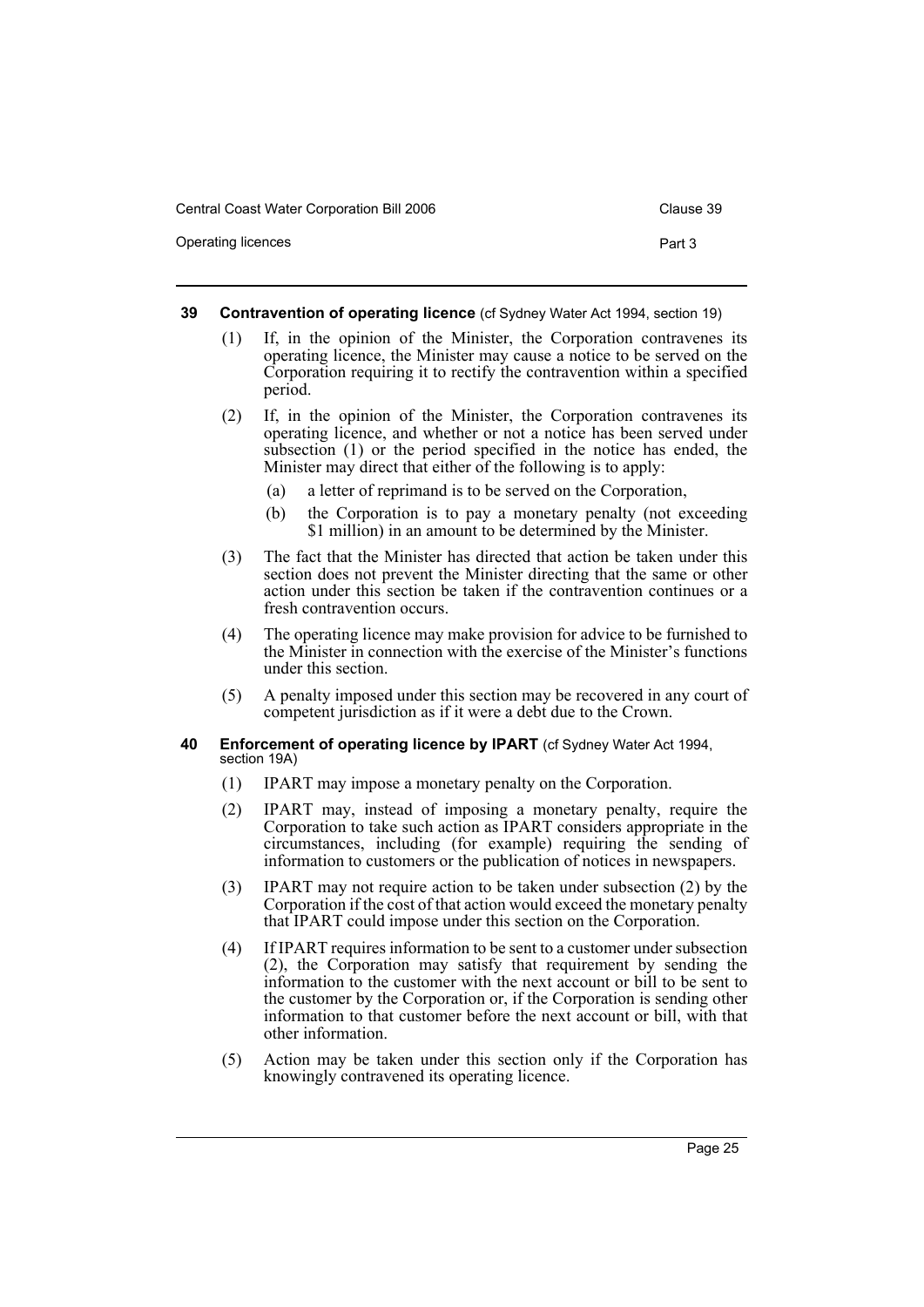### 39 Contravention of operating licence (cf Sydney Water Act 1994, section 19)

(1) If, in the opinion of the Minister, the Corporation contravenes its operating licence, the Minister may cause a notice to be served on the Corporation requiring it to rectify the contravention within a specified period.

(2) If, in the opinion of the Minister, the Corporation contravenes its operating licence, and whether or not a notice has been served under subsection (1) or the period specified in the notice has ended, the Minister may direct that either of the following is to apply:

- (a) a letter of reprimand is to be served on the Corporation,
- (b) the Corporation is to pay a monetary penalty (not exceeding $1 million) in an amount to be determined by the Minister.

(3) The fact that the Minister has directed that action be taken under this section does not prevent the Minister directing that the same or other action under this section be taken if the contravention continues or a fresh contravention occurs.

(4) The operating licence may make provision for advice to be furnished to the Minister in connection with the exercise of the Minister's functions under this section.

(5) A penalty imposed under this section may be recovered in any court of competent jurisdiction as if it were a debt due to the Crown.

### 40 Enforcement of operating licence by IPART (cf Sydney Water Act 1994, section 19A)

(1) IPART may impose a monetary penalty on the Corporation.

(2) IPART may, instead of imposing a monetary penalty, require the Corporation to take such action as IPART considers appropriate in the circumstances, including (for example) requiring the sending of information to customers or the publication of notices in newspapers.

(3) IPART may not require action to be taken under subsection (2) by the Corporation if the cost of that action would exceed the monetary penalty that IPART could impose under this section on the Corporation.

(4) If IPART requires information to be sent to a customer under subsection (2), the Corporation may satisfy that requirement by sending the information to the customer with the next account or bill to be sent to the customer by the Corporation or, if the Corporation is sending other information to that customer before the next account or bill, with that other information.

(5) Action may be taken under this section only if the Corporation has knowingly contravened its operating licence.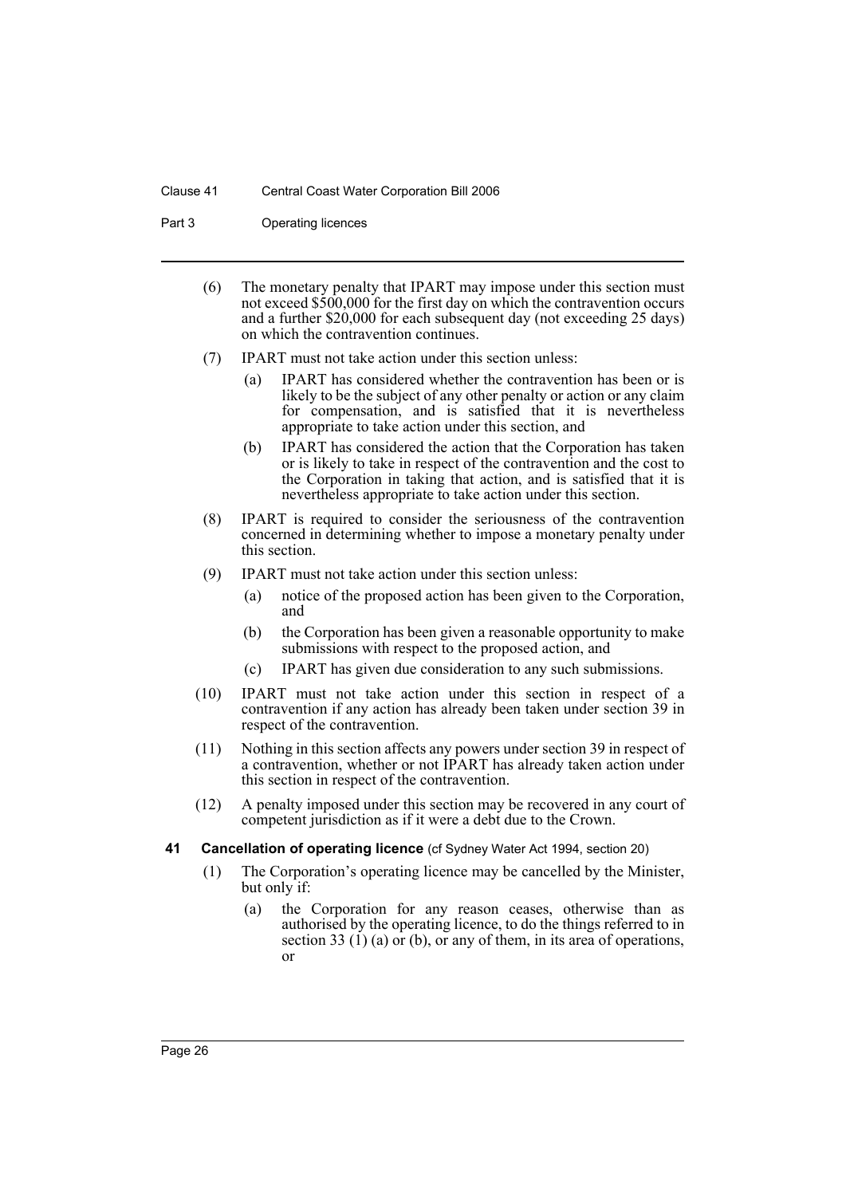(6) The monetary penalty that IPART may impose under this section must not exceed $500,000 for the first day on which the contravention occurs and a further $20,000 for each subsequent day (not exceeding 25 days) on which the contravention continues.

(7) IPART must not take action under this section unless:

- (a) IPART has considered whether the contravention has been or is likely to be the subject of any other penalty or action or any claim for compensation, and is satisfied that it is nevertheless appropriate to take action under this section, and
- (b) IPART has considered the action that the Corporation has taken or is likely to take in respect of the contravention and the cost to the Corporation in taking that action, and is satisfied that it is nevertheless appropriate to take action under this section.

(8) IPART is required to consider the seriousness of the contravention concerned in determining whether to impose a monetary penalty under this section.

(9) IPART must not take action under this section unless:

- (a) notice of the proposed action has been given to the Corporation, and
- (b) the Corporation has been given a reasonable opportunity to make submissions with respect to the proposed action, and
- (c) IPART has given due consideration to any such submissions.

(10) IPART must not take action under this section in respect of a contravention if any action has already been taken under section 39 in respect of the contravention.

(11) Nothing in this section affects any powers under section 39 in respect of a contravention, whether or not IPART has already taken action under this section in respect of the contravention.

(12) A penalty imposed under this section may be recovered in any court of competent jurisdiction as if it were a debt due to the Crown.

### 41 Cancellation of operating licence (cf Sydney Water Act 1994, section 20)

(1) The Corporation's operating licence may be cancelled by the Minister, but only if:

- (a) the Corporation for any reason ceases, otherwise than as authorised by the operating licence, to do the things referred to in section 33 (1) (a) or (b), or any of them, in its area of operations, or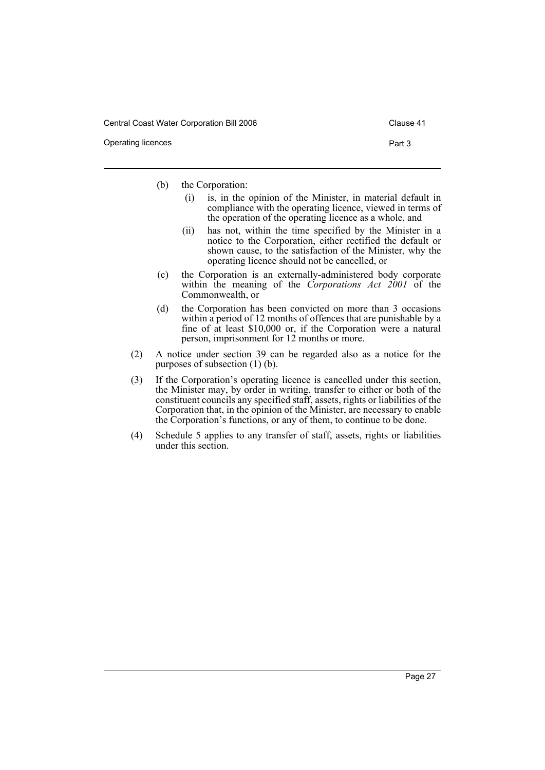(b) the Corporation:

(i) is, in the opinion of the Minister, in material default in compliance with the operating licence, viewed in terms of the operation of the operating licence as a whole, and

(ii) has not, within the time specified by the Minister in a notice to the Corporation, either rectified the default or shown cause, to the satisfaction of the Minister, why the operating licence should not be cancelled, or

(c) the Corporation is an externally-administered body corporate within the meaning of the *Corporations Act 2001* of the Commonwealth, or

(d) the Corporation has been convicted on more than 3 occasions within a period of 12 months of offences that are punishable by a fine of at least $10,000 or, if the Corporation were a natural person, imprisonment for 12 months or more.

(2) A notice under section 39 can be regarded also as a notice for the purposes of subsection (1) (b).

(3) If the Corporation's operating licence is cancelled under this section, the Minister may, by order in writing, transfer to either or both of the constituent councils any specified staff, assets, rights or liabilities of the Corporation that, in the opinion of the Minister, are necessary to enable the Corporation's functions, or any of them, to continue to be done.

(4) Schedule 5 applies to any transfer of staff, assets, rights or liabilities under this section.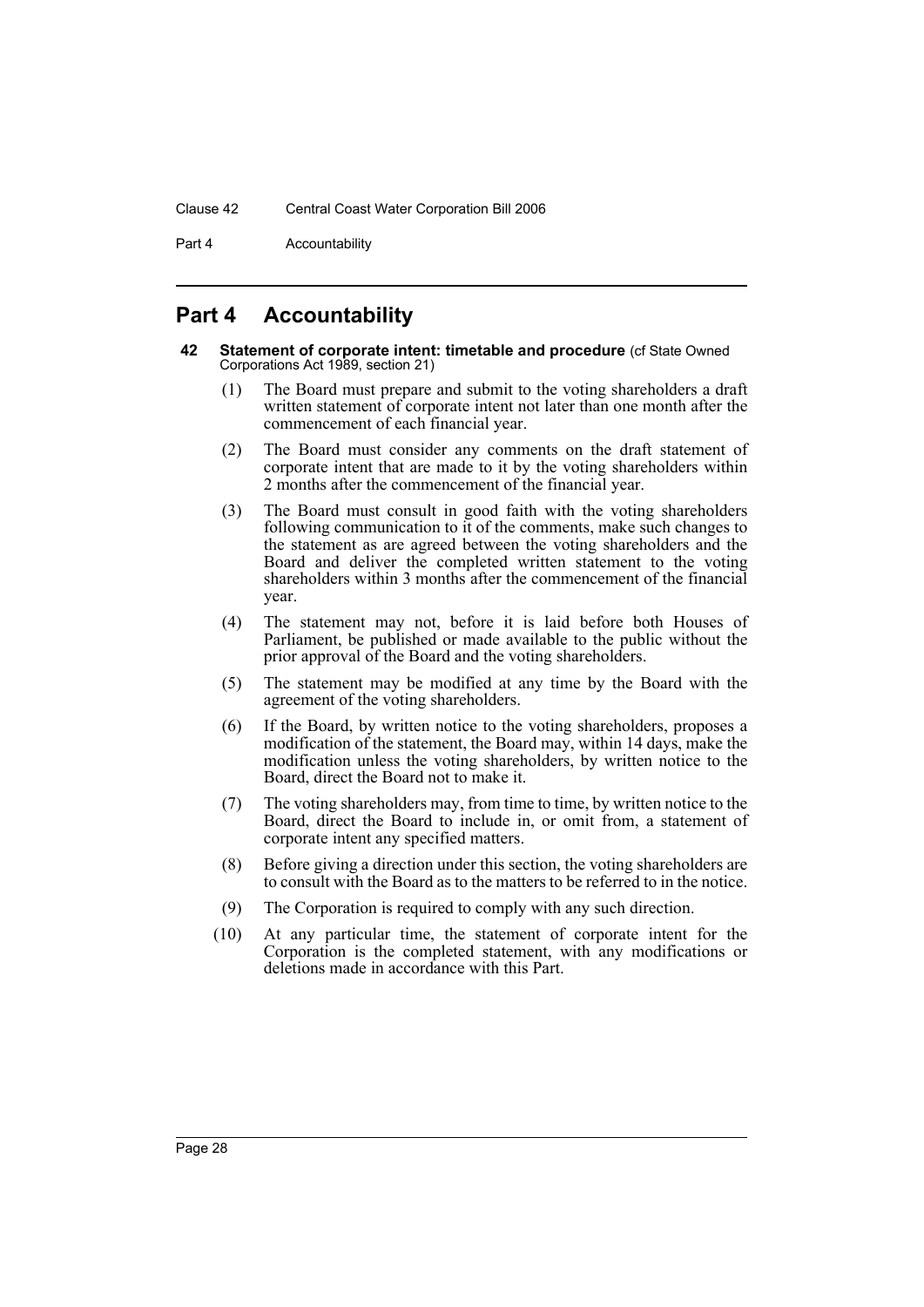# Part 4 Accountability

**42 Statement of corporate intent: timetable and procedure** (cf State Owned Corporations Act 1989, section 21)

(1) The Board must prepare and submit to the voting shareholders a draft written statement of corporate intent not later than one month after the commencement of each financial year.

(2) The Board must consider any comments on the draft statement of corporate intent that are made to it by the voting shareholders within 2 months after the commencement of the financial year.

(3) The Board must consult in good faith with the voting shareholders following communication to it of the comments, make such changes to the statement as are agreed between the voting shareholders and the Board and deliver the completed written statement to the voting shareholders within 3 months after the commencement of the financial year.

(4) The statement may not, before it is laid before both Houses of Parliament, be published or made available to the public without the prior approval of the Board and the voting shareholders.

(5) The statement may be modified at any time by the Board with the agreement of the voting shareholders.

(6) If the Board, by written notice to the voting shareholders, proposes a modification of the statement, the Board may, within 14 days, make the modification unless the voting shareholders, by written notice to the Board, direct the Board not to make it.

(7) The voting shareholders may, from time to time, by written notice to the Board, direct the Board to include in, or omit from, a statement of corporate intent any specified matters.

(8) Before giving a direction under this section, the voting shareholders are to consult with the Board as to the matters to be referred to in the notice.

(9) The Corporation is required to comply with any such direction.

(10) At any particular time, the statement of corporate intent for the Corporation is the completed statement, with any modifications or deletions made in accordance with this Part.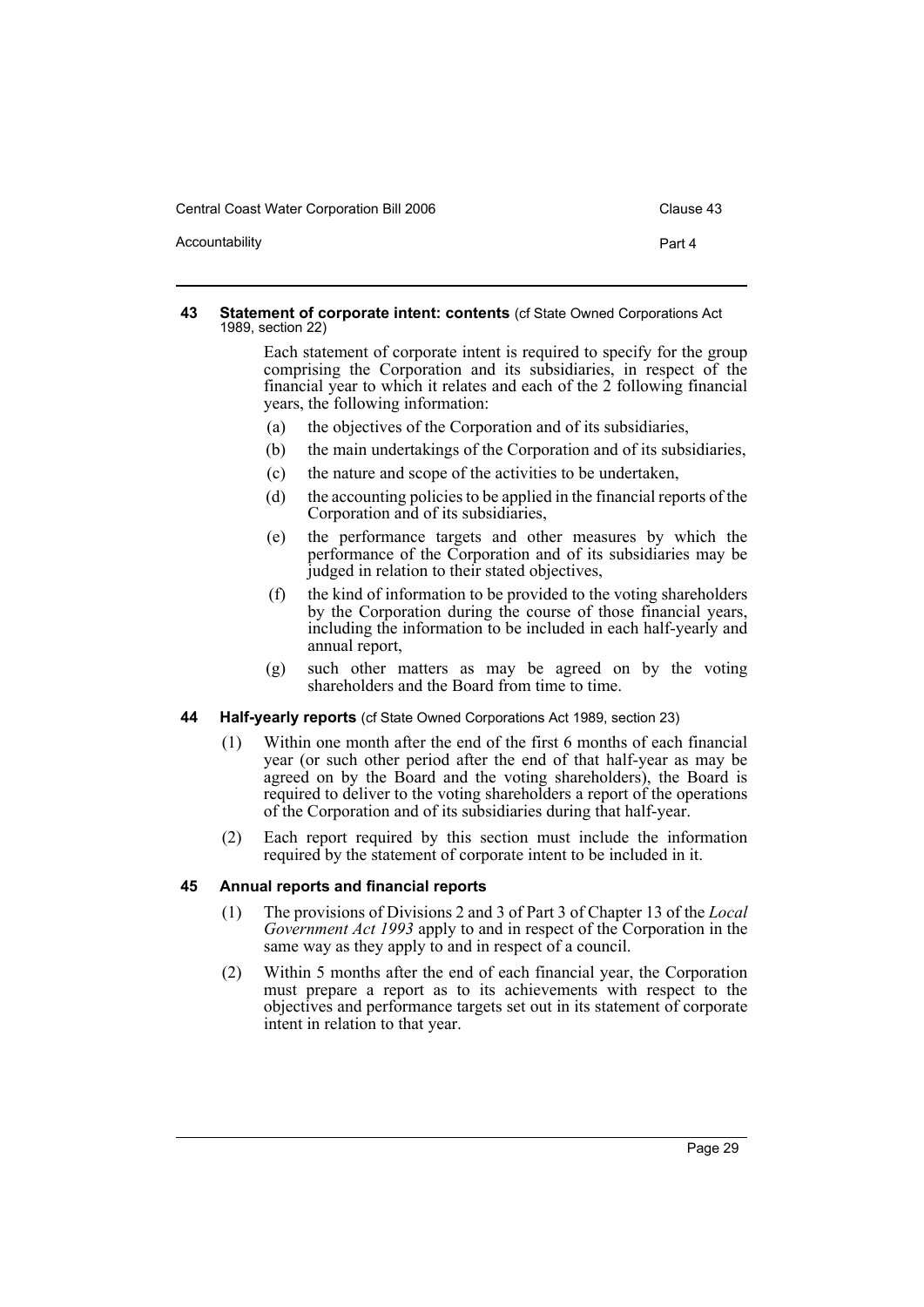#### 43 Statement of corporate intent: contents (cf State Owned Corporations Act 1989, section 22)

Each statement of corporate intent is required to specify for the group comprising the Corporation and its subsidiaries, in respect of the financial year to which it relates and each of the 2 following financial years, the following information:

- (a) the objectives of the Corporation and of its subsidiaries,
- (b) the main undertakings of the Corporation and of its subsidiaries,
- (c) the nature and scope of the activities to be undertaken,
- (d) the accounting policies to be applied in the financial reports of the Corporation and of its subsidiaries,
- (e) the performance targets and other measures by which the performance of the Corporation and of its subsidiaries may be judged in relation to their stated objectives,
- (f) the kind of information to be provided to the voting shareholders by the Corporation during the course of those financial years, including the information to be included in each half-yearly and annual report,
- (g) such other matters as may be agreed on by the voting shareholders and the Board from time to time.

#### 44 Half-yearly reports (cf State Owned Corporations Act 1989, section 23)

(1) Within one month after the end of the first 6 months of each financial year (or such other period after the end of that half-year as may be agreed on by the Board and the voting shareholders), the Board is required to deliver to the voting shareholders a report of the operations of the Corporation and of its subsidiaries during that half-year.

(2) Each report required by this section must include the information required by the statement of corporate intent to be included in it.

#### 45 Annual reports and financial reports

(1) The provisions of Divisions 2 and 3 of Part 3 of Chapter 13 of the *Local Government Act 1993* apply to and in respect of the Corporation in the same way as they apply to and in respect of a council.

(2) Within 5 months after the end of each financial year, the Corporation must prepare a report as to its achievements with respect to the objectives and performance targets set out in its statement of corporate intent in relation to that year.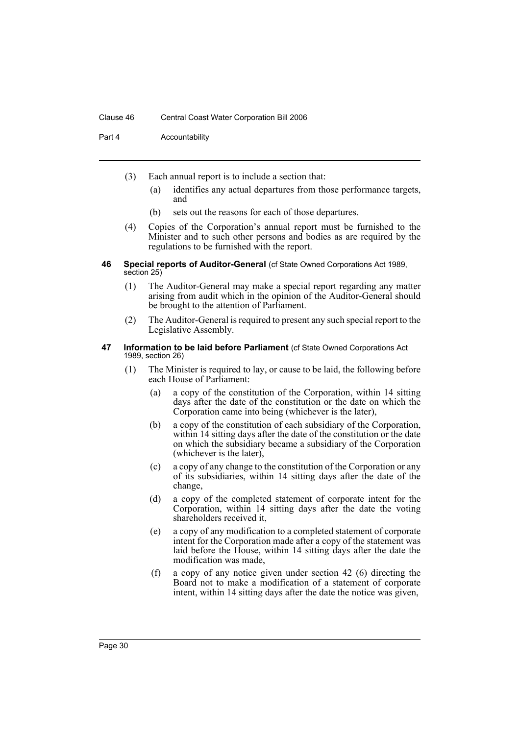(3) Each annual report is to include a section that:

(a) identifies any actual departures from those performance targets, and

(b) sets out the reasons for each of those departures.

(4) Copies of the Corporation's annual report must be furnished to the Minister and to such other persons and bodies as are required by the regulations to be furnished with the report.

**46 Special reports of Auditor-General** (cf State Owned Corporations Act 1989, section 25)

(1) The Auditor-General may make a special report regarding any matter arising from audit which in the opinion of the Auditor-General should be brought to the attention of Parliament.

(2) The Auditor-General is required to present any such special report to the Legislative Assembly.

**47 Information to be laid before Parliament** (cf State Owned Corporations Act 1989, section 26)

(1) The Minister is required to lay, or cause to be laid, the following before each House of Parliament:

(a) a copy of the constitution of the Corporation, within 14 sitting days after the date of the constitution or the date on which the Corporation came into being (whichever is the later),

(b) a copy of the constitution of each subsidiary of the Corporation, within 14 sitting days after the date of the constitution or the date on which the subsidiary became a subsidiary of the Corporation (whichever is the later),

(c) a copy of any change to the constitution of the Corporation or any of its subsidiaries, within 14 sitting days after the date of the change,

(d) a copy of the completed statement of corporate intent for the Corporation, within 14 sitting days after the date the voting shareholders received it,

(e) a copy of any modification to a completed statement of corporate intent for the Corporation made after a copy of the statement was laid before the House, within 14 sitting days after the date the modification was made,

(f) a copy of any notice given under section 42 (6) directing the Board not to make a modification of a statement of corporate intent, within 14 sitting days after the date the notice was given,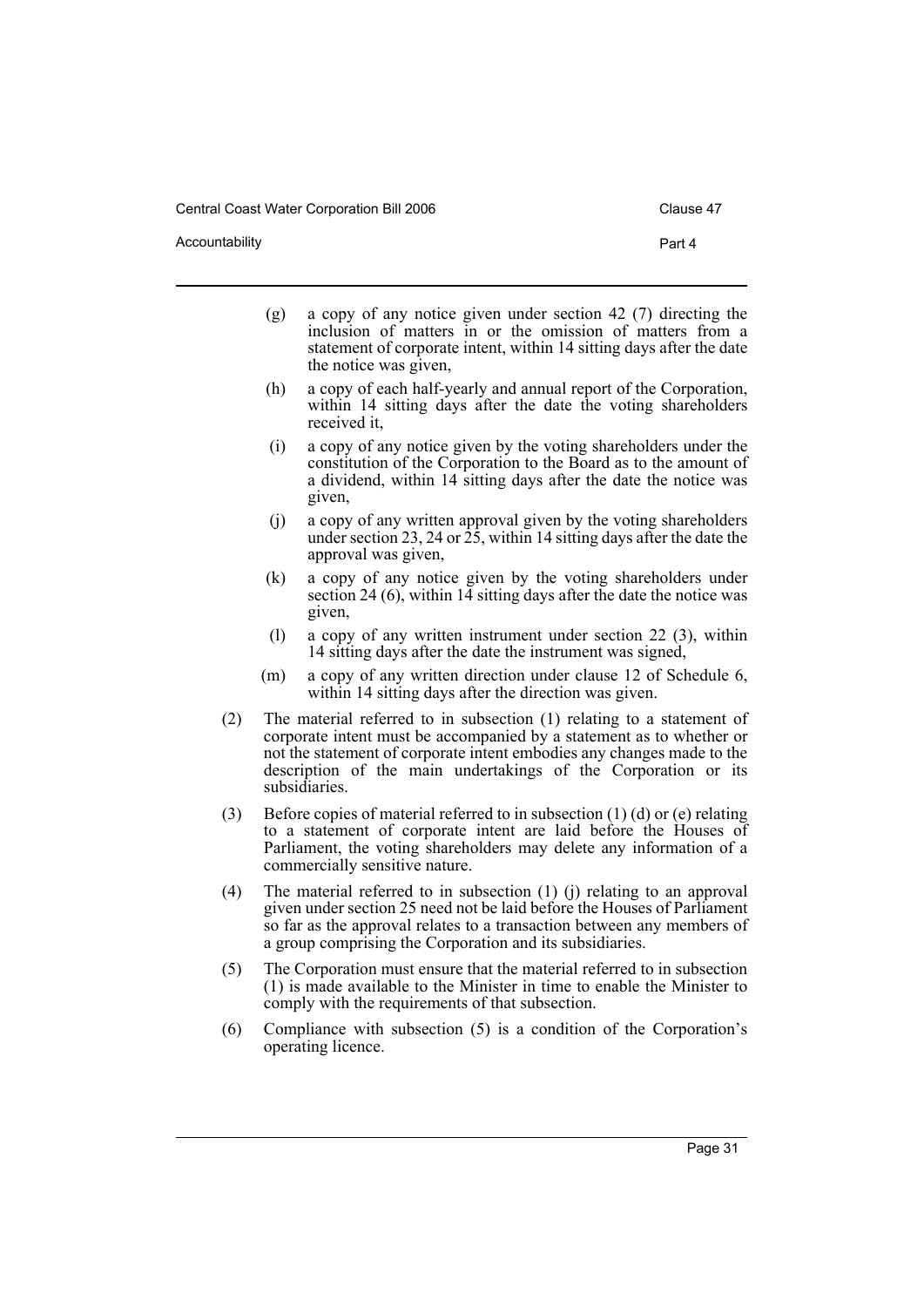(g) a copy of any notice given under section 42 (7) directing the inclusion of matters in or the omission of matters from a statement of corporate intent, within 14 sitting days after the date the notice was given,

(h) a copy of each half-yearly and annual report of the Corporation, within 14 sitting days after the date the voting shareholders received it,

(i) a copy of any notice given by the voting shareholders under the constitution of the Corporation to the Board as to the amount of a dividend, within 14 sitting days after the date the notice was given,

(j) a copy of any written approval given by the voting shareholders under section 23, 24 or 25, within 14 sitting days after the date the approval was given,

(k) a copy of any notice given by the voting shareholders under section 24 (6), within 14 sitting days after the date the notice was given,

(l) a copy of any written instrument under section 22 (3), within 14 sitting days after the date the instrument was signed,

(m) a copy of any written direction under clause 12 of Schedule 6, within 14 sitting days after the direction was given.

(2) The material referred to in subsection (1) relating to a statement of corporate intent must be accompanied by a statement as to whether or not the statement of corporate intent embodies any changes made to the description of the main undertakings of the Corporation or its subsidiaries.

(3) Before copies of material referred to in subsection (1) (d) or (e) relating to a statement of corporate intent are laid before the Houses of Parliament, the voting shareholders may delete any information of a commercially sensitive nature.

(4) The material referred to in subsection (1) (j) relating to an approval given under section 25 need not be laid before the Houses of Parliament so far as the approval relates to a transaction between any members of a group comprising the Corporation and its subsidiaries.

(5) The Corporation must ensure that the material referred to in subsection (1) is made available to the Minister in time to enable the Minister to comply with the requirements of that subsection.

(6) Compliance with subsection (5) is a condition of the Corporation's operating licence.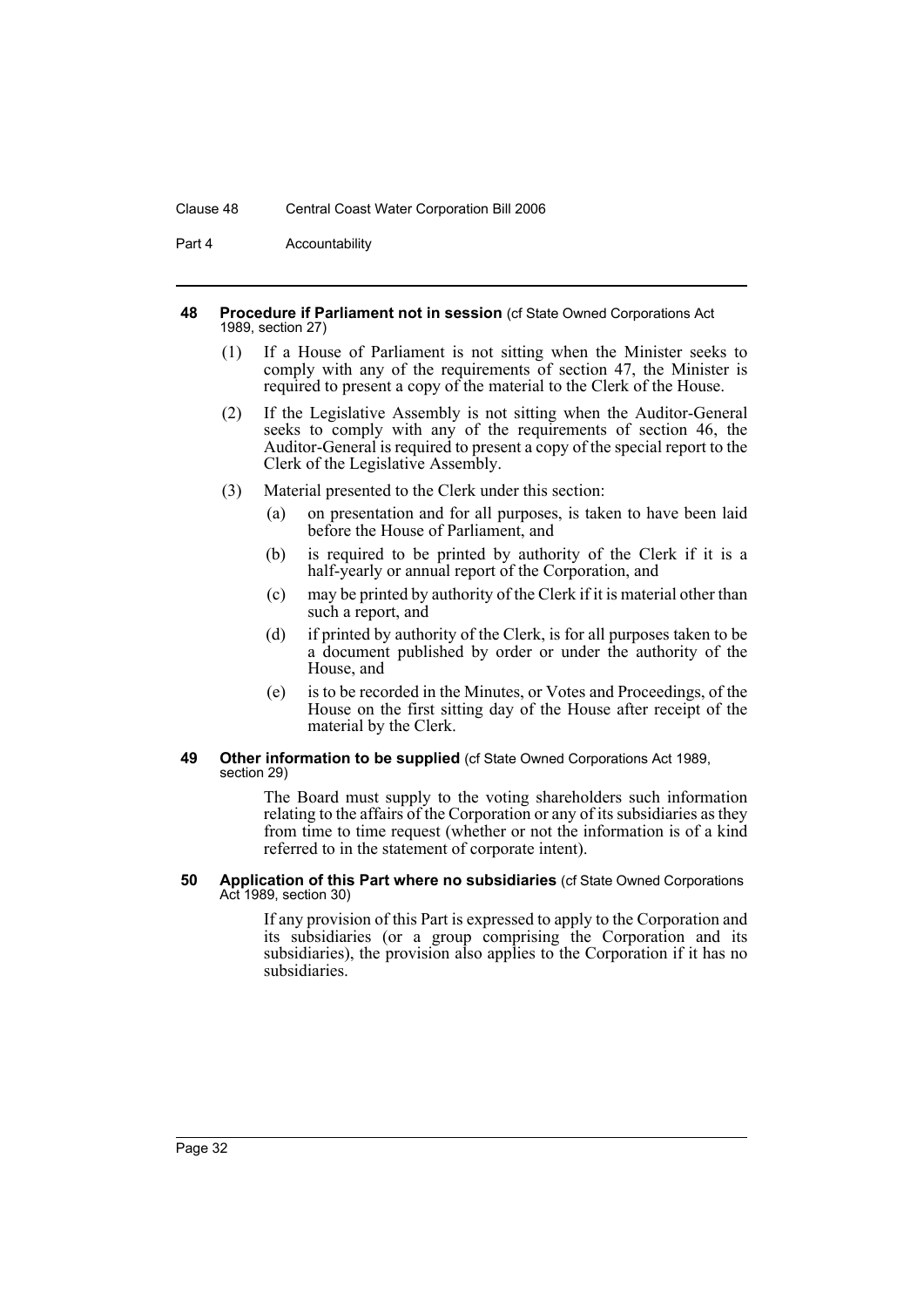#### 48 Procedure if Parliament not in session (cf State Owned Corporations Act 1989, section 27)

(1) If a House of Parliament is not sitting when the Minister seeks to comply with any of the requirements of section 47, the Minister is required to present a copy of the material to the Clerk of the House.

(2) If the Legislative Assembly is not sitting when the Auditor-General seeks to comply with any of the requirements of section 46, the Auditor-General is required to present a copy of the special report to the Clerk of the Legislative Assembly.

(3) Material presented to the Clerk under this section:

(a) on presentation and for all purposes, is taken to have been laid before the House of Parliament, and

(b) is required to be printed by authority of the Clerk if it is a half-yearly or annual report of the Corporation, and

(c) may be printed by authority of the Clerk if it is material other than such a report, and

(d) if printed by authority of the Clerk, is for all purposes taken to be a document published by order or under the authority of the House, and

(e) is to be recorded in the Minutes, or Votes and Proceedings, of the House on the first sitting day of the House after receipt of the material by the Clerk.

#### 49 Other information to be supplied (cf State Owned Corporations Act 1989, section 29)

The Board must supply to the voting shareholders such information relating to the affairs of the Corporation or any of its subsidiaries as they from time to time request (whether or not the information is of a kind referred to in the statement of corporate intent).

#### 50 Application of this Part where no subsidiaries (cf State Owned Corporations Act 1989, section 30)

If any provision of this Part is expressed to apply to the Corporation and its subsidiaries (or a group comprising the Corporation and its subsidiaries), the provision also applies to the Corporation if it has no subsidiaries.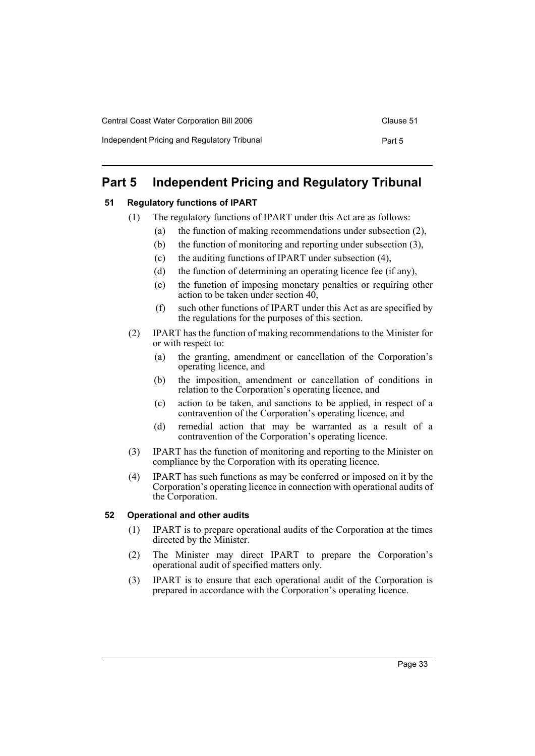# Part 5 Independent Pricing and Regulatory Tribunal

### 51 Regulatory functions of IPART

(1) The regulatory functions of IPART under this Act are as follows:

- (a) the function of making recommendations under subsection (2),
- (b) the function of monitoring and reporting under subsection (3),
- (c) the auditing functions of IPART under subsection (4),
- (d) the function of determining an operating licence fee (if any),
- (e) the function of imposing monetary penalties or requiring other action to be taken under section 40,
- (f) such other functions of IPART under this Act as are specified by the regulations for the purposes of this section.

(2) IPART has the function of making recommendations to the Minister for or with respect to:

- (a) the granting, amendment or cancellation of the Corporation's operating licence, and
- (b) the imposition, amendment or cancellation of conditions in relation to the Corporation's operating licence, and
- (c) action to be taken, and sanctions to be applied, in respect of a contravention of the Corporation's operating licence, and
- (d) remedial action that may be warranted as a result of a contravention of the Corporation's operating licence.

(3) IPART has the function of monitoring and reporting to the Minister on compliance by the Corporation with its operating licence.

(4) IPART has such functions as may be conferred or imposed on it by the Corporation's operating licence in connection with operational audits of the Corporation.

### 52 Operational and other audits

(1) IPART is to prepare operational audits of the Corporation at the times directed by the Minister.

(2) The Minister may direct IPART to prepare the Corporation's operational audit of specified matters only.

(3) IPART is to ensure that each operational audit of the Corporation is prepared in accordance with the Corporation's operating licence.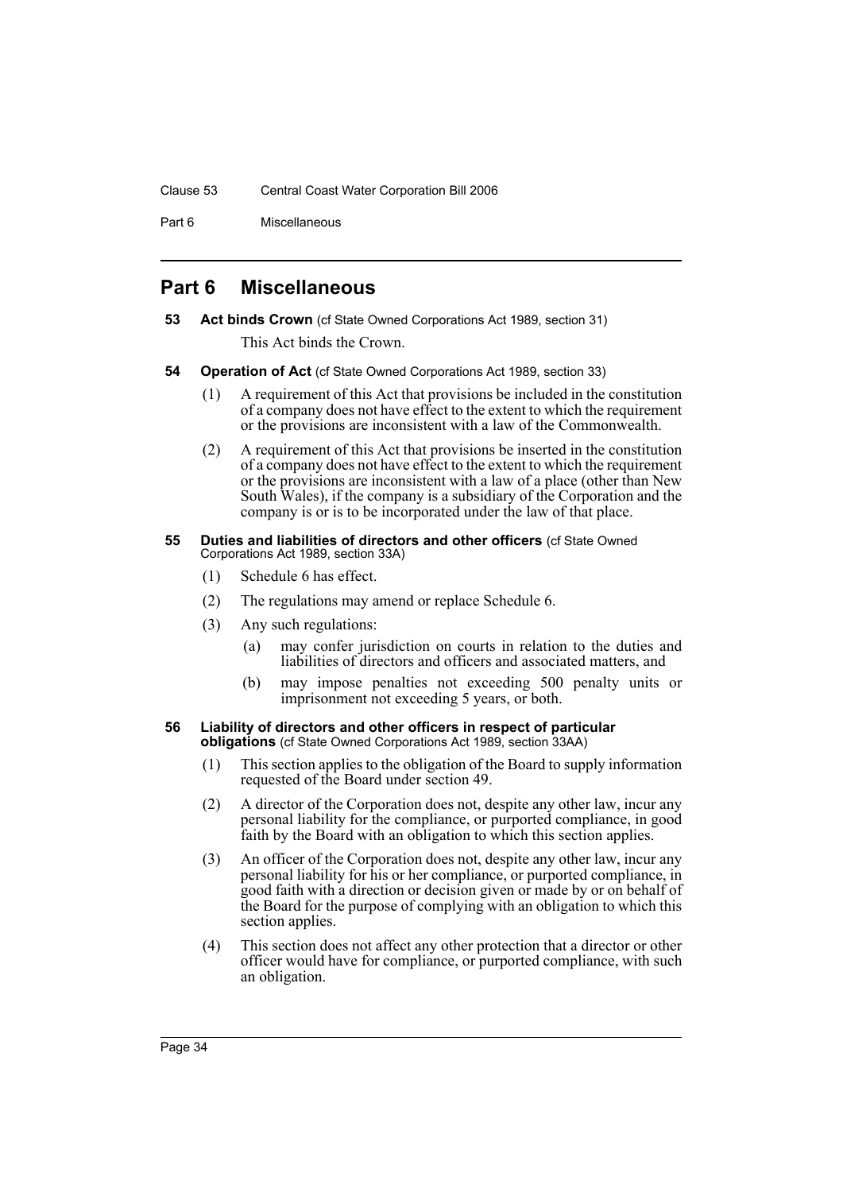# Part 6 Miscellaneous

**53 Act binds Crown** (cf State Owned Corporations Act 1989, section 31)

This Act binds the Crown.

**54 Operation of Act** (cf State Owned Corporations Act 1989, section 33)

(1) A requirement of this Act that provisions be included in the constitution of a company does not have effect to the extent to which the requirement or the provisions are inconsistent with a law of the Commonwealth.

(2) A requirement of this Act that provisions be inserted in the constitution of a company does not have effect to the extent to which the requirement or the provisions are inconsistent with a law of a place (other than New South Wales), if the company is a subsidiary of the Corporation and the company is or is to be incorporated under the law of that place.

**55 Duties and liabilities of directors and other officers** (cf State Owned Corporations Act 1989, section 33A)

(1) Schedule 6 has effect.

(2) The regulations may amend or replace Schedule 6.

(3) Any such regulations:

(a) may confer jurisdiction on courts in relation to the duties and liabilities of directors and officers and associated matters, and

(b) may impose penalties not exceeding 500 penalty units or imprisonment not exceeding 5 years, or both.

**56 Liability of directors and other officers in respect of particular obligations** (cf State Owned Corporations Act 1989, section 33AA)

(1) This section applies to the obligation of the Board to supply information requested of the Board under section 49.

(2) A director of the Corporation does not, despite any other law, incur any personal liability for the compliance, or purported compliance, in good faith by the Board with an obligation to which this section applies.

(3) An officer of the Corporation does not, despite any other law, incur any personal liability for his or her compliance, or purported compliance, in good faith with a direction or decision given or made by or on behalf of the Board for the purpose of complying with an obligation to which this section applies.

(4) This section does not affect any other protection that a director or other officer would have for compliance, or purported compliance, with such an obligation.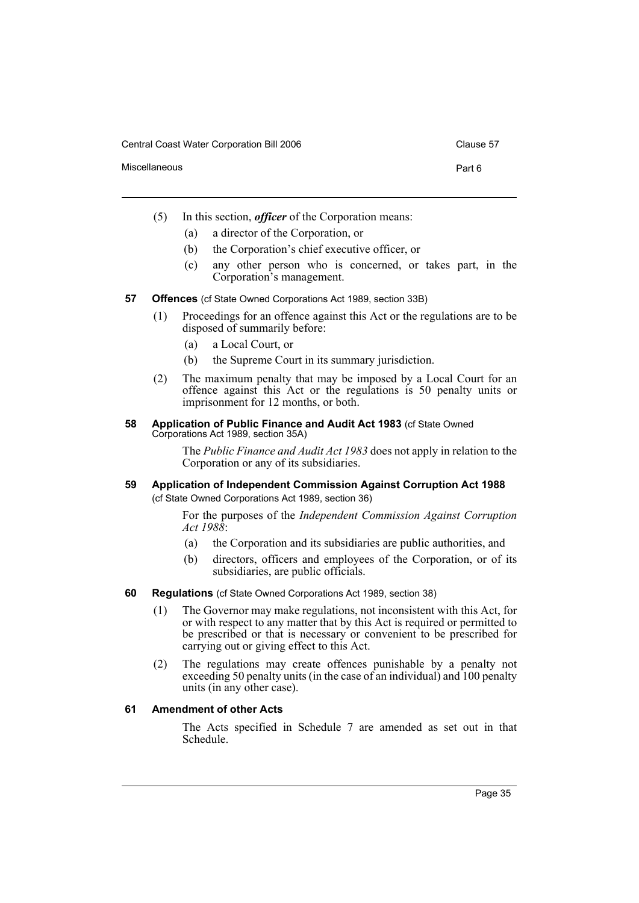(5) In this section, ***officer*** of the Corporation means:

(a) a director of the Corporation, or

(b) the Corporation's chief executive officer, or

(c) any other person who is concerned, or takes part, in the Corporation's management.

### 57 Offences (cf State Owned Corporations Act 1989, section 33B)

(1) Proceedings for an offence against this Act or the regulations are to be disposed of summarily before:

(a) a Local Court, or

(b) the Supreme Court in its summary jurisdiction.

(2) The maximum penalty that may be imposed by a Local Court for an offence against this Act or the regulations is 50 penalty units or imprisonment for 12 months, or both.

### 58 Application of Public Finance and Audit Act 1983 (cf State Owned Corporations Act 1989, section 35A)

The *Public Finance and Audit Act 1983* does not apply in relation to the Corporation or any of its subsidiaries.

### 59 Application of Independent Commission Against Corruption Act 1988 (cf State Owned Corporations Act 1989, section 36)

For the purposes of the *Independent Commission Against Corruption Act 1988*:

(a) the Corporation and its subsidiaries are public authorities, and

(b) directors, officers and employees of the Corporation, or of its subsidiaries, are public officials.

### 60 Regulations (cf State Owned Corporations Act 1989, section 38)

(1) The Governor may make regulations, not inconsistent with this Act, for or with respect to any matter that by this Act is required or permitted to be prescribed or that is necessary or convenient to be prescribed for carrying out or giving effect to this Act.

(2) The regulations may create offences punishable by a penalty not exceeding 50 penalty units (in the case of an individual) and 100 penalty units (in any other case).

### 61 Amendment of other Acts

The Acts specified in Schedule 7 are amended as set out in that Schedule.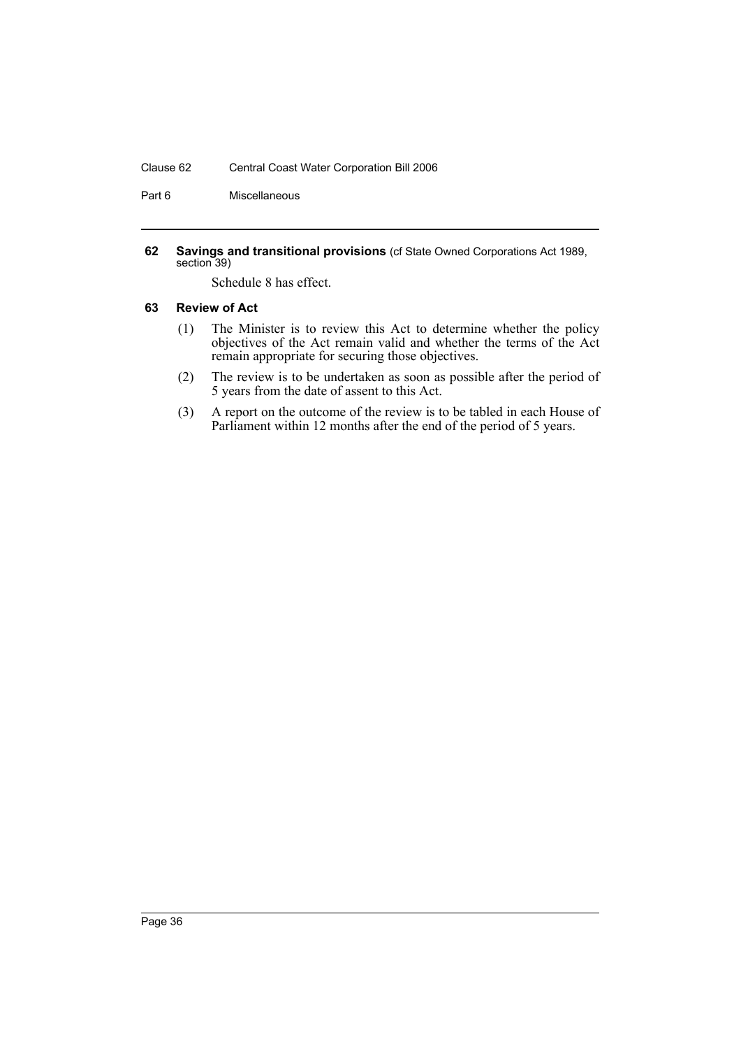#### 62 Savings and transitional provisions (cf State Owned Corporations Act 1989, section 39)

Schedule 8 has effect.

#### 63 Review of Act

(1) The Minister is to review this Act to determine whether the policy objectives of the Act remain valid and whether the terms of the Act remain appropriate for securing those objectives.

(2) The review is to be undertaken as soon as possible after the period of 5 years from the date of assent to this Act.

(3) A report on the outcome of the review is to be tabled in each House of Parliament within 12 months after the end of the period of 5 years.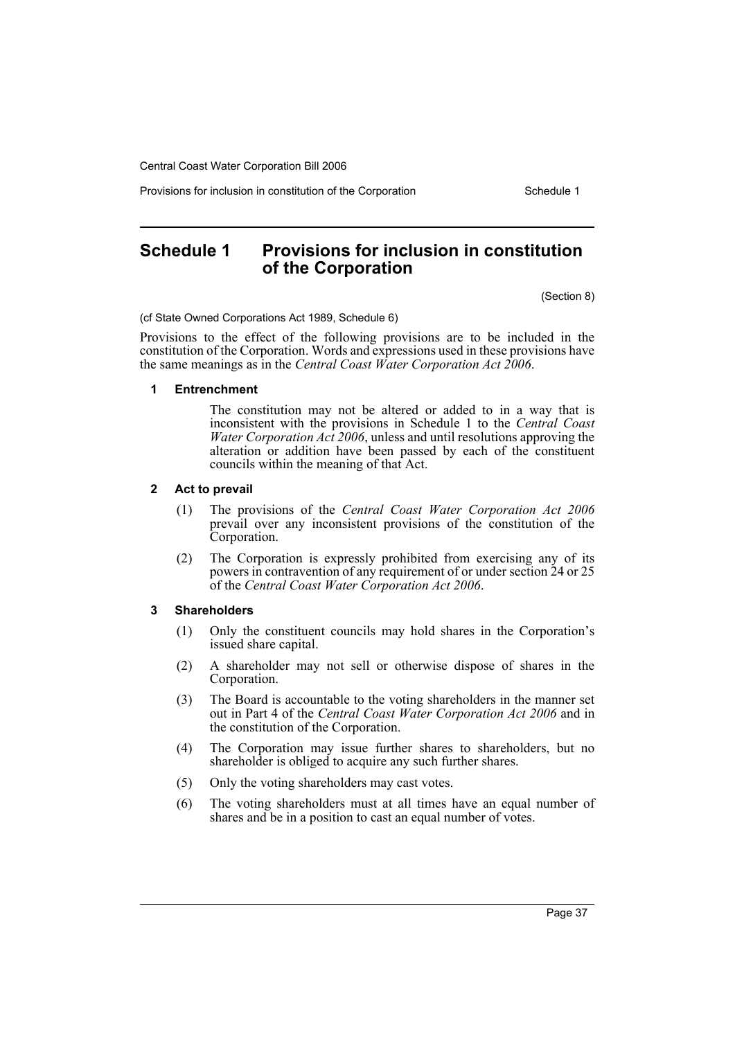# Schedule 1 Provisions for inclusion in constitution of the Corporation

(Section 8)

(cf State Owned Corporations Act 1989, Schedule 6)

Provisions to the effect of the following provisions are to be included in the constitution of the Corporation. Words and expressions used in these provisions have the same meanings as in the *Central Coast Water Corporation Act 2006*.

**1 Entrenchment**

The constitution may not be altered or added to in a way that is inconsistent with the provisions in Schedule 1 to the *Central Coast Water Corporation Act 2006*, unless and until resolutions approving the alteration or addition have been passed by each of the constituent councils within the meaning of that Act.

**2 Act to prevail**

(1) The provisions of the *Central Coast Water Corporation Act 2006* prevail over any inconsistent provisions of the constitution of the Corporation.

(2) The Corporation is expressly prohibited from exercising any of its powers in contravention of any requirement of or under section 24 or 25 of the *Central Coast Water Corporation Act 2006*.

**3 Shareholders**

(1) Only the constituent councils may hold shares in the Corporation's issued share capital.

(2) A shareholder may not sell or otherwise dispose of shares in the Corporation.

(3) The Board is accountable to the voting shareholders in the manner set out in Part 4 of the *Central Coast Water Corporation Act 2006* and in the constitution of the Corporation.

(4) The Corporation may issue further shares to shareholders, but no shareholder is obliged to acquire any such further shares.

(5) Only the voting shareholders may cast votes.

(6) The voting shareholders must at all times have an equal number of shares and be in a position to cast an equal number of votes.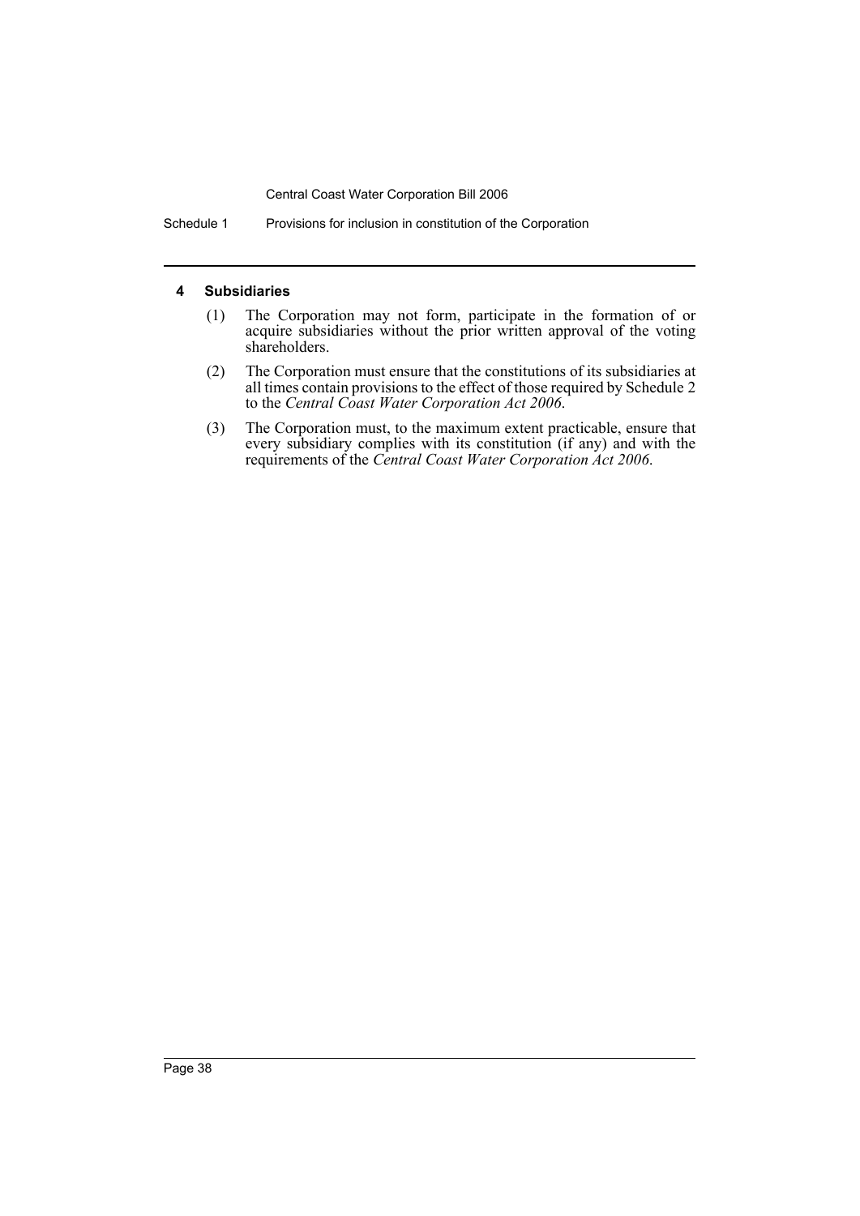#### 4 Subsidiaries

(1) The Corporation may not form, participate in the formation of or acquire subsidiaries without the prior written approval of the voting shareholders.

(2) The Corporation must ensure that the constitutions of its subsidiaries at all times contain provisions to the effect of those required by Schedule 2 to the *Central Coast Water Corporation Act 2006*.

(3) The Corporation must, to the maximum extent practicable, ensure that every subsidiary complies with its constitution (if any) and with the requirements of the *Central Coast Water Corporation Act 2006*.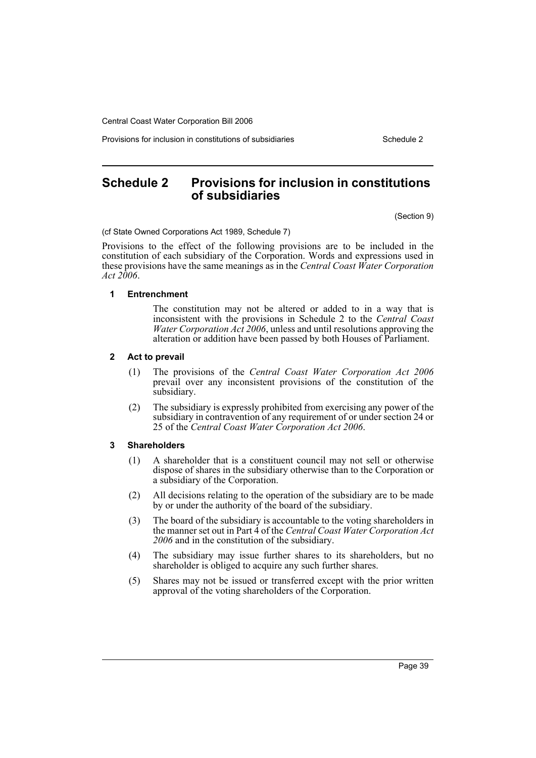# Schedule 2 Provisions for inclusion in constitutions of subsidiaries

(Section 9)

(cf State Owned Corporations Act 1989, Schedule 7)

Provisions to the effect of the following provisions are to be included in the constitution of each subsidiary of the Corporation. Words and expressions used in these provisions have the same meanings as in the *Central Coast Water Corporation Act 2006*.

### 1 Entrenchment

The constitution may not be altered or added to in a way that is inconsistent with the provisions in Schedule 2 to the *Central Coast Water Corporation Act 2006*, unless and until resolutions approving the alteration or addition have been passed by both Houses of Parliament.

### 2 Act to prevail

(1) The provisions of the *Central Coast Water Corporation Act 2006* prevail over any inconsistent provisions of the constitution of the subsidiary.

(2) The subsidiary is expressly prohibited from exercising any power of the subsidiary in contravention of any requirement of or under section 24 or 25 of the *Central Coast Water Corporation Act 2006*.

### 3 Shareholders

(1) A shareholder that is a constituent council may not sell or otherwise dispose of shares in the subsidiary otherwise than to the Corporation or a subsidiary of the Corporation.

(2) All decisions relating to the operation of the subsidiary are to be made by or under the authority of the board of the subsidiary.

(3) The board of the subsidiary is accountable to the voting shareholders in the manner set out in Part 4 of the *Central Coast Water Corporation Act 2006* and in the constitution of the subsidiary.

(4) The subsidiary may issue further shares to its shareholders, but no shareholder is obliged to acquire any such further shares.

(5) Shares may not be issued or transferred except with the prior written approval of the voting shareholders of the Corporation.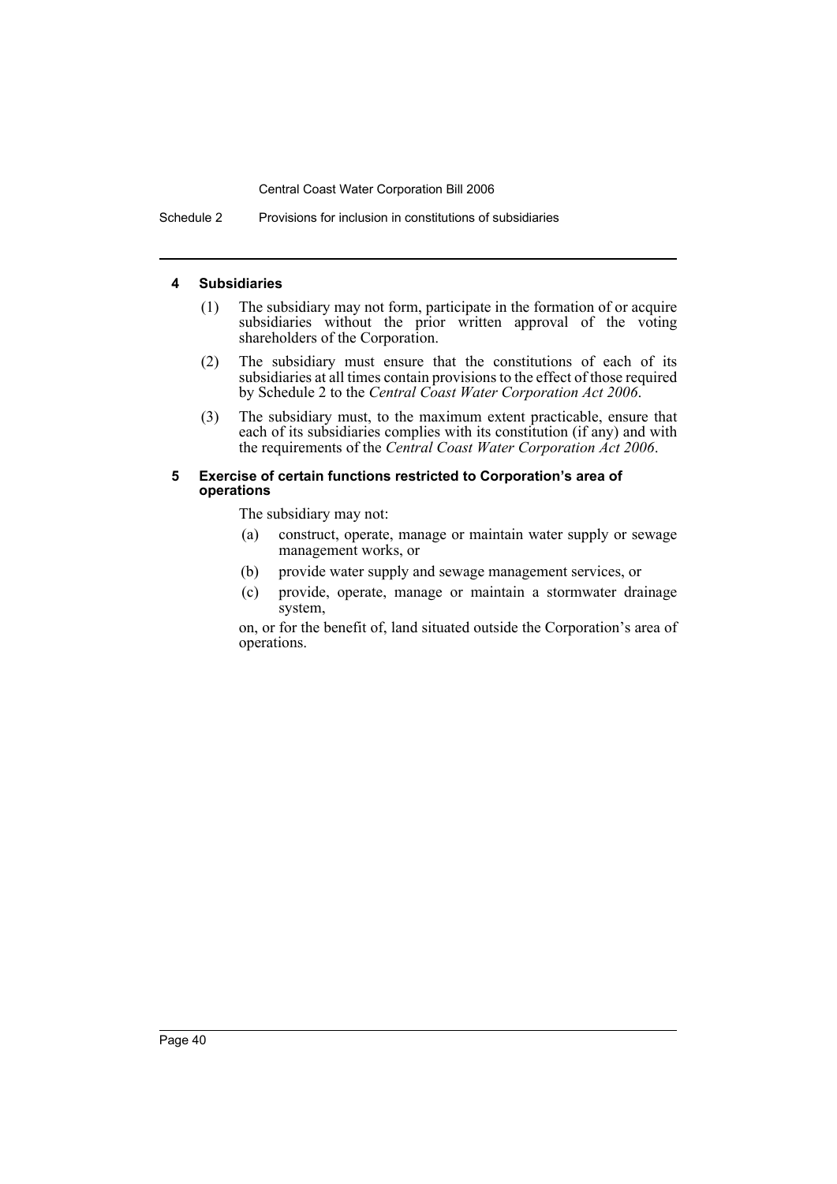#### 4 Subsidiaries

(1) The subsidiary may not form, participate in the formation of or acquire subsidiaries without the prior written approval of the voting shareholders of the Corporation.

(2) The subsidiary must ensure that the constitutions of each of its subsidiaries at all times contain provisions to the effect of those required by Schedule 2 to the *Central Coast Water Corporation Act 2006*.

(3) The subsidiary must, to the maximum extent practicable, ensure that each of its subsidiaries complies with its constitution (if any) and with the requirements of the *Central Coast Water Corporation Act 2006*.

#### 5 Exercise of certain functions restricted to Corporation's area of operations

The subsidiary may not:

(a) construct, operate, manage or maintain water supply or sewage management works, or

(b) provide water supply and sewage management services, or

(c) provide, operate, manage or maintain a stormwater drainage system,

on, or for the benefit of, land situated outside the Corporation's area of operations.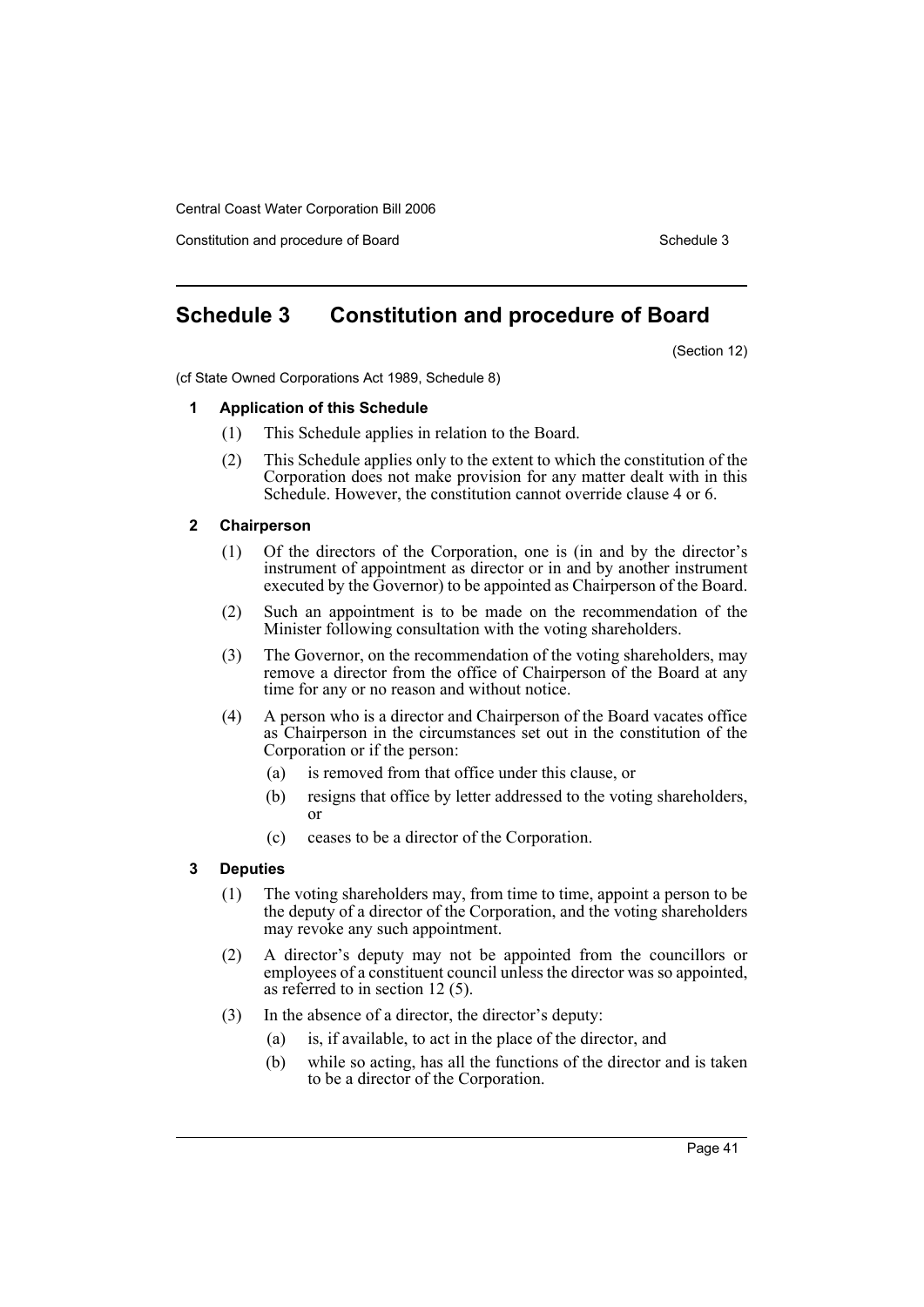# Schedule 3 Constitution and procedure of Board

(Section 12)

(cf State Owned Corporations Act 1989, Schedule 8)

### 1 Application of this Schedule

(1) This Schedule applies in relation to the Board.

(2) This Schedule applies only to the extent to which the constitution of the Corporation does not make provision for any matter dealt with in this Schedule. However, the constitution cannot override clause 4 or 6.

### 2 Chairperson

(1) Of the directors of the Corporation, one is (in and by the director's instrument of appointment as director or in and by another instrument executed by the Governor) to be appointed as Chairperson of the Board.

(2) Such an appointment is to be made on the recommendation of the Minister following consultation with the voting shareholders.

(3) The Governor, on the recommendation of the voting shareholders, may remove a director from the office of Chairperson of the Board at any time for any or no reason and without notice.

(4) A person who is a director and Chairperson of the Board vacates office as Chairperson in the circumstances set out in the constitution of the Corporation or if the person:

- (a) is removed from that office under this clause, or
- (b) resigns that office by letter addressed to the voting shareholders, or
- (c) ceases to be a director of the Corporation.

### 3 Deputies

(1) The voting shareholders may, from time to time, appoint a person to be the deputy of a director of the Corporation, and the voting shareholders may revoke any such appointment.

(2) A director's deputy may not be appointed from the councillors or employees of a constituent council unless the director was so appointed, as referred to in section 12 (5).

(3) In the absence of a director, the director's deputy:

- (a) is, if available, to act in the place of the director, and
- (b) while so acting, has all the functions of the director and is taken to be a director of the Corporation.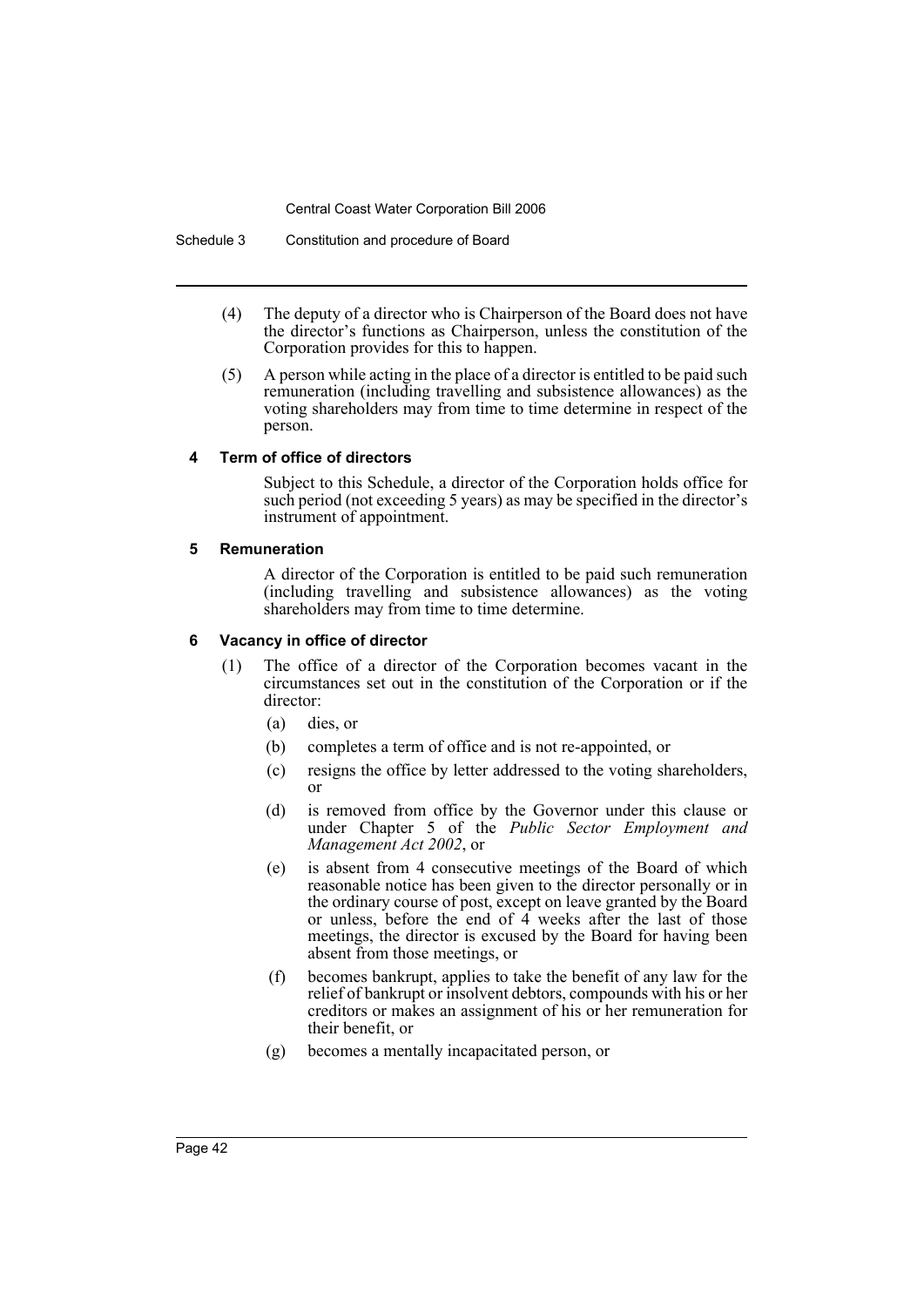(4) The deputy of a director who is Chairperson of the Board does not have the director's functions as Chairperson, unless the constitution of the Corporation provides for this to happen.

(5) A person while acting in the place of a director is entitled to be paid such remuneration (including travelling and subsistence allowances) as the voting shareholders may from time to time determine in respect of the person.

### 4 Term of office of directors

Subject to this Schedule, a director of the Corporation holds office for such period (not exceeding 5 years) as may be specified in the director's instrument of appointment.

### 5 Remuneration

A director of the Corporation is entitled to be paid such remuneration (including travelling and subsistence allowances) as the voting shareholders may from time to time determine.

### 6 Vacancy in office of director

(1) The office of a director of the Corporation becomes vacant in the circumstances set out in the constitution of the Corporation or if the director:

(a) dies, or

(b) completes a term of office and is not re-appointed, or

(c) resigns the office by letter addressed to the voting shareholders, or

(d) is removed from office by the Governor under this clause or under Chapter 5 of the *Public Sector Employment and Management Act 2002*, or

(e) is absent from 4 consecutive meetings of the Board of which reasonable notice has been given to the director personally or in the ordinary course of post, except on leave granted by the Board or unless, before the end of 4 weeks after the last of those meetings, the director is excused by the Board for having been absent from those meetings, or

(f) becomes bankrupt, applies to take the benefit of any law for the relief of bankrupt or insolvent debtors, compounds with his or her creditors or makes an assignment of his or her remuneration for their benefit, or

(g) becomes a mentally incapacitated person, or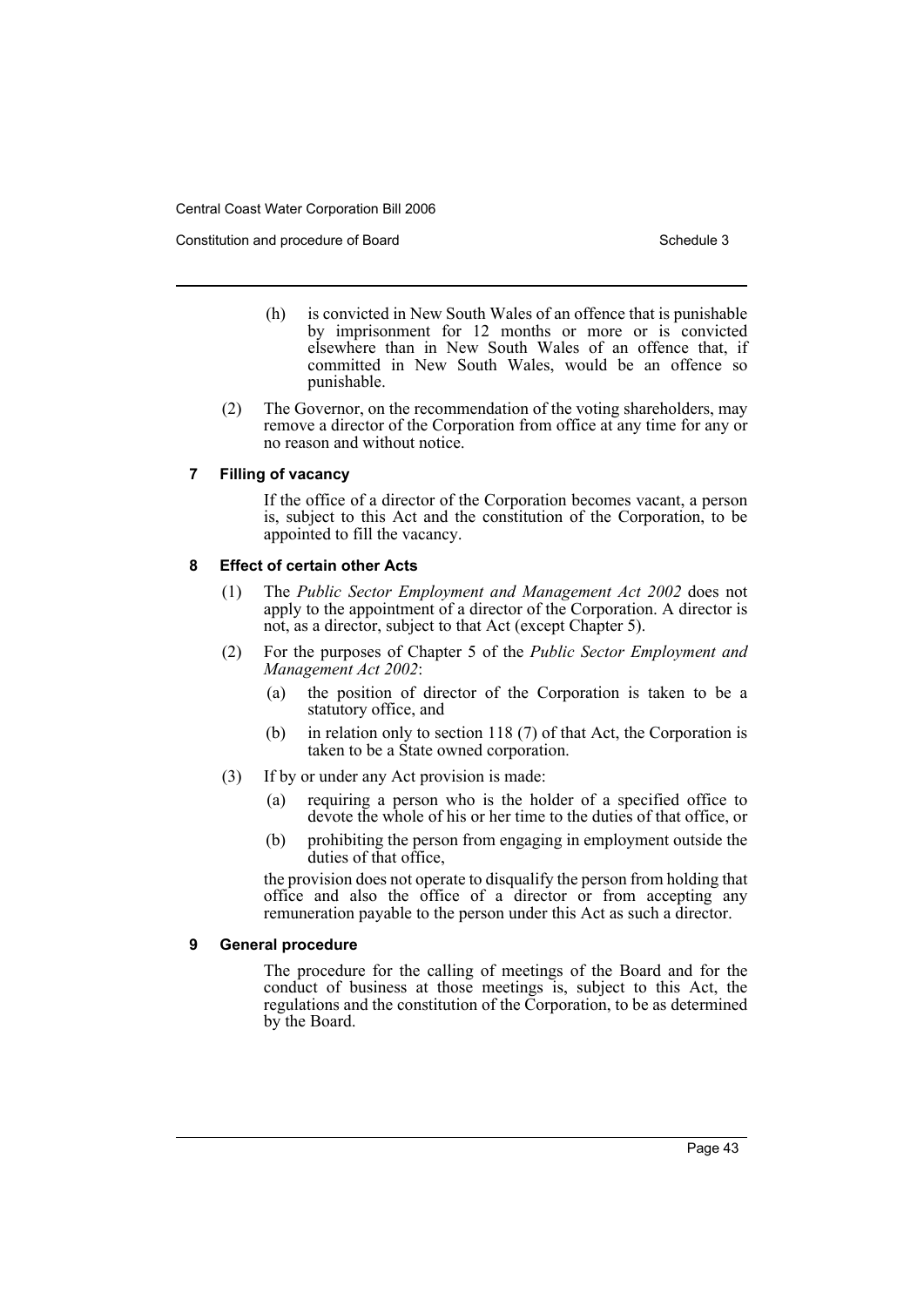(h) is convicted in New South Wales of an offence that is punishable by imprisonment for 12 months or more or is convicted elsewhere than in New South Wales of an offence that, if committed in New South Wales, would be an offence so punishable.

(2) The Governor, on the recommendation of the voting shareholders, may remove a director of the Corporation from office at any time for any or no reason and without notice.

### 7 Filling of vacancy

If the office of a director of the Corporation becomes vacant, a person is, subject to this Act and the constitution of the Corporation, to be appointed to fill the vacancy.

### 8 Effect of certain other Acts

(1) The *Public Sector Employment and Management Act 2002* does not apply to the appointment of a director of the Corporation. A director is not, as a director, subject to that Act (except Chapter 5).

(2) For the purposes of Chapter 5 of the *Public Sector Employment and Management Act 2002*:

- (a) the position of director of the Corporation is taken to be a statutory office, and
- (b) in relation only to section 118 (7) of that Act, the Corporation is taken to be a State owned corporation.

(3) If by or under any Act provision is made:

- (a) requiring a person who is the holder of a specified office to devote the whole of his or her time to the duties of that office, or
- (b) prohibiting the person from engaging in employment outside the duties of that office,

the provision does not operate to disqualify the person from holding that office and also the office of a director or from accepting any remuneration payable to the person under this Act as such a director.

### 9 General procedure

The procedure for the calling of meetings of the Board and for the conduct of business at those meetings is, subject to this Act, the regulations and the constitution of the Corporation, to be as determined by the Board.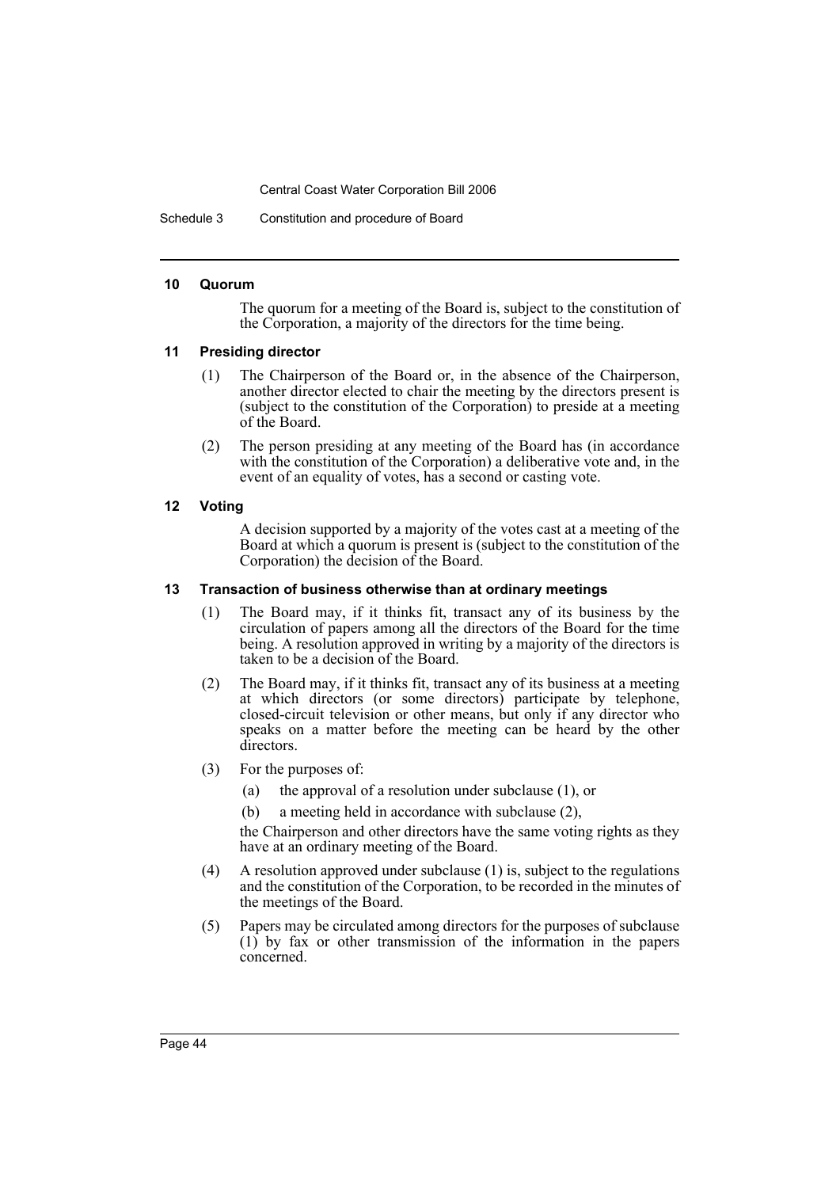#### 10 Quorum

The quorum for a meeting of the Board is, subject to the constitution of the Corporation, a majority of the directors for the time being.

#### 11 Presiding director

(1) The Chairperson of the Board or, in the absence of the Chairperson, another director elected to chair the meeting by the directors present is (subject to the constitution of the Corporation) to preside at a meeting of the Board.

(2) The person presiding at any meeting of the Board has (in accordance with the constitution of the Corporation) a deliberative vote and, in the event of an equality of votes, has a second or casting vote.

#### 12 Voting

A decision supported by a majority of the votes cast at a meeting of the Board at which a quorum is present is (subject to the constitution of the Corporation) the decision of the Board.

#### 13 Transaction of business otherwise than at ordinary meetings

(1) The Board may, if it thinks fit, transact any of its business by the circulation of papers among all the directors of the Board for the time being. A resolution approved in writing by a majority of the directors is taken to be a decision of the Board.

(2) The Board may, if it thinks fit, transact any of its business at a meeting at which directors (or some directors) participate by telephone, closed-circuit television or other means, but only if any director who speaks on a matter before the meeting can be heard by the other directors.

(3) For the purposes of:

(a) the approval of a resolution under subclause (1), or

(b) a meeting held in accordance with subclause (2),

the Chairperson and other directors have the same voting rights as they have at an ordinary meeting of the Board.

(4) A resolution approved under subclause (1) is, subject to the regulations and the constitution of the Corporation, to be recorded in the minutes of the meetings of the Board.

(5) Papers may be circulated among directors for the purposes of subclause (1) by fax or other transmission of the information in the papers concerned.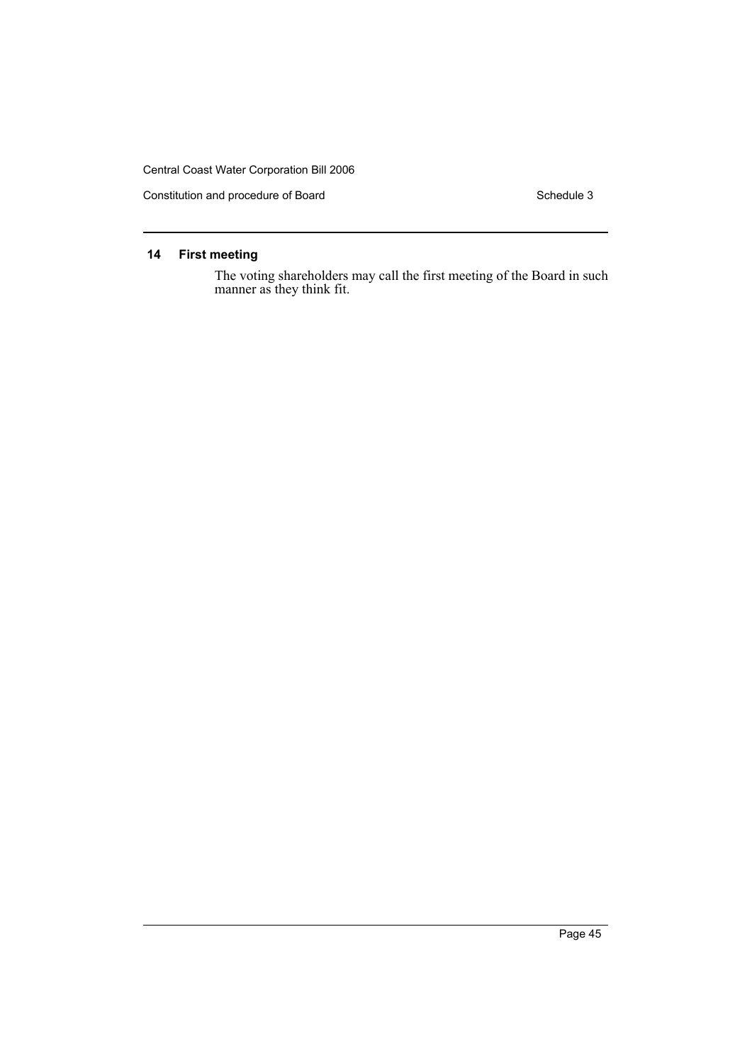### 14 First meeting

The voting shareholders may call the first meeting of the Board in such manner as they think fit.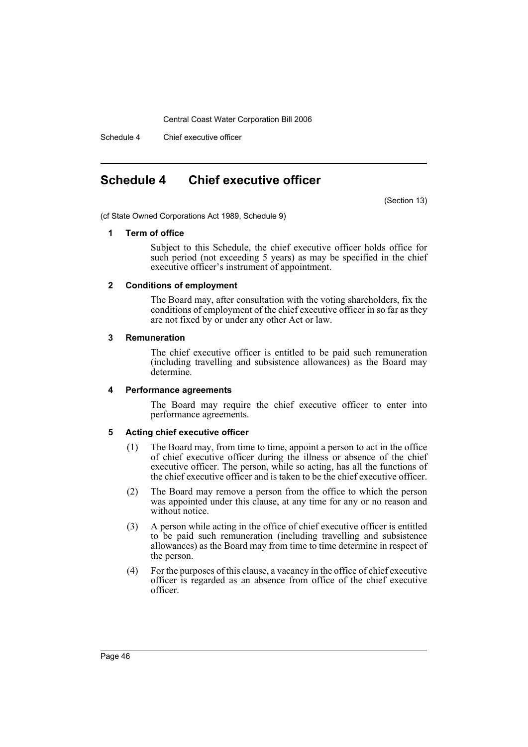# Schedule 4 Chief executive officer

(Section 13)

(cf State Owned Corporations Act 1989, Schedule 9)

#### 1 Term of office

Subject to this Schedule, the chief executive officer holds office for such period (not exceeding 5 years) as may be specified in the chief executive officer's instrument of appointment.

#### 2 Conditions of employment

The Board may, after consultation with the voting shareholders, fix the conditions of employment of the chief executive officer in so far as they are not fixed by or under any other Act or law.

#### 3 Remuneration

The chief executive officer is entitled to be paid such remuneration (including travelling and subsistence allowances) as the Board may determine.

#### 4 Performance agreements

The Board may require the chief executive officer to enter into performance agreements.

#### 5 Acting chief executive officer

(1) The Board may, from time to time, appoint a person to act in the office of chief executive officer during the illness or absence of the chief executive officer. The person, while so acting, has all the functions of the chief executive officer and is taken to be the chief executive officer.

(2) The Board may remove a person from the office to which the person was appointed under this clause, at any time for any or no reason and without notice.

(3) A person while acting in the office of chief executive officer is entitled to be paid such remuneration (including travelling and subsistence allowances) as the Board may from time to time determine in respect of the person.

(4) For the purposes of this clause, a vacancy in the office of chief executive officer is regarded as an absence from office of the chief executive officer.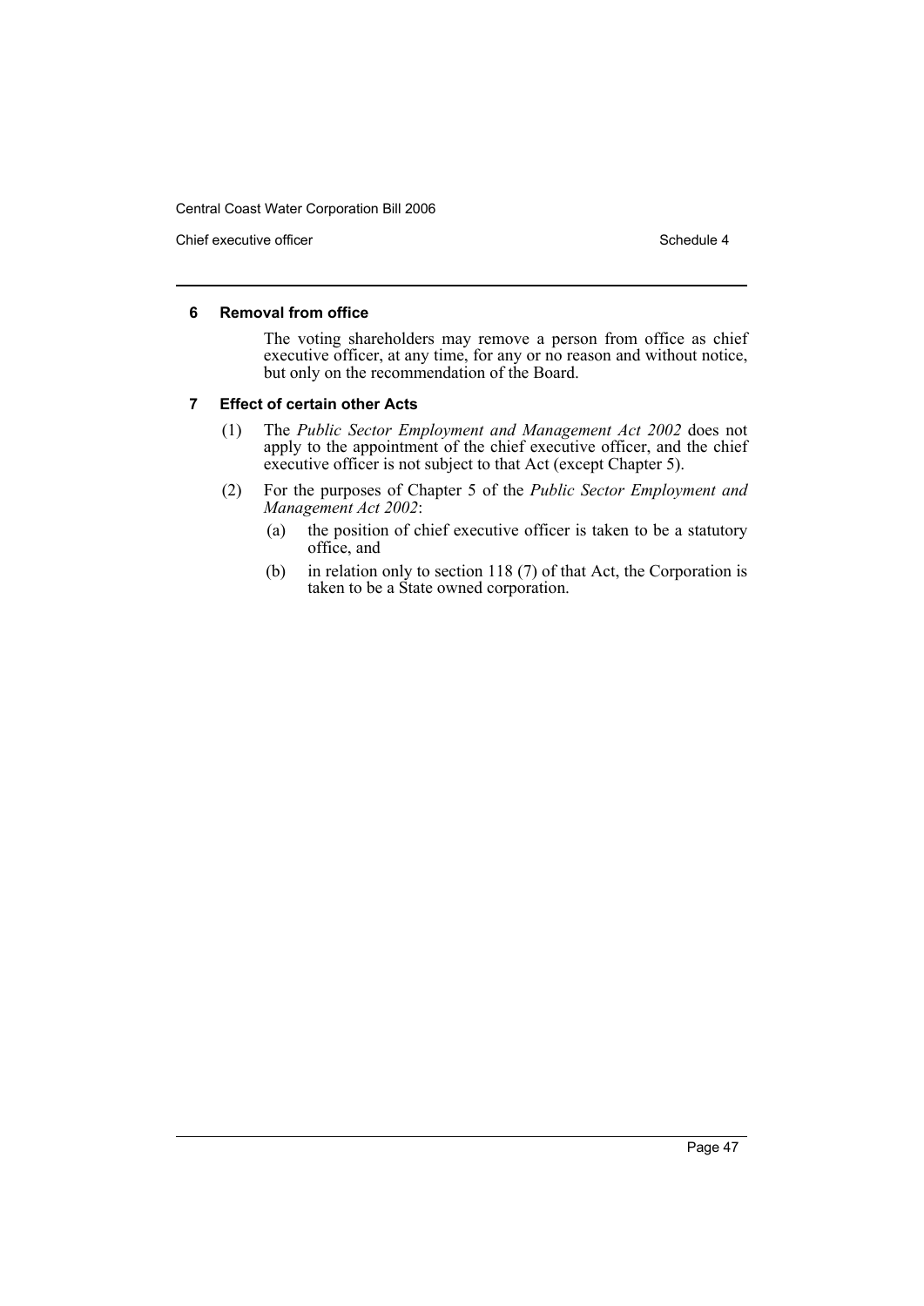#### 6 Removal from office

The voting shareholders may remove a person from office as chief executive officer, at any time, for any or no reason and without notice, but only on the recommendation of the Board.

#### 7 Effect of certain other Acts

(1) The *Public Sector Employment and Management Act 2002* does not apply to the appointment of the chief executive officer, and the chief executive officer is not subject to that Act (except Chapter 5).

(2) For the purposes of Chapter 5 of the *Public Sector Employment and Management Act 2002*:

   (a) the position of chief executive officer is taken to be a statutory office, and

   (b) in relation only to section 118 (7) of that Act, the Corporation is taken to be a State owned corporation.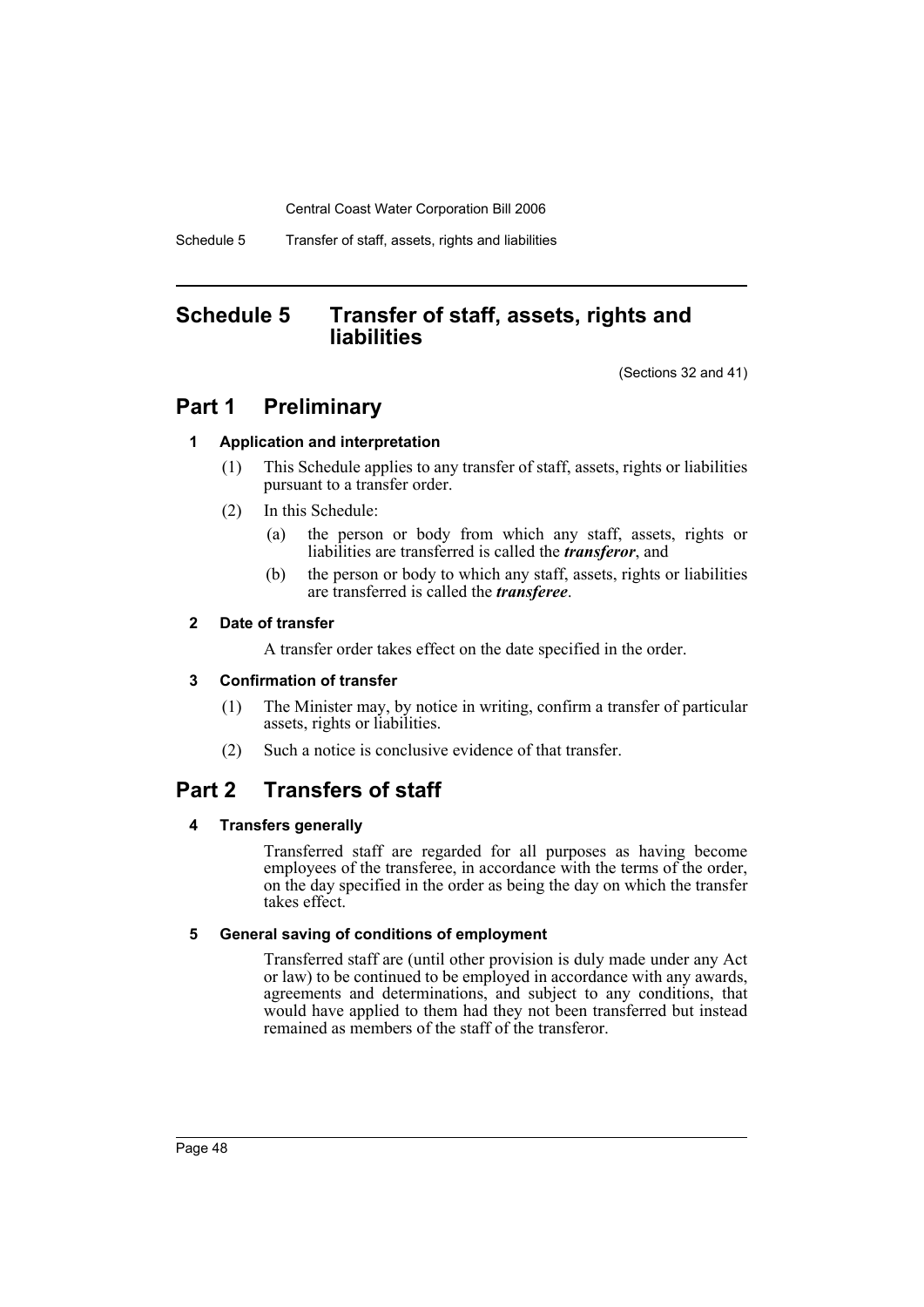# Schedule 5 Transfer of staff, assets, rights and liabilities

(Sections 32 and 41)

## Part 1 Preliminary

### 1 Application and interpretation

(1) This Schedule applies to any transfer of staff, assets, rights or liabilities pursuant to a transfer order.

(2) In this Schedule:

(a) the person or body from which any staff, assets, rights or liabilities are transferred is called the ***transferor***, and

(b) the person or body to which any staff, assets, rights or liabilities are transferred is called the ***transferee***.

### 2 Date of transfer

A transfer order takes effect on the date specified in the order.

### 3 Confirmation of transfer

(1) The Minister may, by notice in writing, confirm a transfer of particular assets, rights or liabilities.

(2) Such a notice is conclusive evidence of that transfer.

## Part 2 Transfers of staff

### 4 Transfers generally

Transferred staff are regarded for all purposes as having become employees of the transferee, in accordance with the terms of the order, on the day specified in the order as being the day on which the transfer takes effect.

### 5 General saving of conditions of employment

Transferred staff are (until other provision is duly made under any Act or law) to be continued to be employed in accordance with any awards, agreements and determinations, and subject to any conditions, that would have applied to them had they not been transferred but instead remained as members of the staff of the transferor.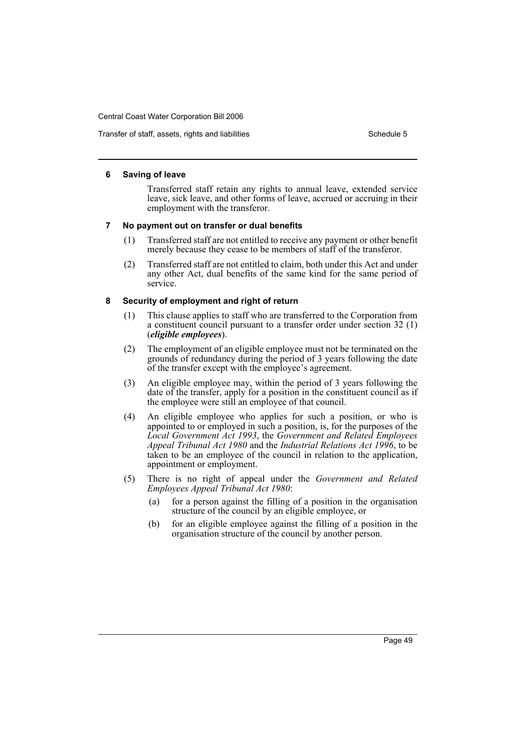#### 6 Saving of leave

Transferred staff retain any rights to annual leave, extended service leave, sick leave, and other forms of leave, accrued or accruing in their employment with the transferor.

#### 7 No payment out on transfer or dual benefits

(1) Transferred staff are not entitled to receive any payment or other benefit merely because they cease to be members of staff of the transferor.

(2) Transferred staff are not entitled to claim, both under this Act and under any other Act, dual benefits of the same kind for the same period of service.

#### 8 Security of employment and right of return

(1) This clause applies to staff who are transferred to the Corporation from a constituent council pursuant to a transfer order under section 32 (1) (***eligible employees***).

(2) The employment of an eligible employee must not be terminated on the grounds of redundancy during the period of 3 years following the date of the transfer except with the employee's agreement.

(3) An eligible employee may, within the period of 3 years following the date of the transfer, apply for a position in the constituent council as if the employee were still an employee of that council.

(4) An eligible employee who applies for such a position, or who is appointed to or employed in such a position, is, for the purposes of the *Local Government Act 1993*, the *Government and Related Employees Appeal Tribunal Act 1980* and the *Industrial Relations Act 1996*, to be taken to be an employee of the council in relation to the application, appointment or employment.

(5) There is no right of appeal under the *Government and Related Employees Appeal Tribunal Act 1980*:

(a) for a person against the filling of a position in the organisation structure of the council by an eligible employee, or

(b) for an eligible employee against the filling of a position in the organisation structure of the council by another person.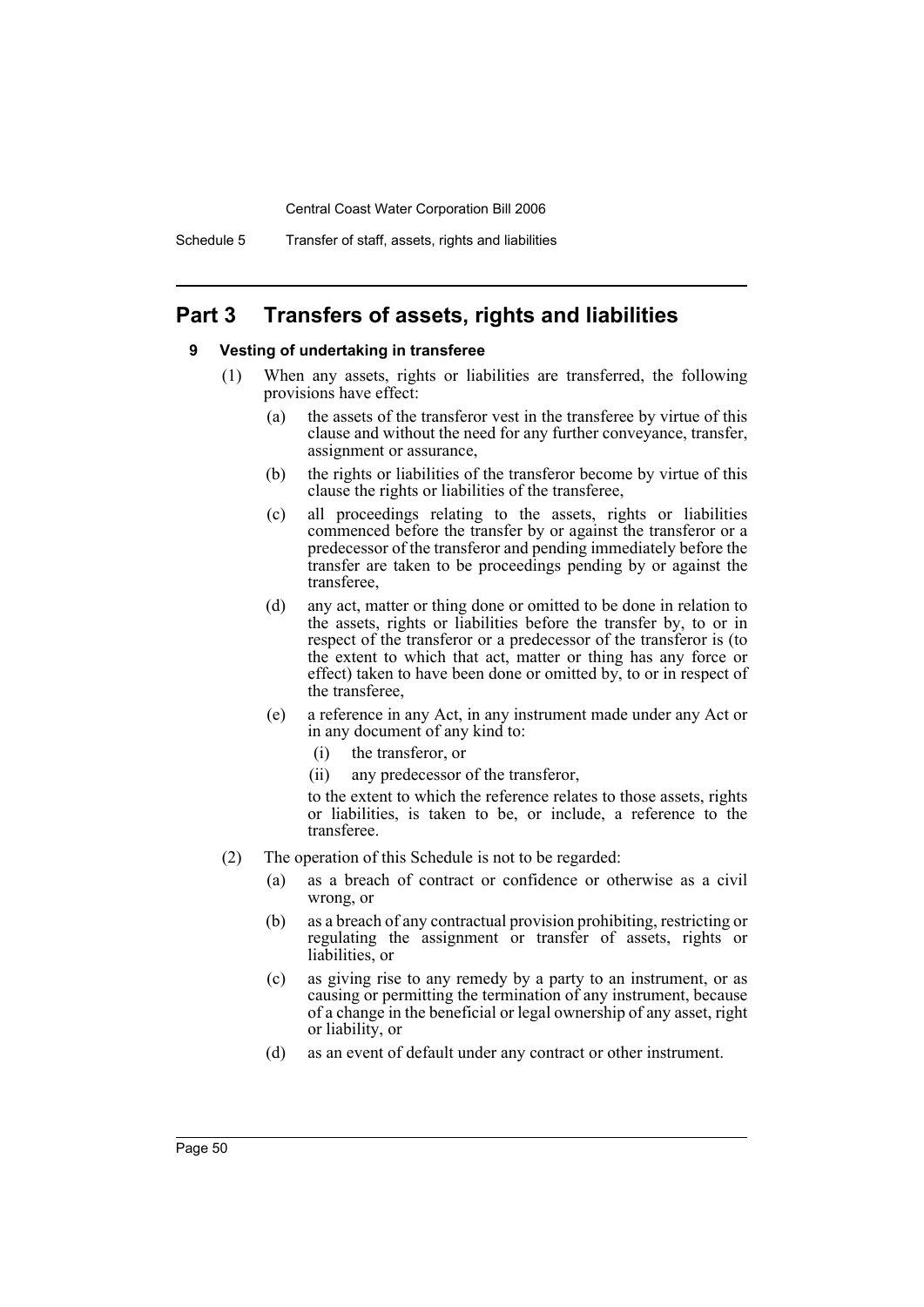## Part 3 Transfers of assets, rights and liabilities

### 9 Vesting of undertaking in transferee

(1) When any assets, rights or liabilities are transferred, the following provisions have effect:

(a) the assets of the transferor vest in the transferee by virtue of this clause and without the need for any further conveyance, transfer, assignment or assurance,

(b) the rights or liabilities of the transferor become by virtue of this clause the rights or liabilities of the transferee,

(c) all proceedings relating to the assets, rights or liabilities commenced before the transfer by or against the transferor or a predecessor of the transferor and pending immediately before the transfer are taken to be proceedings pending by or against the transferee,

(d) any act, matter or thing done or omitted to be done in relation to the assets, rights or liabilities before the transfer by, to or in respect of the transferor or a predecessor of the transferor is (to the extent to which that act, matter or thing has any force or effect) taken to have been done or omitted by, to or in respect of the transferee,

(e) a reference in any Act, in any instrument made under any Act or in any document of any kind to:

(i) the transferor, or

(ii) any predecessor of the transferor,

to the extent to which the reference relates to those assets, rights or liabilities, is taken to be, or include, a reference to the transferee.

(2) The operation of this Schedule is not to be regarded:

(a) as a breach of contract or confidence or otherwise as a civil wrong, or

(b) as a breach of any contractual provision prohibiting, restricting or regulating the assignment or transfer of assets, rights or liabilities, or

(c) as giving rise to any remedy by a party to an instrument, or as causing or permitting the termination of any instrument, because of a change in the beneficial or legal ownership of any asset, right or liability, or

(d) as an event of default under any contract or other instrument.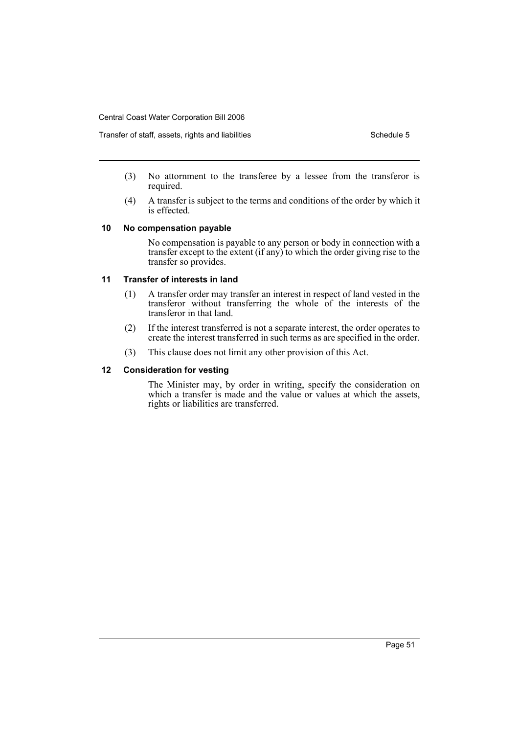(3) No attornment to the transferee by a lessee from the transferor is required.

(4) A transfer is subject to the terms and conditions of the order by which it is effected.

### 10 No compensation payable

No compensation is payable to any person or body in connection with a transfer except to the extent (if any) to which the order giving rise to the transfer so provides.

### 11 Transfer of interests in land

(1) A transfer order may transfer an interest in respect of land vested in the transferor without transferring the whole of the interests of the transferor in that land.

(2) If the interest transferred is not a separate interest, the order operates to create the interest transferred in such terms as are specified in the order.

(3) This clause does not limit any other provision of this Act.

### 12 Consideration for vesting

The Minister may, by order in writing, specify the consideration on which a transfer is made and the value or values at which the assets, rights or liabilities are transferred.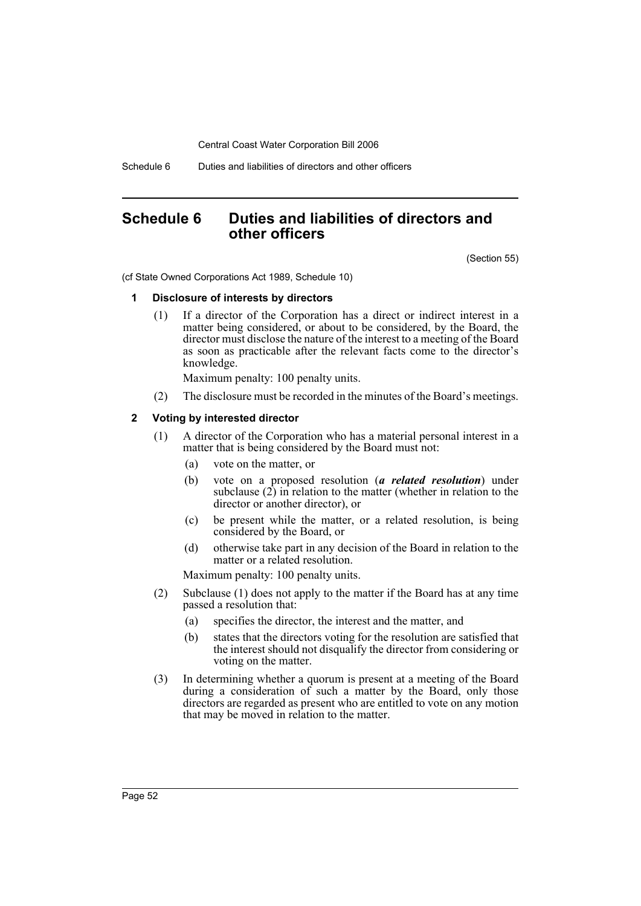# Schedule 6 Duties and liabilities of directors and other officers

(Section 55)

(cf State Owned Corporations Act 1989, Schedule 10)

### 1 Disclosure of interests by directors

(1) If a director of the Corporation has a direct or indirect interest in a matter being considered, or about to be considered, by the Board, the director must disclose the nature of the interest to a meeting of the Board as soon as practicable after the relevant facts come to the director's knowledge.

Maximum penalty: 100 penalty units.

(2) The disclosure must be recorded in the minutes of the Board's meetings.

### 2 Voting by interested director

(1) A director of the Corporation who has a material personal interest in a matter that is being considered by the Board must not:

- (a) vote on the matter, or
- (b) vote on a proposed resolution (***a related resolution***) under subclause (2) in relation to the matter (whether in relation to the director or another director), or
- (c) be present while the matter, or a related resolution, is being considered by the Board, or
- (d) otherwise take part in any decision of the Board in relation to the matter or a related resolution.

Maximum penalty: 100 penalty units.

(2) Subclause (1) does not apply to the matter if the Board has at any time passed a resolution that:

- (a) specifies the director, the interest and the matter, and
- (b) states that the directors voting for the resolution are satisfied that the interest should not disqualify the director from considering or voting on the matter.

(3) In determining whether a quorum is present at a meeting of the Board during a consideration of such a matter by the Board, only those directors are regarded as present who are entitled to vote on any motion that may be moved in relation to the matter.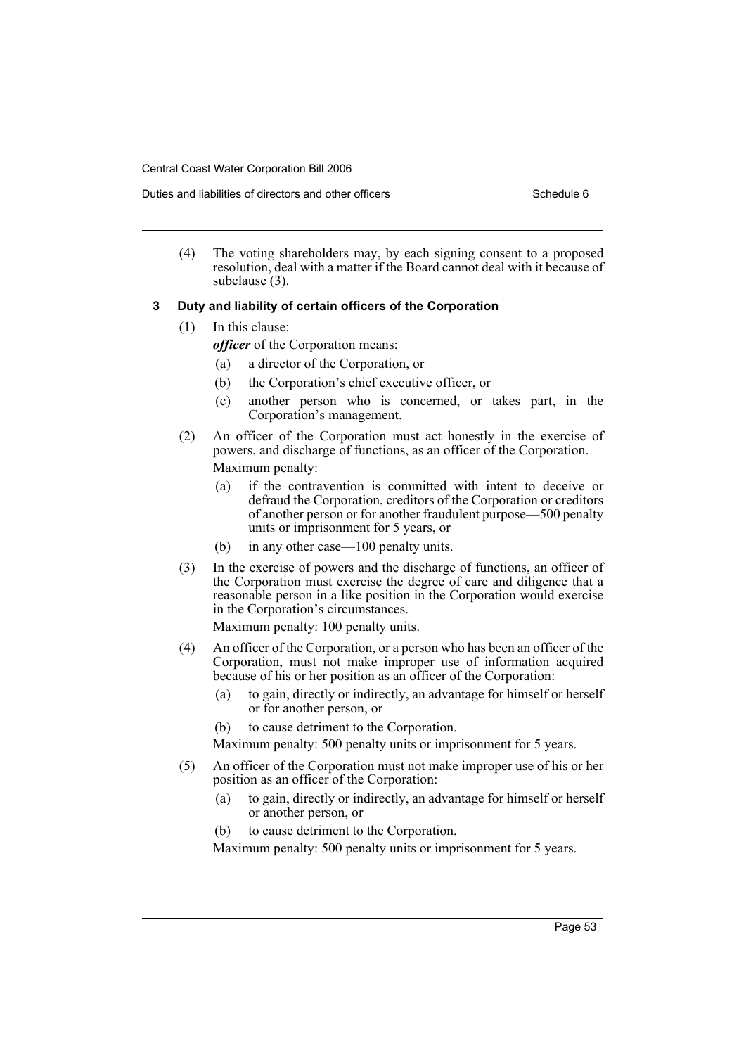(4) The voting shareholders may, by each signing consent to a proposed resolution, deal with a matter if the Board cannot deal with it because of subclause (3).

### 3 Duty and liability of certain officers of the Corporation

(1) In this clause:

***officer*** of the Corporation means:

- (a) a director of the Corporation, or
- (b) the Corporation's chief executive officer, or
- (c) another person who is concerned, or takes part, in the Corporation's management.

(2) An officer of the Corporation must act honestly in the exercise of powers, and discharge of functions, as an officer of the Corporation.

Maximum penalty:

- (a) if the contravention is committed with intent to deceive or defraud the Corporation, creditors of the Corporation or creditors of another person or for another fraudulent purpose—500 penalty units or imprisonment for 5 years, or
- (b) in any other case—100 penalty units.

(3) In the exercise of powers and the discharge of functions, an officer of the Corporation must exercise the degree of care and diligence that a reasonable person in a like position in the Corporation would exercise in the Corporation's circumstances.

Maximum penalty: 100 penalty units.

(4) An officer of the Corporation, or a person who has been an officer of the Corporation, must not make improper use of information acquired because of his or her position as an officer of the Corporation:

- (a) to gain, directly or indirectly, an advantage for himself or herself or for another person, or
- (b) to cause detriment to the Corporation.

Maximum penalty: 500 penalty units or imprisonment for 5 years.

(5) An officer of the Corporation must not make improper use of his or her position as an officer of the Corporation:

- (a) to gain, directly or indirectly, an advantage for himself or herself or another person, or
- (b) to cause detriment to the Corporation.

Maximum penalty: 500 penalty units or imprisonment for 5 years.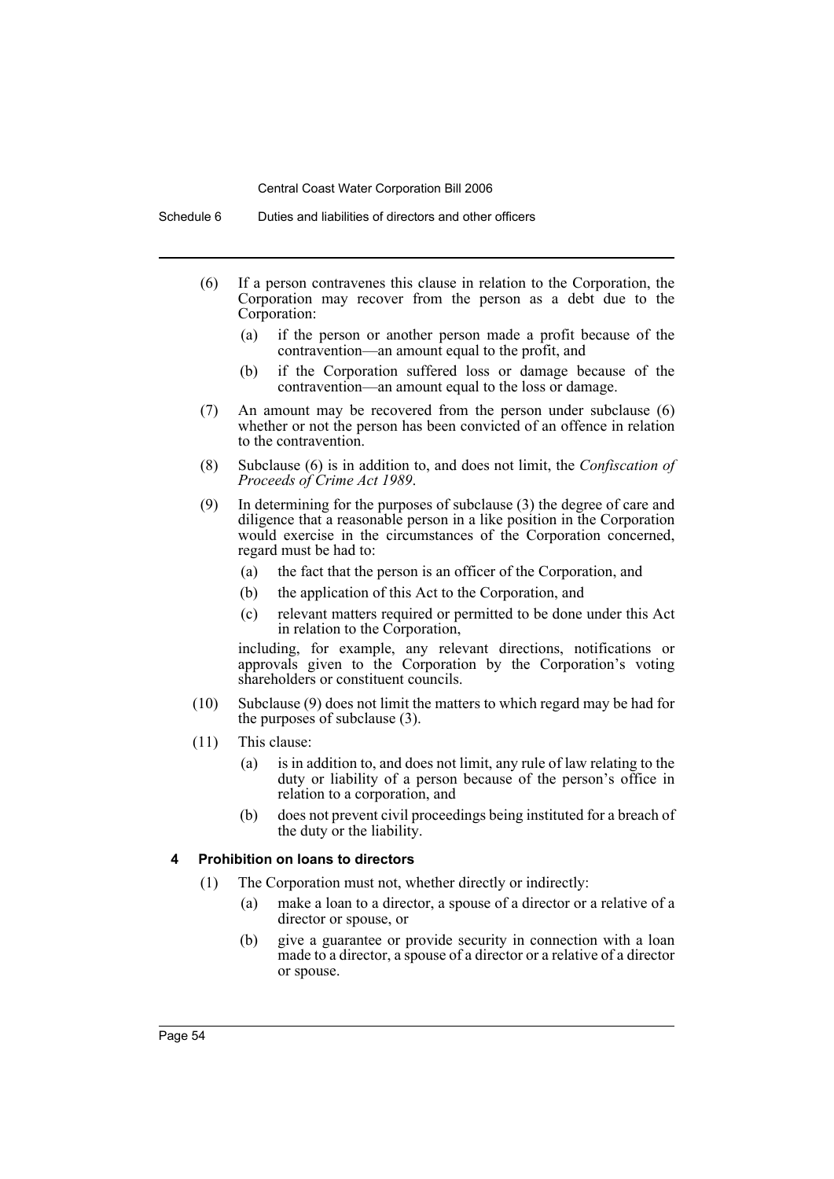(6) If a person contravenes this clause in relation to the Corporation, the Corporation may recover from the person as a debt due to the Corporation:

  (a) if the person or another person made a profit because of the contravention—an amount equal to the profit, and

  (b) if the Corporation suffered loss or damage because of the contravention—an amount equal to the loss or damage.

(7) An amount may be recovered from the person under subclause (6) whether or not the person has been convicted of an offence in relation to the contravention.

(8) Subclause (6) is in addition to, and does not limit, the *Confiscation of Proceeds of Crime Act 1989*.

(9) In determining for the purposes of subclause (3) the degree of care and diligence that a reasonable person in a like position in the Corporation would exercise in the circumstances of the Corporation concerned, regard must be had to:

  (a) the fact that the person is an officer of the Corporation, and

  (b) the application of this Act to the Corporation, and

  (c) relevant matters required or permitted to be done under this Act in relation to the Corporation,

including, for example, any relevant directions, notifications or approvals given to the Corporation by the Corporation's voting shareholders or constituent councils.

(10) Subclause (9) does not limit the matters to which regard may be had for the purposes of subclause (3).

(11) This clause:

  (a) is in addition to, and does not limit, any rule of law relating to the duty or liability of a person because of the person's office in relation to a corporation, and

  (b) does not prevent civil proceedings being instituted for a breach of the duty or the liability.

### 4 Prohibition on loans to directors

(1) The Corporation must not, whether directly or indirectly:

  (a) make a loan to a director, a spouse of a director or a relative of a director or spouse, or

  (b) give a guarantee or provide security in connection with a loan made to a director, a spouse of a director or a relative of a director or spouse.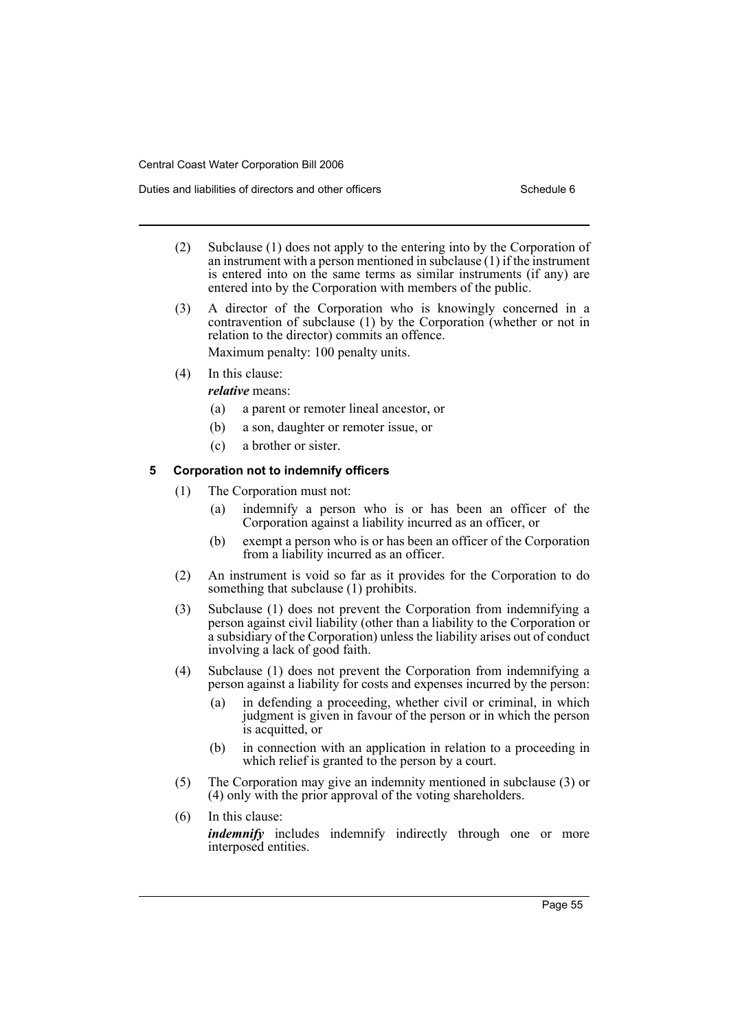(2) Subclause (1) does not apply to the entering into by the Corporation of an instrument with a person mentioned in subclause (1) if the instrument is entered into on the same terms as similar instruments (if any) are entered into by the Corporation with members of the public.

(3) A director of the Corporation who is knowingly concerned in a contravention of subclause (1) by the Corporation (whether or not in relation to the director) commits an offence.

Maximum penalty: 100 penalty units.

(4) In this clause:

***relative*** means:

(a) a parent or remoter lineal ancestor, or

(b) a son, daughter or remoter issue, or

(c) a brother or sister.

### 5 Corporation not to indemnify officers

(1) The Corporation must not:

(a) indemnify a person who is or has been an officer of the Corporation against a liability incurred as an officer, or

(b) exempt a person who is or has been an officer of the Corporation from a liability incurred as an officer.

(2) An instrument is void so far as it provides for the Corporation to do something that subclause (1) prohibits.

(3) Subclause (1) does not prevent the Corporation from indemnifying a person against civil liability (other than a liability to the Corporation or a subsidiary of the Corporation) unless the liability arises out of conduct involving a lack of good faith.

(4) Subclause (1) does not prevent the Corporation from indemnifying a person against a liability for costs and expenses incurred by the person:

(a) in defending a proceeding, whether civil or criminal, in which judgment is given in favour of the person or in which the person is acquitted, or

(b) in connection with an application in relation to a proceeding in which relief is granted to the person by a court.

(5) The Corporation may give an indemnity mentioned in subclause (3) or (4) only with the prior approval of the voting shareholders.

(6) In this clause:

***indemnify*** includes indemnify indirectly through one or more interposed entities.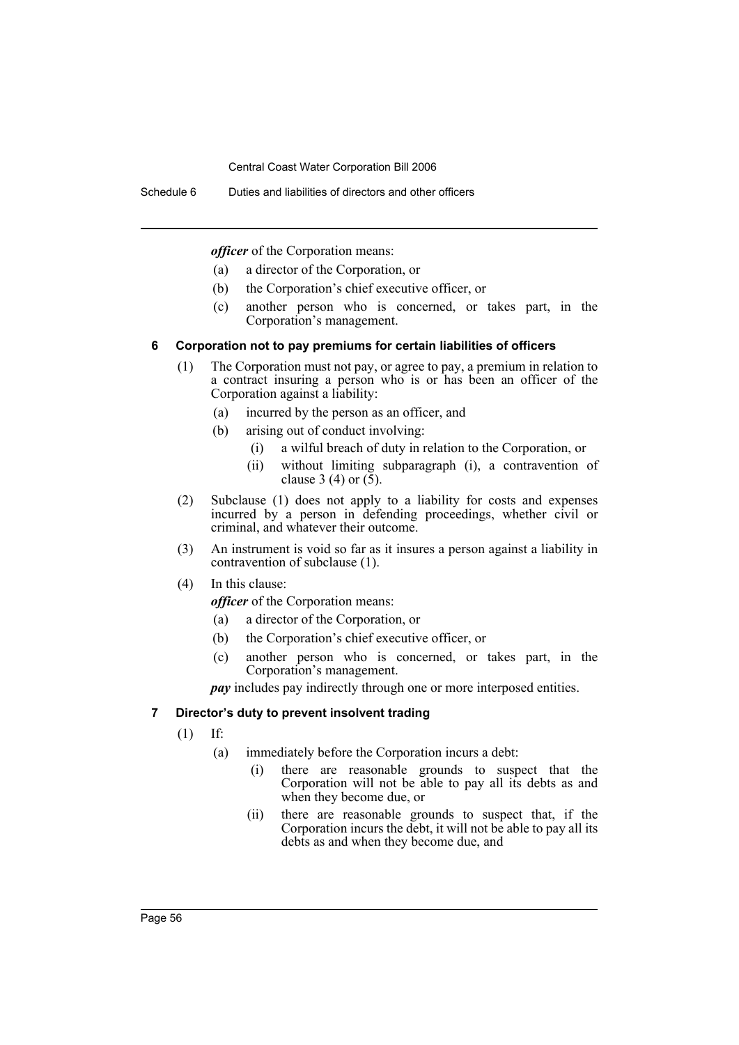***officer*** of the Corporation means:

(a) a director of the Corporation, or

(b) the Corporation's chief executive officer, or

(c) another person who is concerned, or takes part, in the Corporation's management.

### 6 Corporation not to pay premiums for certain liabilities of officers

(1) The Corporation must not pay, or agree to pay, a premium in relation to a contract insuring a person who is or has been an officer of the Corporation against a liability:

(a) incurred by the person as an officer, and

(b) arising out of conduct involving:

(i) a wilful breach of duty in relation to the Corporation, or

(ii) without limiting subparagraph (i), a contravention of clause 3 (4) or (5).

(2) Subclause (1) does not apply to a liability for costs and expenses incurred by a person in defending proceedings, whether civil or criminal, and whatever their outcome.

(3) An instrument is void so far as it insures a person against a liability in contravention of subclause (1).

(4) In this clause:

***officer*** of the Corporation means:

(a) a director of the Corporation, or

(b) the Corporation's chief executive officer, or

(c) another person who is concerned, or takes part, in the Corporation's management.

***pay*** includes pay indirectly through one or more interposed entities.

### 7 Director's duty to prevent insolvent trading

(1) If:

(a) immediately before the Corporation incurs a debt:

(i) there are reasonable grounds to suspect that the Corporation will not be able to pay all its debts as and when they become due, or

(ii) there are reasonable grounds to suspect that, if the Corporation incurs the debt, it will not be able to pay all its debts as and when they become due, and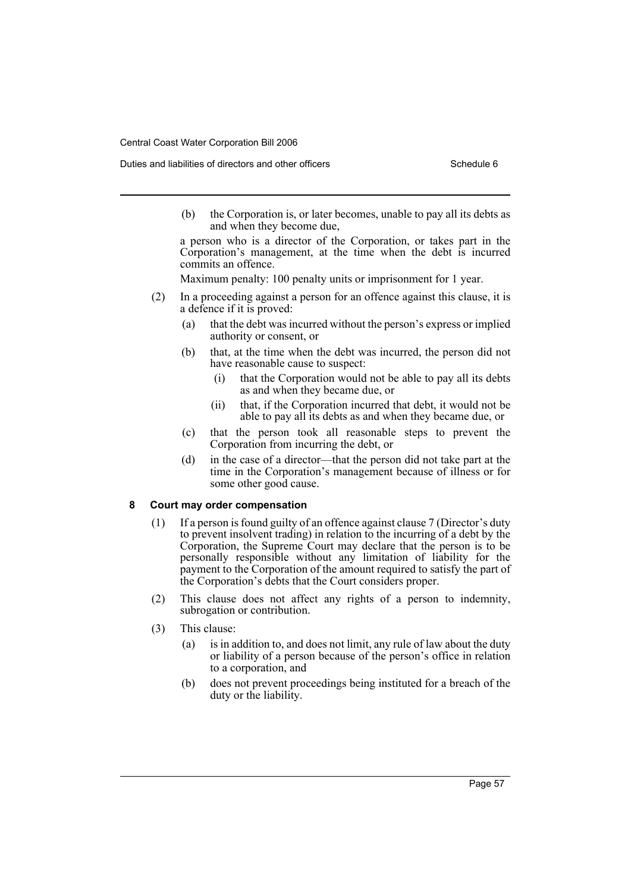(b) the Corporation is, or later becomes, unable to pay all its debts as and when they become due,

a person who is a director of the Corporation, or takes part in the Corporation's management, at the time when the debt is incurred commits an offence.

Maximum penalty: 100 penalty units or imprisonment for 1 year.

(2) In a proceeding against a person for an offence against this clause, it is a defence if it is proved:

(a) that the debt was incurred without the person's express or implied authority or consent, or

(b) that, at the time when the debt was incurred, the person did not have reasonable cause to suspect:

(i) that the Corporation would not be able to pay all its debts as and when they became due, or

(ii) that, if the Corporation incurred that debt, it would not be able to pay all its debts as and when they became due, or

(c) that the person took all reasonable steps to prevent the Corporation from incurring the debt, or

(d) in the case of a director—that the person did not take part at the time in the Corporation's management because of illness or for some other good cause.

### 8 Court may order compensation

(1) If a person is found guilty of an offence against clause 7 (Director's duty to prevent insolvent trading) in relation to the incurring of a debt by the Corporation, the Supreme Court may declare that the person is to be personally responsible without any limitation of liability for the payment to the Corporation of the amount required to satisfy the part of the Corporation's debts that the Court considers proper.

(2) This clause does not affect any rights of a person to indemnity, subrogation or contribution.

(3) This clause:

(a) is in addition to, and does not limit, any rule of law about the duty or liability of a person because of the person's office in relation to a corporation, and

(b) does not prevent proceedings being instituted for a breach of the duty or the liability.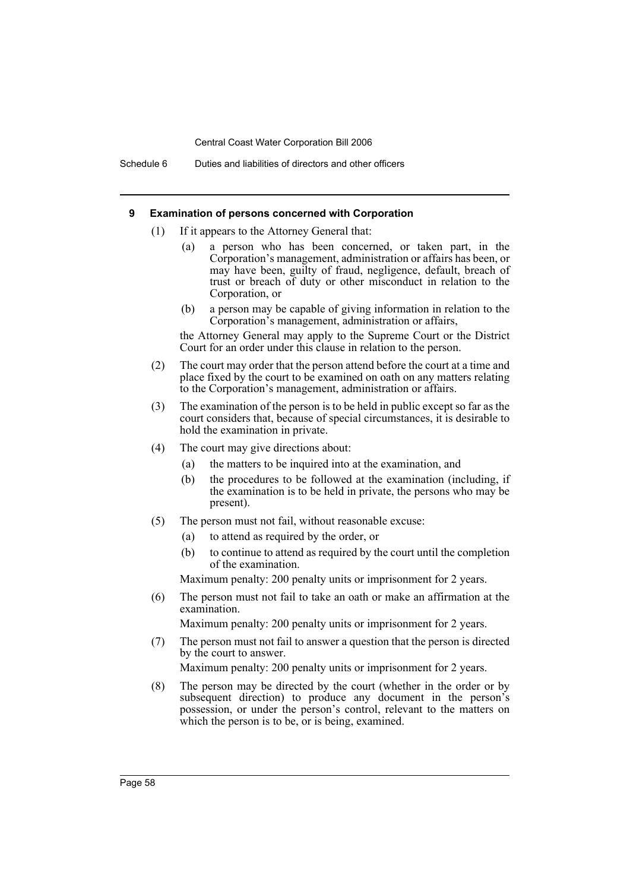### 9 Examination of persons concerned with Corporation

(1) If it appears to the Attorney General that:

- (a) a person who has been concerned, or taken part, in the Corporation's management, administration or affairs has been, or may have been, guilty of fraud, negligence, default, breach of trust or breach of duty or other misconduct in relation to the Corporation, or
- (b) a person may be capable of giving information in relation to the Corporation's management, administration or affairs,

the Attorney General may apply to the Supreme Court or the District Court for an order under this clause in relation to the person.

(2) The court may order that the person attend before the court at a time and place fixed by the court to be examined on oath on any matters relating to the Corporation's management, administration or affairs.

(3) The examination of the person is to be held in public except so far as the court considers that, because of special circumstances, it is desirable to hold the examination in private.

(4) The court may give directions about:

- (a) the matters to be inquired into at the examination, and
- (b) the procedures to be followed at the examination (including, if the examination is to be held in private, the persons who may be present).

(5) The person must not fail, without reasonable excuse:

- (a) to attend as required by the order, or
- (b) to continue to attend as required by the court until the completion of the examination.

Maximum penalty: 200 penalty units or imprisonment for 2 years.

(6) The person must not fail to take an oath or make an affirmation at the examination.

Maximum penalty: 200 penalty units or imprisonment for 2 years.

(7) The person must not fail to answer a question that the person is directed by the court to answer.

Maximum penalty: 200 penalty units or imprisonment for 2 years.

(8) The person may be directed by the court (whether in the order or by subsequent direction) to produce any document in the person's possession, or under the person's control, relevant to the matters on which the person is to be, or is being, examined.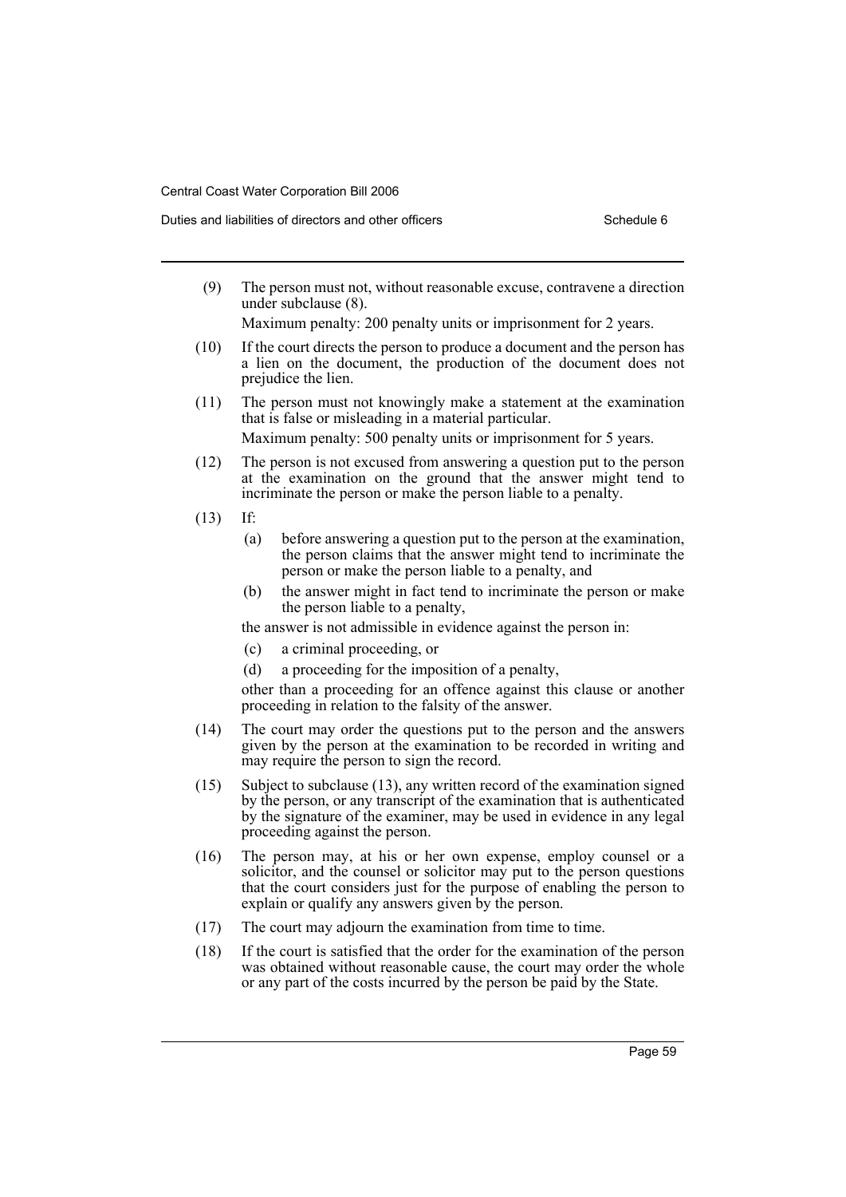(9) The person must not, without reasonable excuse, contravene a direction under subclause (8).

Maximum penalty: 200 penalty units or imprisonment for 2 years.

(10) If the court directs the person to produce a document and the person has a lien on the document, the production of the document does not prejudice the lien.

(11) The person must not knowingly make a statement at the examination that is false or misleading in a material particular.

Maximum penalty: 500 penalty units or imprisonment for 5 years.

(12) The person is not excused from answering a question put to the person at the examination on the ground that the answer might tend to incriminate the person or make the person liable to a penalty.

(13) If:

(a) before answering a question put to the person at the examination, the person claims that the answer might tend to incriminate the person or make the person liable to a penalty, and

(b) the answer might in fact tend to incriminate the person or make the person liable to a penalty,

the answer is not admissible in evidence against the person in:

(c) a criminal proceeding, or

(d) a proceeding for the imposition of a penalty,

other than a proceeding for an offence against this clause or another proceeding in relation to the falsity of the answer.

(14) The court may order the questions put to the person and the answers given by the person at the examination to be recorded in writing and may require the person to sign the record.

(15) Subject to subclause (13), any written record of the examination signed by the person, or any transcript of the examination that is authenticated by the signature of the examiner, may be used in evidence in any legal proceeding against the person.

(16) The person may, at his or her own expense, employ counsel or a solicitor, and the counsel or solicitor may put to the person questions that the court considers just for the purpose of enabling the person to explain or qualify any answers given by the person.

(17) The court may adjourn the examination from time to time.

(18) If the court is satisfied that the order for the examination of the person was obtained without reasonable cause, the court may order the whole or any part of the costs incurred by the person be paid by the State.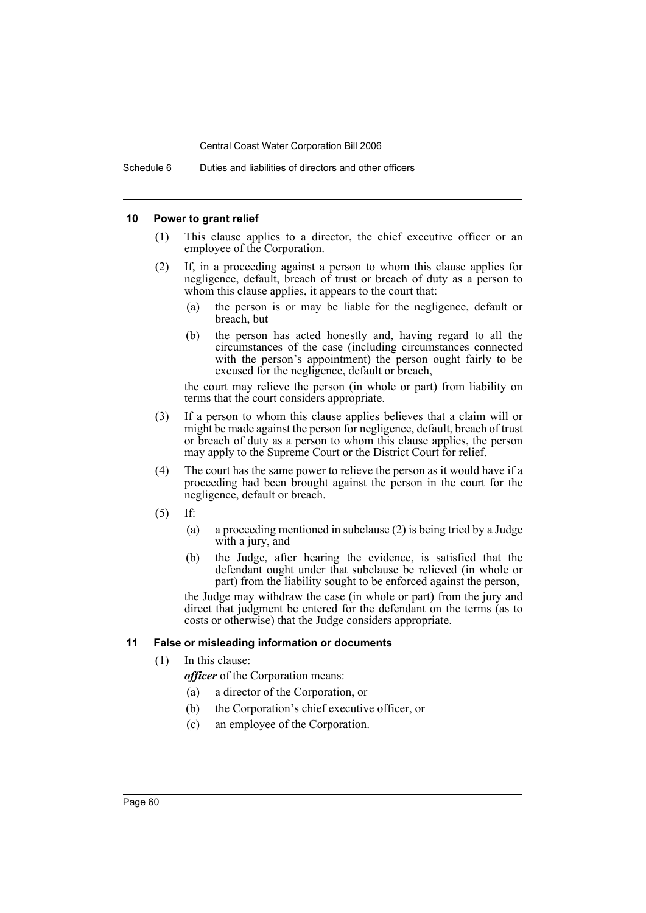### 10 Power to grant relief

(1) This clause applies to a director, the chief executive officer or an employee of the Corporation.

(2) If, in a proceeding against a person to whom this clause applies for negligence, default, breach of trust or breach of duty as a person to whom this clause applies, it appears to the court that:

- (a) the person is or may be liable for the negligence, default or breach, but
- (b) the person has acted honestly and, having regard to all the circumstances of the case (including circumstances connected with the person's appointment) the person ought fairly to be excused for the negligence, default or breach,

the court may relieve the person (in whole or part) from liability on terms that the court considers appropriate.

(3) If a person to whom this clause applies believes that a claim will or might be made against the person for negligence, default, breach of trust or breach of duty as a person to whom this clause applies, the person may apply to the Supreme Court or the District Court for relief.

(4) The court has the same power to relieve the person as it would have if a proceeding had been brought against the person in the court for the negligence, default or breach.

(5) If:

- (a) a proceeding mentioned in subclause (2) is being tried by a Judge with a jury, and
- (b) the Judge, after hearing the evidence, is satisfied that the defendant ought under that subclause be relieved (in whole or part) from the liability sought to be enforced against the person,

the Judge may withdraw the case (in whole or part) from the jury and direct that judgment be entered for the defendant on the terms (as to costs or otherwise) that the Judge considers appropriate.

### 11 False or misleading information or documents

(1) In this clause:

***officer*** of the Corporation means:

- (a) a director of the Corporation, or
- (b) the Corporation's chief executive officer, or
- (c) an employee of the Corporation.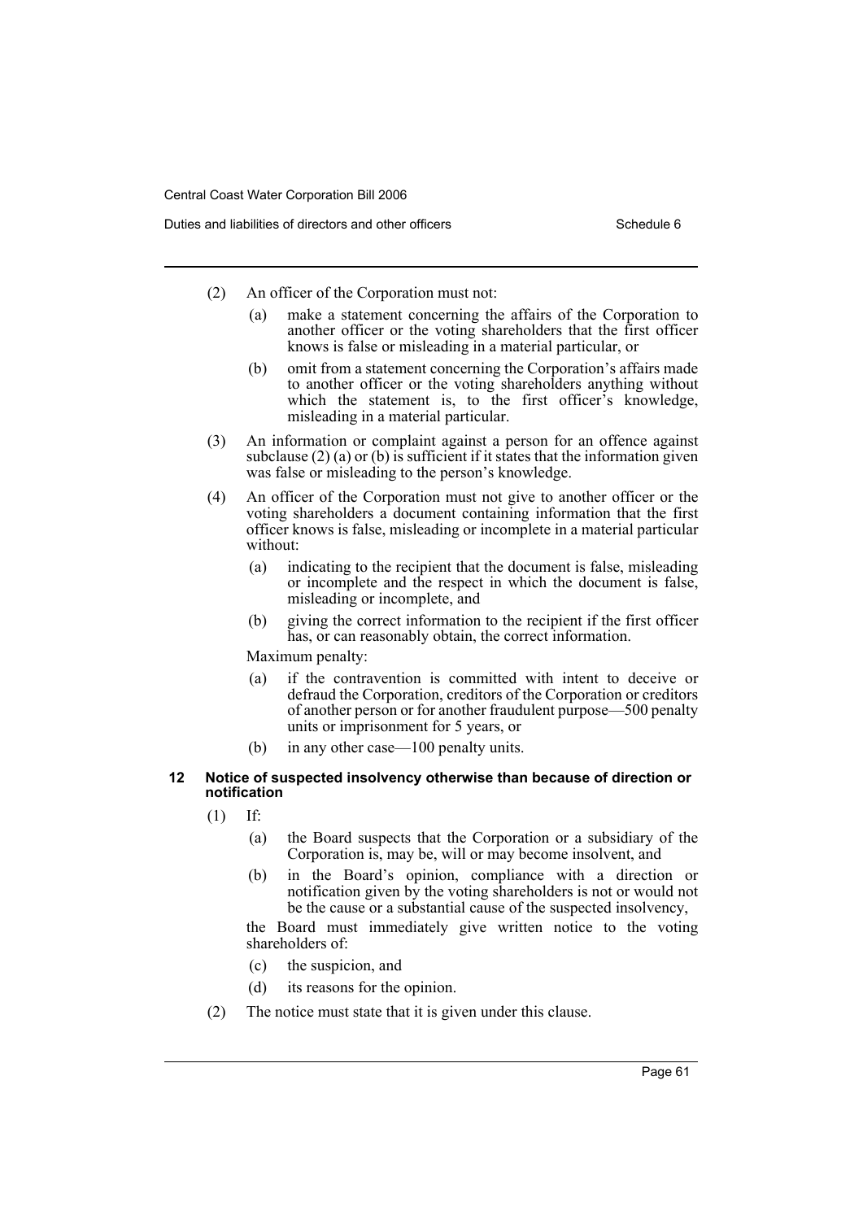(2) An officer of the Corporation must not:

(a) make a statement concerning the affairs of the Corporation to another officer or the voting shareholders that the first officer knows is false or misleading in a material particular, or

(b) omit from a statement concerning the Corporation's affairs made to another officer or the voting shareholders anything without which the statement is, to the first officer's knowledge, misleading in a material particular.

(3) An information or complaint against a person for an offence against subclause (2) (a) or (b) is sufficient if it states that the information given was false or misleading to the person's knowledge.

(4) An officer of the Corporation must not give to another officer or the voting shareholders a document containing information that the first officer knows is false, misleading or incomplete in a material particular without:

(a) indicating to the recipient that the document is false, misleading or incomplete and the respect in which the document is false, misleading or incomplete, and

(b) giving the correct information to the recipient if the first officer has, or can reasonably obtain, the correct information.

Maximum penalty:

(a) if the contravention is committed with intent to deceive or defraud the Corporation, creditors of the Corporation or creditors of another person or for another fraudulent purpose—500 penalty units or imprisonment for 5 years, or

(b) in any other case—100 penalty units.

### 12 Notice of suspected insolvency otherwise than because of direction or notification

(1) If:

(a) the Board suspects that the Corporation or a subsidiary of the Corporation is, may be, will or may become insolvent, and

(b) in the Board's opinion, compliance with a direction or notification given by the voting shareholders is not or would not be the cause or a substantial cause of the suspected insolvency,

the Board must immediately give written notice to the voting shareholders of:

(c) the suspicion, and

(d) its reasons for the opinion.

(2) The notice must state that it is given under this clause.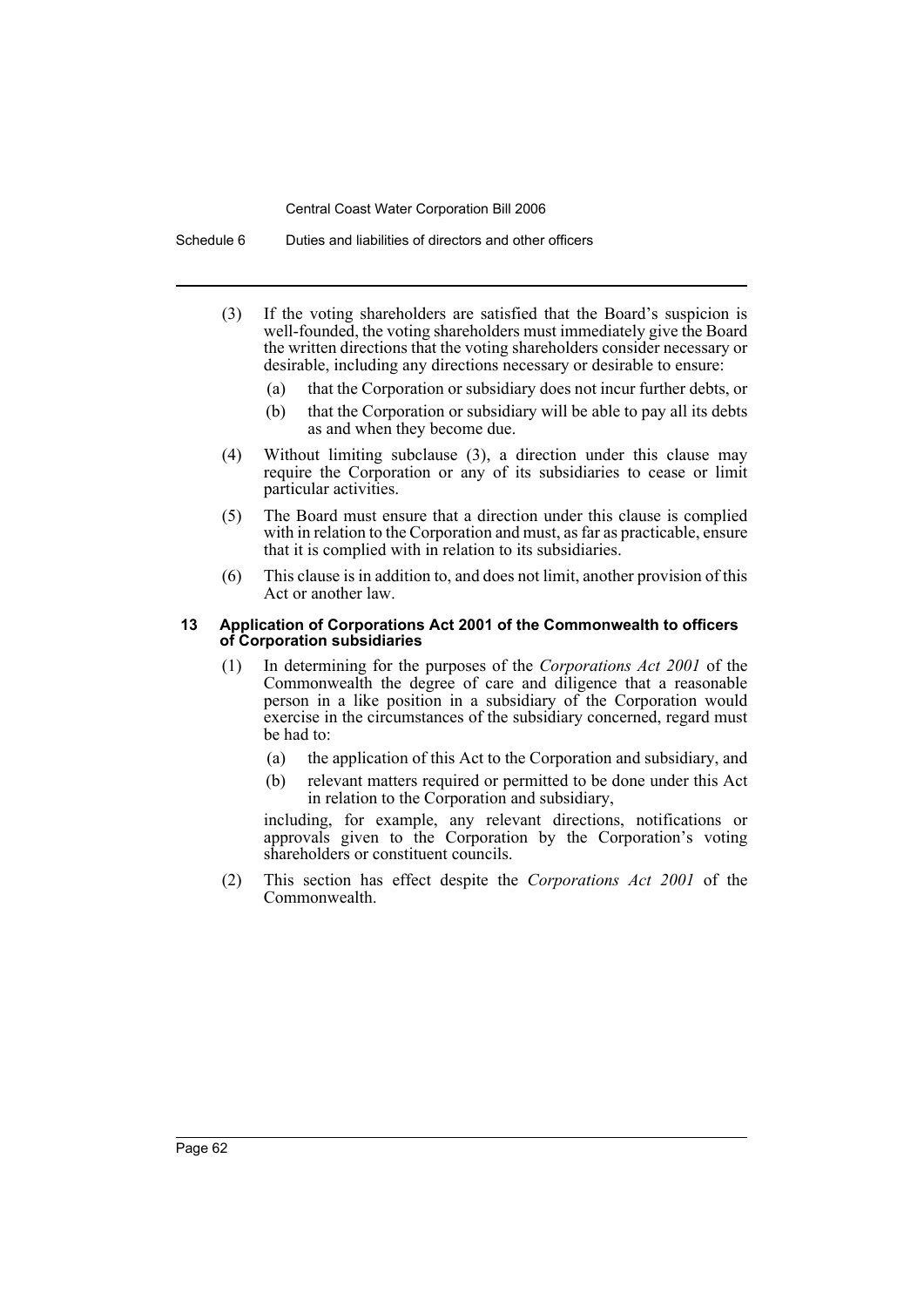(3) If the voting shareholders are satisfied that the Board's suspicion is well-founded, the voting shareholders must immediately give the Board the written directions that the voting shareholders consider necessary or desirable, including any directions necessary or desirable to ensure:

  (a) that the Corporation or subsidiary does not incur further debts, or

  (b) that the Corporation or subsidiary will be able to pay all its debts as and when they become due.

(4) Without limiting subclause (3), a direction under this clause may require the Corporation or any of its subsidiaries to cease or limit particular activities.

(5) The Board must ensure that a direction under this clause is complied with in relation to the Corporation and must, as far as practicable, ensure that it is complied with in relation to its subsidiaries.

(6) This clause is in addition to, and does not limit, another provision of this Act or another law.

#### 13 Application of Corporations Act 2001 of the Commonwealth to officers of Corporation subsidiaries

(1) In determining for the purposes of the *Corporations Act 2001* of the Commonwealth the degree of care and diligence that a reasonable person in a like position in a subsidiary of the Corporation would exercise in the circumstances of the subsidiary concerned, regard must be had to:

  (a) the application of this Act to the Corporation and subsidiary, and

  (b) relevant matters required or permitted to be done under this Act in relation to the Corporation and subsidiary,

including, for example, any relevant directions, notifications or approvals given to the Corporation by the Corporation's voting shareholders or constituent councils.

(2) This section has effect despite the *Corporations Act 2001* of the Commonwealth.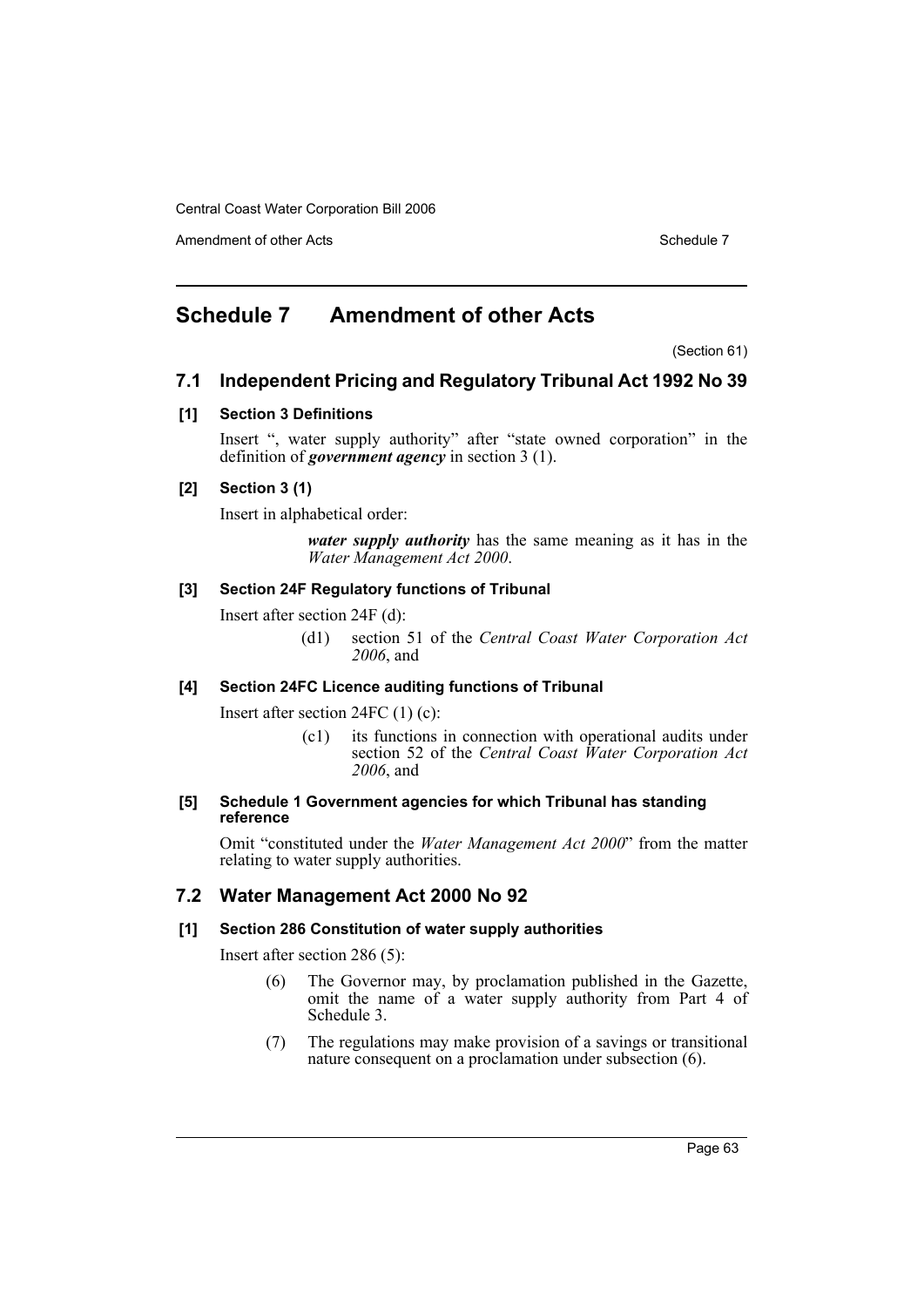# Schedule 7 Amendment of other Acts

(Section 61)

## 7.1 Independent Pricing and Regulatory Tribunal Act 1992 No 39

### [1] Section 3 Definitions

Insert ", water supply authority" after "state owned corporation" in the definition of ***government agency*** in section 3 (1).

### [2] Section 3 (1)

Insert in alphabetical order:

> ***water supply authority*** has the same meaning as it has in the *Water Management Act 2000*.

### [3] Section 24F Regulatory functions of Tribunal

Insert after section 24F (d):

> (d1) section 51 of the *Central Coast Water Corporation Act 2006*, and

### [4] Section 24FC Licence auditing functions of Tribunal

Insert after section 24FC (1) (c):

> (c1) its functions in connection with operational audits under section 52 of the *Central Coast Water Corporation Act 2006*, and

### [5] Schedule 1 Government agencies for which Tribunal has standing reference

Omit "constituted under the *Water Management Act 2000*" from the matter relating to water supply authorities.

## 7.2 Water Management Act 2000 No 92

### [1] Section 286 Constitution of water supply authorities

Insert after section 286 (5):

> (6) The Governor may, by proclamation published in the Gazette, omit the name of a water supply authority from Part 4 of Schedule 3.
>
> (7) The regulations may make provision of a savings or transitional nature consequent on a proclamation under subsection (6).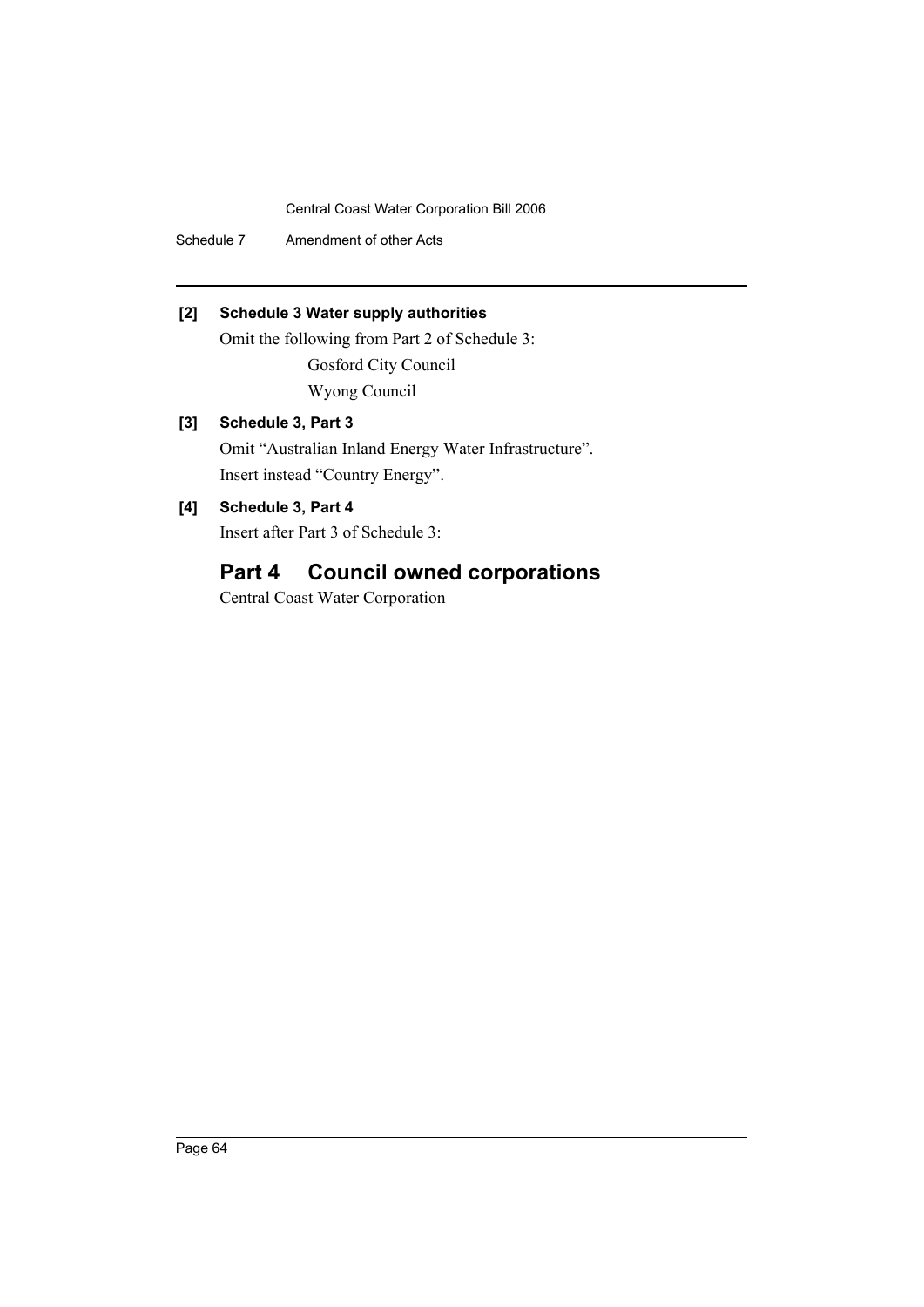**[2] Schedule 3 Water supply authorities**

Omit the following from Part 2 of Schedule 3:

Gosford City Council

Wyong Council

**[3] Schedule 3, Part 3**

Omit "Australian Inland Energy Water Infrastructure".

Insert instead "Country Energy".

**[4] Schedule 3, Part 4**

Insert after Part 3 of Schedule 3:

## Part 4 Council owned corporations

Central Coast Water Corporation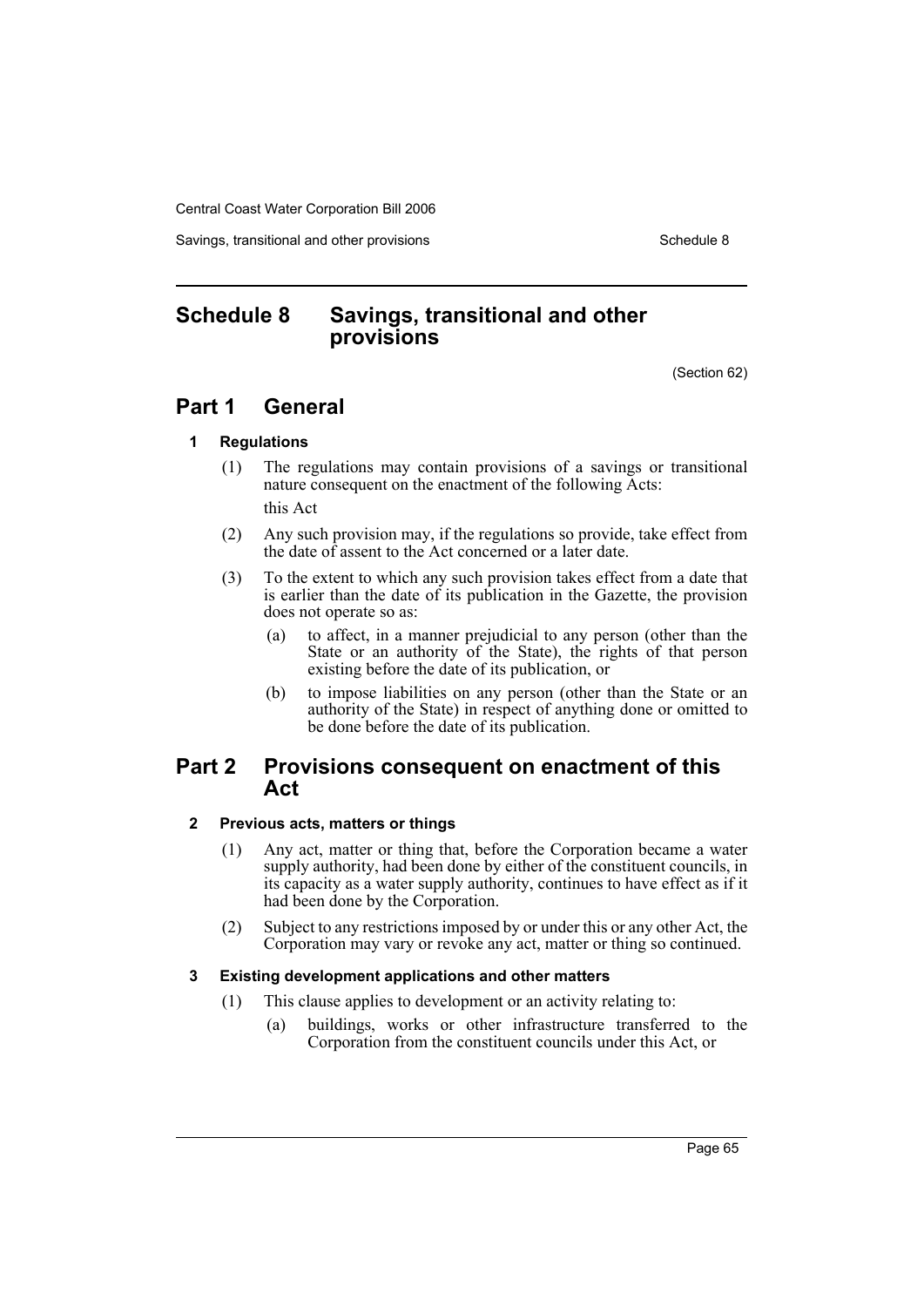# Schedule 8 Savings, transitional and other provisions

(Section 62)

## Part 1 General

### 1 Regulations

(1) The regulations may contain provisions of a savings or transitional nature consequent on the enactment of the following Acts:

this Act

(2) Any such provision may, if the regulations so provide, take effect from the date of assent to the Act concerned or a later date.

(3) To the extent to which any such provision takes effect from a date that is earlier than the date of its publication in the Gazette, the provision does not operate so as:

(a) to affect, in a manner prejudicial to any person (other than the State or an authority of the State), the rights of that person existing before the date of its publication, or

(b) to impose liabilities on any person (other than the State or an authority of the State) in respect of anything done or omitted to be done before the date of its publication.

## Part 2 Provisions consequent on enactment of this Act

### 2 Previous acts, matters or things

(1) Any act, matter or thing that, before the Corporation became a water supply authority, had been done by either of the constituent councils, in its capacity as a water supply authority, continues to have effect as if it had been done by the Corporation.

(2) Subject to any restrictions imposed by or under this or any other Act, the Corporation may vary or revoke any act, matter or thing so continued.

### 3 Existing development applications and other matters

(1) This clause applies to development or an activity relating to:

(a) buildings, works or other infrastructure transferred to the Corporation from the constituent councils under this Act, or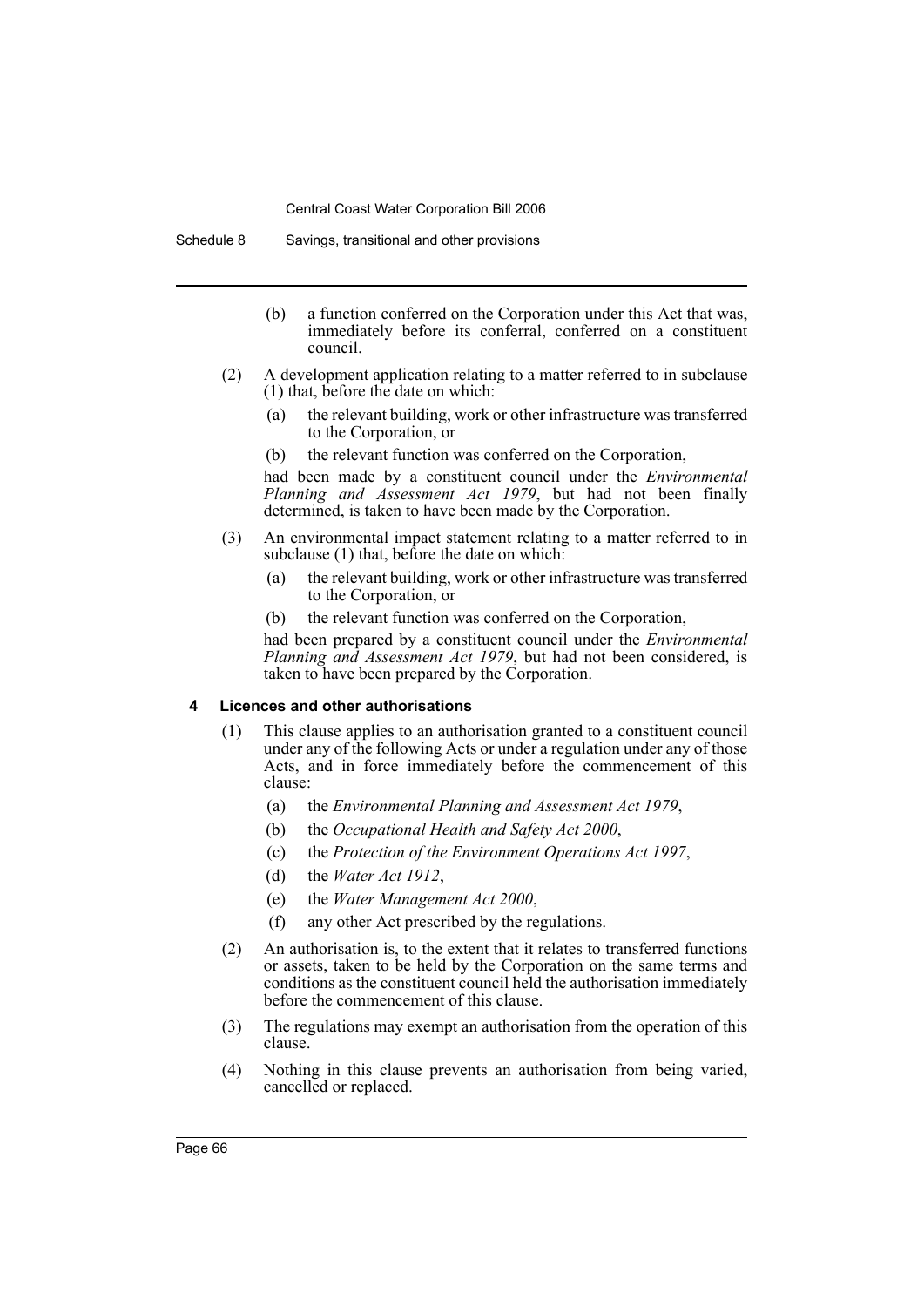(b) a function conferred on the Corporation under this Act that was, immediately before its conferral, conferred on a constituent council.

(2) A development application relating to a matter referred to in subclause (1) that, before the date on which:

(a) the relevant building, work or other infrastructure was transferred to the Corporation, or

(b) the relevant function was conferred on the Corporation,

had been made by a constituent council under the *Environmental Planning and Assessment Act 1979*, but had not been finally determined, is taken to have been made by the Corporation.

(3) An environmental impact statement relating to a matter referred to in subclause (1) that, before the date on which:

(a) the relevant building, work or other infrastructure was transferred to the Corporation, or

(b) the relevant function was conferred on the Corporation,

had been prepared by a constituent council under the *Environmental Planning and Assessment Act 1979*, but had not been considered, is taken to have been prepared by the Corporation.

#### 4 Licences and other authorisations

(1) This clause applies to an authorisation granted to a constituent council under any of the following Acts or under a regulation under any of those Acts, and in force immediately before the commencement of this clause:

(a) the *Environmental Planning and Assessment Act 1979*,

(b) the *Occupational Health and Safety Act 2000*,

(c) the *Protection of the Environment Operations Act 1997*,

(d) the *Water Act 1912*,

(e) the *Water Management Act 2000*,

(f) any other Act prescribed by the regulations.

(2) An authorisation is, to the extent that it relates to transferred functions or assets, taken to be held by the Corporation on the same terms and conditions as the constituent council held the authorisation immediately before the commencement of this clause.

(3) The regulations may exempt an authorisation from the operation of this clause.

(4) Nothing in this clause prevents an authorisation from being varied, cancelled or replaced.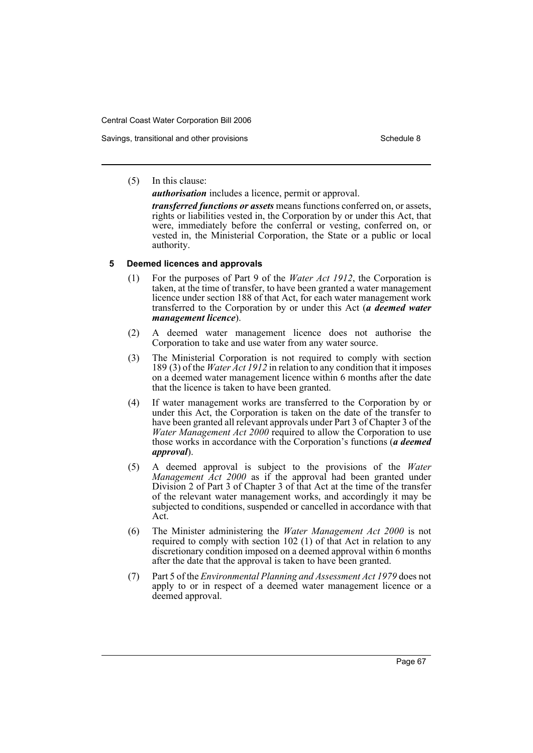(5) In this clause:

***authorisation*** includes a licence, permit or approval.

***transferred functions or assets*** means functions conferred on, or assets, rights or liabilities vested in, the Corporation by or under this Act, that were, immediately before the conferral or vesting, conferred on, or vested in, the Ministerial Corporation, the State or a public or local authority.

### 5 Deemed licences and approvals

(1) For the purposes of Part 9 of the *Water Act 1912*, the Corporation is taken, at the time of transfer, to have been granted a water management licence under section 188 of that Act, for each water management work transferred to the Corporation by or under this Act (***a deemed water management licence***).

(2) A deemed water management licence does not authorise the Corporation to take and use water from any water source.

(3) The Ministerial Corporation is not required to comply with section 189 (3) of the *Water Act 1912* in relation to any condition that it imposes on a deemed water management licence within 6 months after the date that the licence is taken to have been granted.

(4) If water management works are transferred to the Corporation by or under this Act, the Corporation is taken on the date of the transfer to have been granted all relevant approvals under Part 3 of Chapter 3 of the *Water Management Act 2000* required to allow the Corporation to use those works in accordance with the Corporation's functions (***a deemed approval***).

(5) A deemed approval is subject to the provisions of the *Water Management Act 2000* as if the approval had been granted under Division 2 of Part 3 of Chapter 3 of that Act at the time of the transfer of the relevant water management works, and accordingly it may be subjected to conditions, suspended or cancelled in accordance with that Act.

(6) The Minister administering the *Water Management Act 2000* is not required to comply with section 102 (1) of that Act in relation to any discretionary condition imposed on a deemed approval within 6 months after the date that the approval is taken to have been granted.

(7) Part 5 of the *Environmental Planning and Assessment Act 1979* does not apply to or in respect of a deemed water management licence or a deemed approval.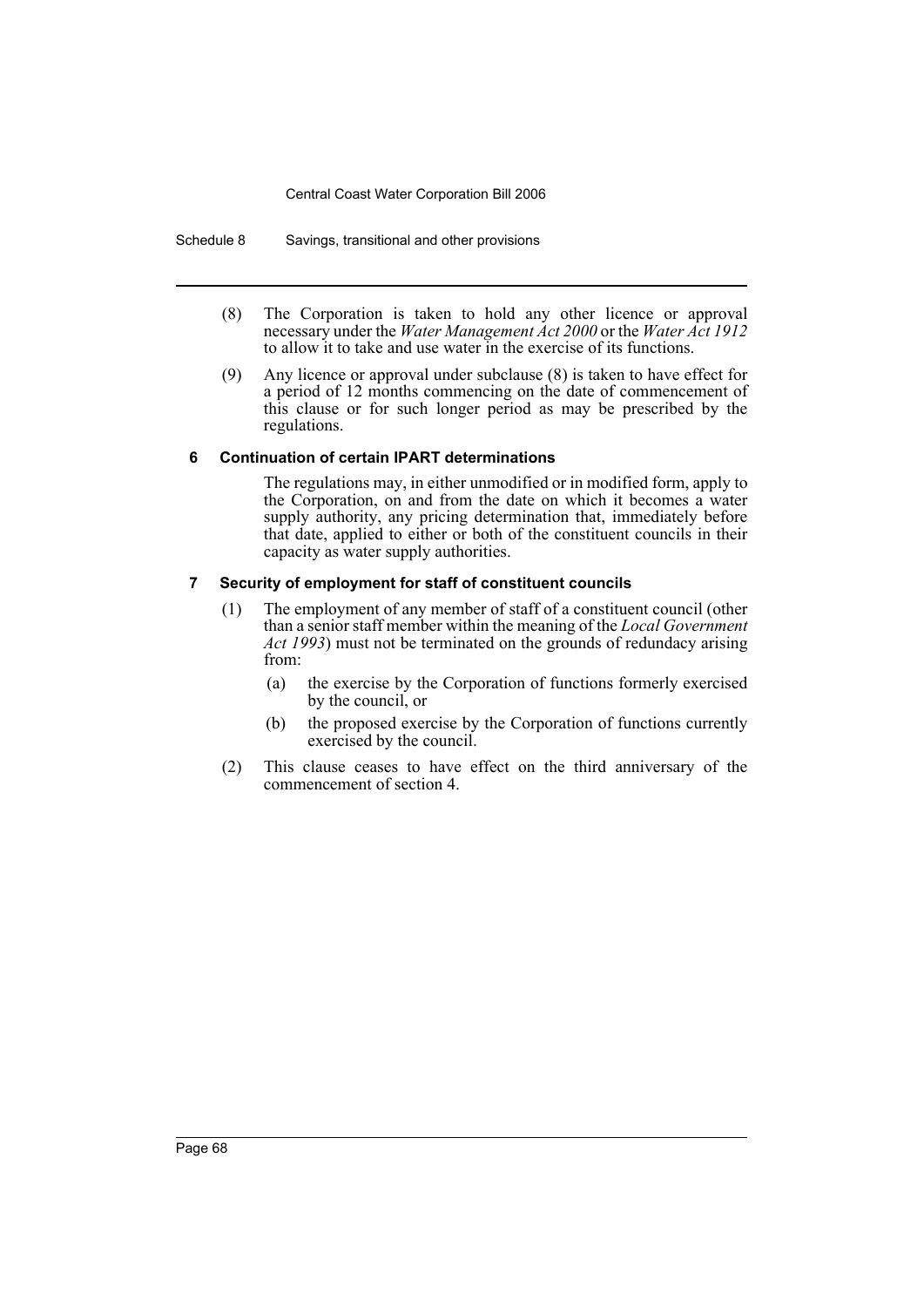(8) The Corporation is taken to hold any other licence or approval necessary under the *Water Management Act 2000* or the *Water Act 1912* to allow it to take and use water in the exercise of its functions.

(9) Any licence or approval under subclause (8) is taken to have effect for a period of 12 months commencing on the date of commencement of this clause or for such longer period as may be prescribed by the regulations.

### 6 Continuation of certain IPART determinations

The regulations may, in either unmodified or in modified form, apply to the Corporation, on and from the date on which it becomes a water supply authority, any pricing determination that, immediately before that date, applied to either or both of the constituent councils in their capacity as water supply authorities.

### 7 Security of employment for staff of constituent councils

(1) The employment of any member of staff of a constituent council (other than a senior staff member within the meaning of the *Local Government Act 1993*) must not be terminated on the grounds of redundancy arising from:

  (a) the exercise by the Corporation of functions formerly exercised by the council, or

  (b) the proposed exercise by the Corporation of functions currently exercised by the council.

(2) This clause ceases to have effect on the third anniversary of the commencement of section 4.